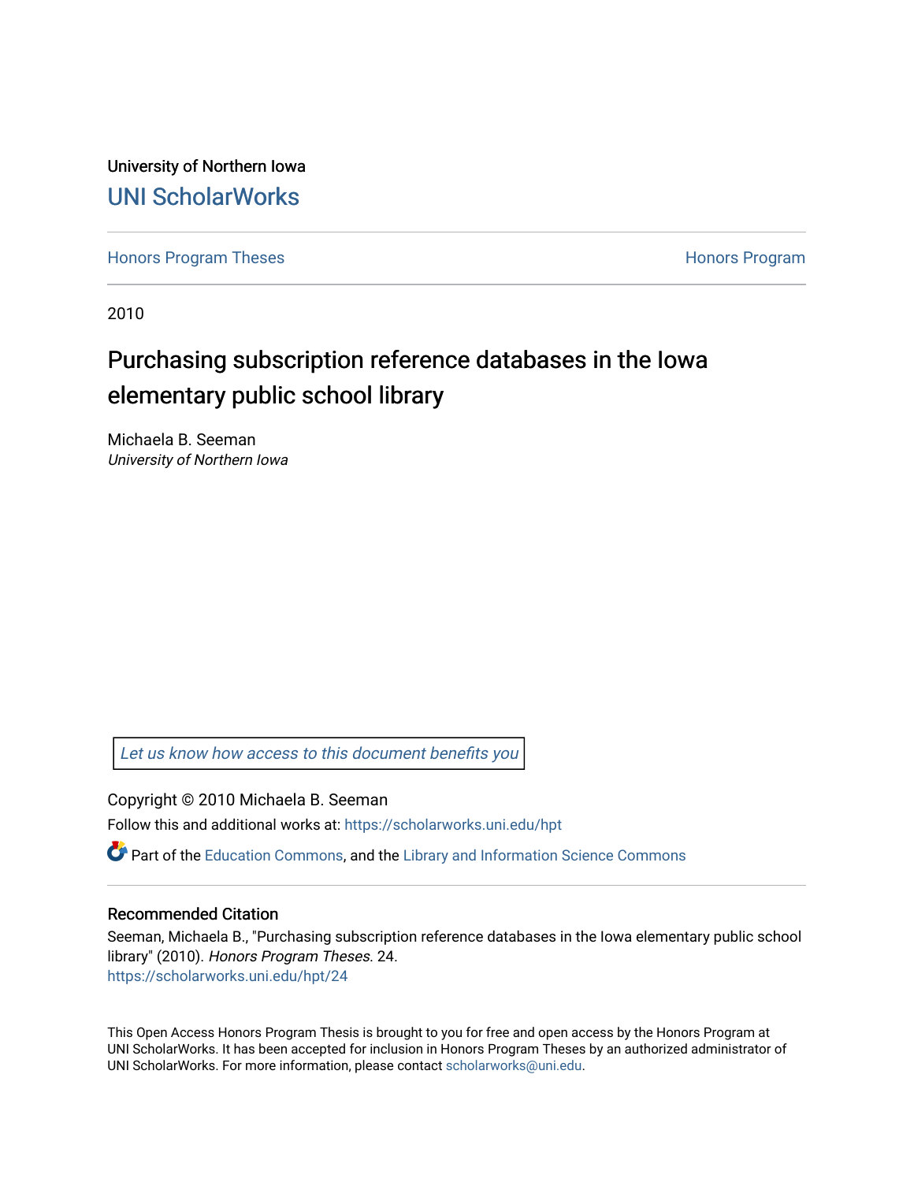University of Northern Iowa

UNI ScholarWorks

Honors Program Theses | Honors Program

2010

# Purchasing subscription reference databases in the Iowa elementary public school library

Michaela B. Seeman

*University of Northern Iowa*

*Let us know how access to this document benefits you*

Copyright © 2010 Michaela B. Seeman

Follow this and additional works at: https://scholarworks.uni.edu/hpt

Part of the Education Commons, and the Library and Information Science Commons

## Recommended Citation

Seeman, Michaela B., "Purchasing subscription reference databases in the Iowa elementary public school library" (2010). *Honors Program Theses*. 24.
https://scholarworks.uni.edu/hpt/24

This Open Access Honors Program Thesis is brought to you for free and open access by the Honors Program at UNI ScholarWorks. It has been accepted for inclusion in Honors Program Theses by an authorized administrator of UNI ScholarWorks. For more information, please contact scholarworks@uni.edu.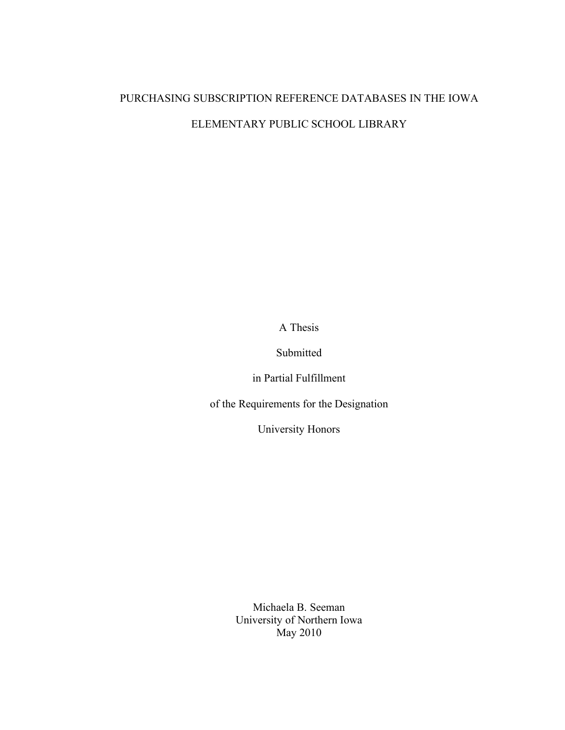# PURCHASING SUBSCRIPTION REFERENCE DATABASES IN THE IOWA ELEMENTARY PUBLIC SCHOOL LIBRARY

A Thesis

Submitted

in Partial Fulfillment

of the Requirements for the Designation

University Honors

Michaela B. Seeman
University of Northern Iowa
May 2010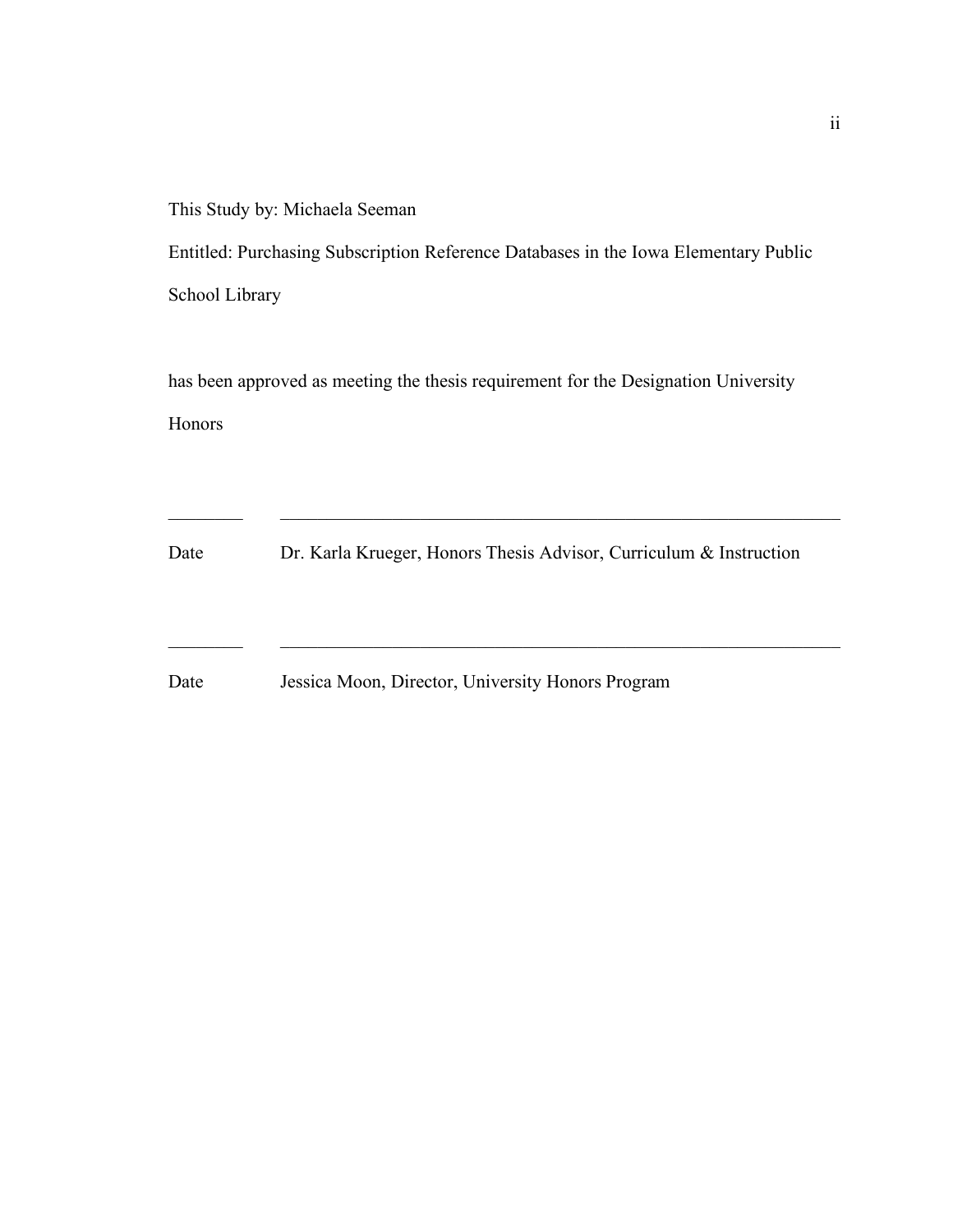This Study by: Michaela Seeman

Entitled: Purchasing Subscription Reference Databases in the Iowa Elementary Public School Library

has been approved as meeting the thesis requirement for the Designation University Honors

________ &nbsp;&nbsp;&nbsp;&nbsp; ____________________________________________________________

Date &nbsp;&nbsp;&nbsp;&nbsp; Dr. Karla Krueger, Honors Thesis Advisor, Curriculum & Instruction

________ &nbsp;&nbsp;&nbsp;&nbsp; ____________________________________________________________

Date &nbsp;&nbsp;&nbsp;&nbsp; Jessica Moon, Director, University Honors Program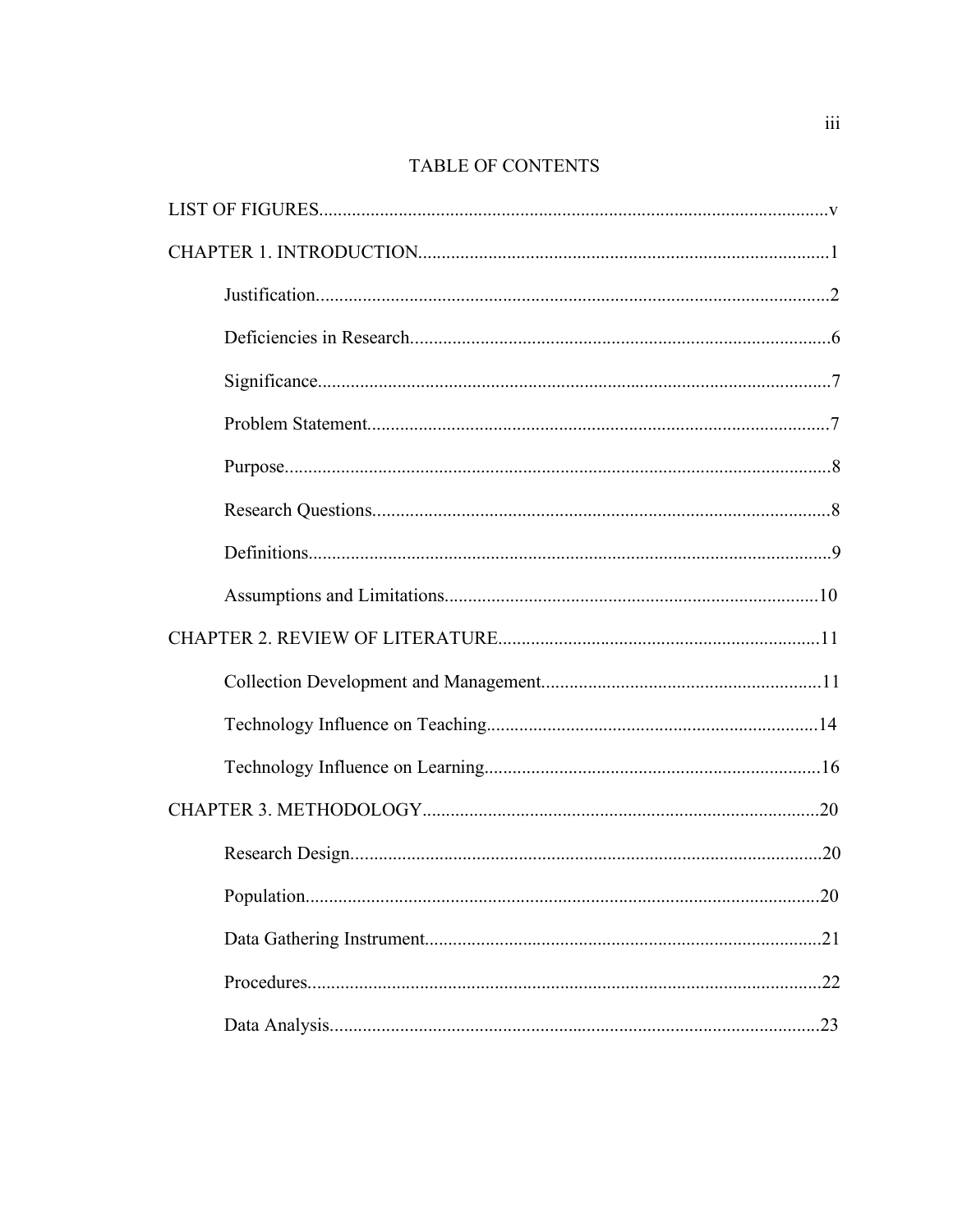# TABLE OF CONTENTS

LIST OF FIGURES............................................................................................................v

CHAPTER 1. INTRODUCTION.......................................................................................1

- Justification.............................................................................................................2
- Deficiencies in Research.........................................................................................6
- Significance............................................................................................................7
- Problem Statement..................................................................................................7
- Purpose....................................................................................................................8
- Research Questions.................................................................................................8
- Definitions..............................................................................................................9
- Assumptions and Limitations...............................................................................10

CHAPTER 2. REVIEW OF LITERATURE....................................................................11

- Collection Development and Management...........................................................11
- Technology Influence on Teaching......................................................................14
- Technology Influence on Learning.......................................................................16

CHAPTER 3. METHODOLOGY....................................................................................20

- Research Design....................................................................................................20
- Population.............................................................................................................20
- Data Gathering Instrument....................................................................................21
- Procedures.............................................................................................................22
- Data Analysis........................................................................................................23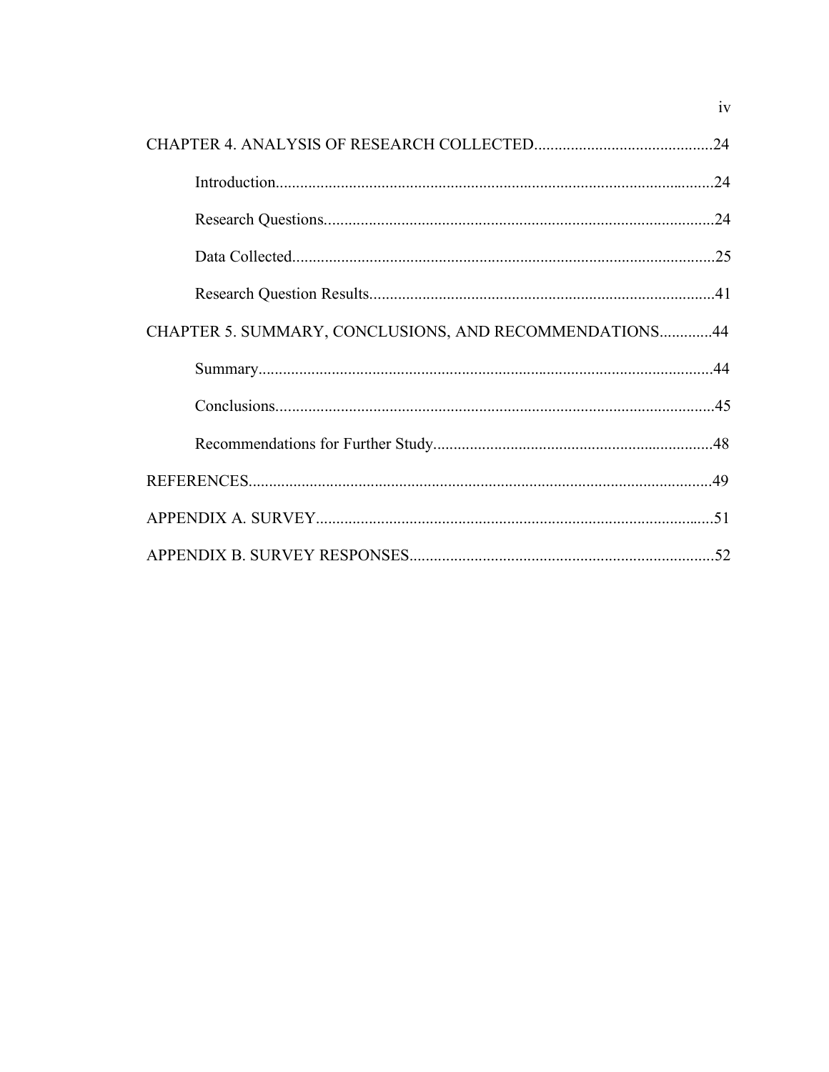CHAPTER 4. ANALYSIS OF RESEARCH COLLECTED............................................24

Introduction............................................................................................................24

Research Questions...............................................................................................24

Data Collected........................................................................................................25

Research Question Results....................................................................................41

CHAPTER 5. SUMMARY, CONCLUSIONS, AND RECOMMENDATIONS.............44

Summary...............................................................................................................44

Conclusions...........................................................................................................45

Recommendations for Further Study....................................................................48

REFERENCES................................................................................................................49

APPENDIX A. SURVEY................................................................................................51

APPENDIX B. SURVEY RESPONSES..........................................................................52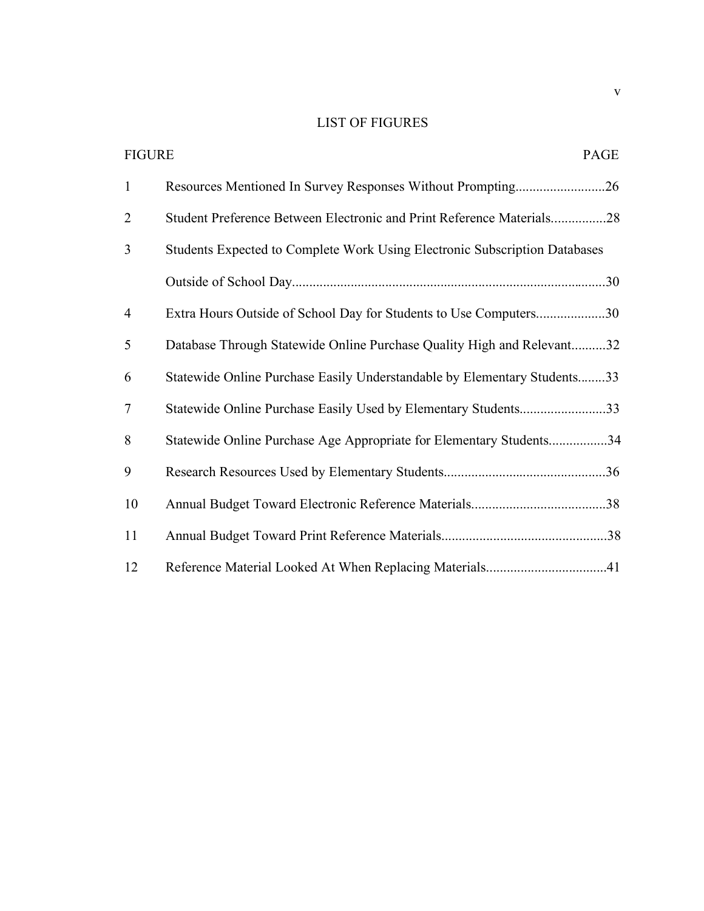# LIST OF FIGURES

| FIGURE | | PAGE |
|---|---|---|
| 1 | Resources Mentioned In Survey Responses Without Prompting | 26 |
| 2 | Student Preference Between Electronic and Print Reference Materials | 28 |
| 3 | Students Expected to Complete Work Using Electronic Subscription Databases Outside of School Day | 30 |
| 4 | Extra Hours Outside of School Day for Students to Use Computers | 30 |
| 5 | Database Through Statewide Online Purchase Quality High and Relevant | 32 |
| 6 | Statewide Online Purchase Easily Understandable by Elementary Students | 33 |
| 7 | Statewide Online Purchase Easily Used by Elementary Students | 33 |
| 8 | Statewide Online Purchase Age Appropriate for Elementary Students | 34 |
| 9 | Research Resources Used by Elementary Students | 36 |
| 10 | Annual Budget Toward Electronic Reference Materials | 38 |
| 11 | Annual Budget Toward Print Reference Materials | 38 |
| 12 | Reference Material Looked At When Replacing Materials | 41 |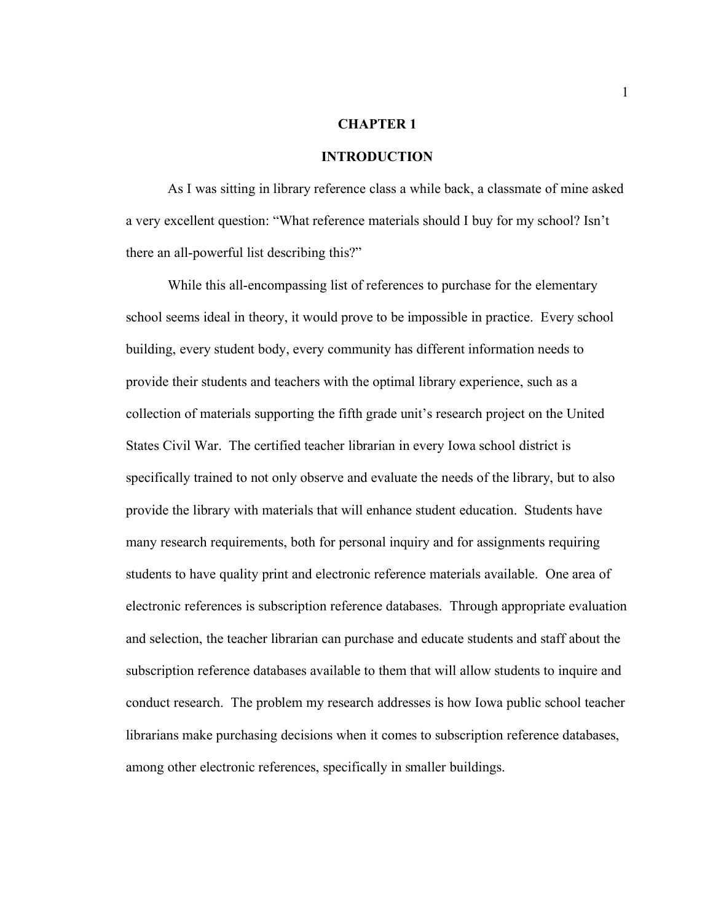# CHAPTER 1

# INTRODUCTION

As I was sitting in library reference class a while back, a classmate of mine asked a very excellent question: "What reference materials should I buy for my school? Isn't there an all-powerful list describing this?"

While this all-encompassing list of references to purchase for the elementary school seems ideal in theory, it would prove to be impossible in practice. Every school building, every student body, every community has different information needs to provide their students and teachers with the optimal library experience, such as a collection of materials supporting the fifth grade unit's research project on the United States Civil War. The certified teacher librarian in every Iowa school district is specifically trained to not only observe and evaluate the needs of the library, but to also provide the library with materials that will enhance student education. Students have many research requirements, both for personal inquiry and for assignments requiring students to have quality print and electronic reference materials available. One area of electronic references is subscription reference databases. Through appropriate evaluation and selection, the teacher librarian can purchase and educate students and staff about the subscription reference databases available to them that will allow students to inquire and conduct research. The problem my research addresses is how Iowa public school teacher librarians make purchasing decisions when it comes to subscription reference databases, among other electronic references, specifically in smaller buildings.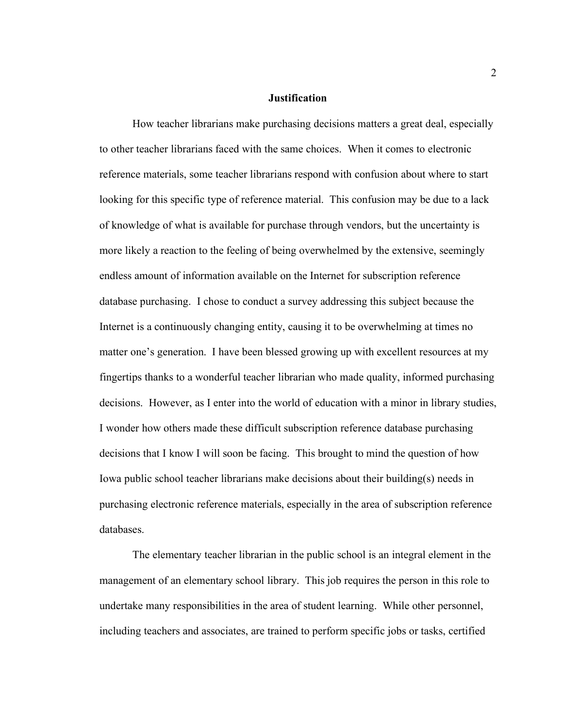## Justification

How teacher librarians make purchasing decisions matters a great deal, especially to other teacher librarians faced with the same choices. When it comes to electronic reference materials, some teacher librarians respond with confusion about where to start looking for this specific type of reference material. This confusion may be due to a lack of knowledge of what is available for purchase through vendors, but the uncertainty is more likely a reaction to the feeling of being overwhelmed by the extensive, seemingly endless amount of information available on the Internet for subscription reference database purchasing. I chose to conduct a survey addressing this subject because the Internet is a continuously changing entity, causing it to be overwhelming at times no matter one's generation. I have been blessed growing up with excellent resources at my fingertips thanks to a wonderful teacher librarian who made quality, informed purchasing decisions. However, as I enter into the world of education with a minor in library studies, I wonder how others made these difficult subscription reference database purchasing decisions that I know I will soon be facing. This brought to mind the question of how Iowa public school teacher librarians make decisions about their building(s) needs in purchasing electronic reference materials, especially in the area of subscription reference databases.

The elementary teacher librarian in the public school is an integral element in the management of an elementary school library. This job requires the person in this role to undertake many responsibilities in the area of student learning. While other personnel, including teachers and associates, are trained to perform specific jobs or tasks, certified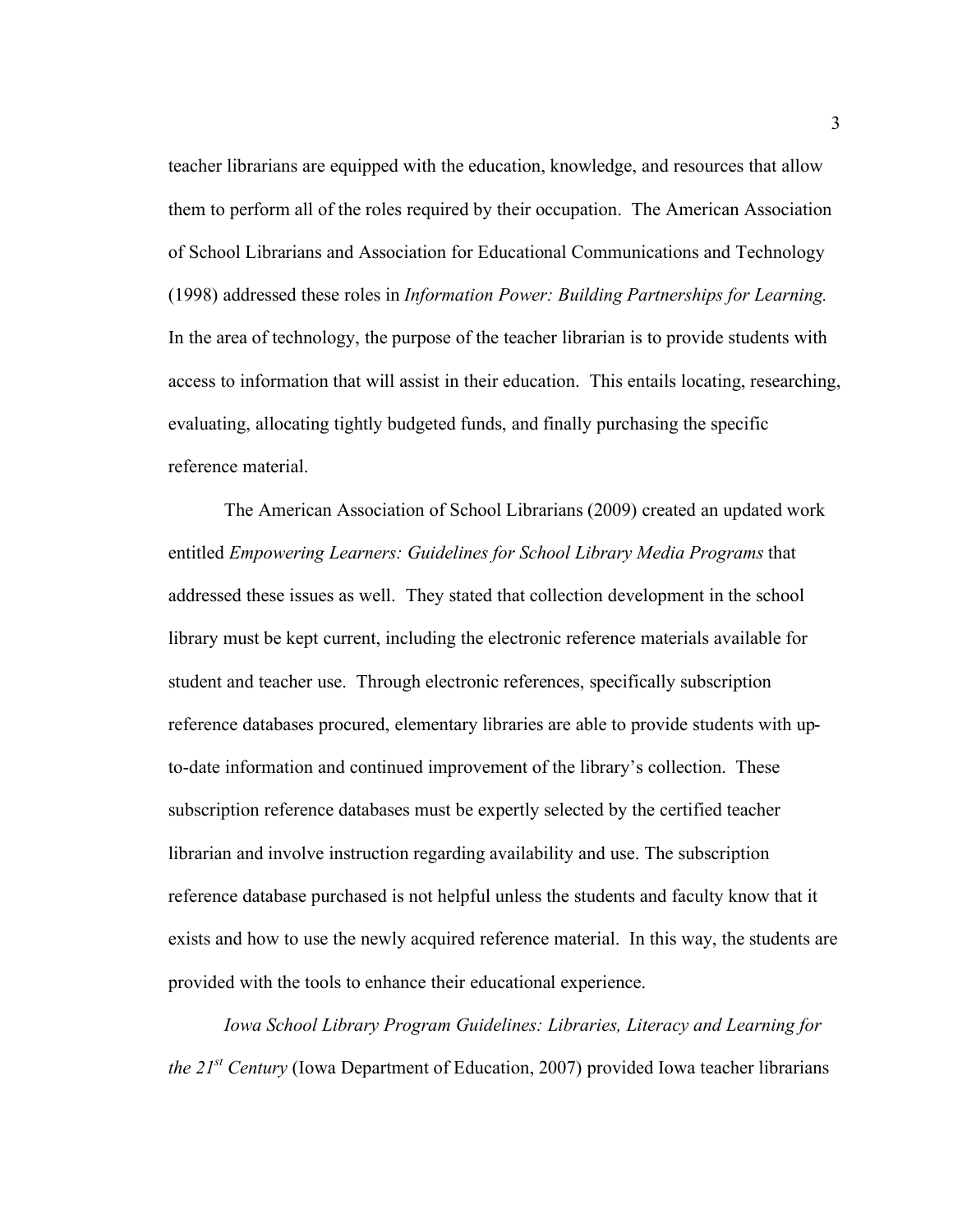teacher librarians are equipped with the education, knowledge, and resources that allow them to perform all of the roles required by their occupation. The American Association of School Librarians and Association for Educational Communications and Technology (1998) addressed these roles in *Information Power: Building Partnerships for Learning.* In the area of technology, the purpose of the teacher librarian is to provide students with access to information that will assist in their education. This entails locating, researching, evaluating, allocating tightly budgeted funds, and finally purchasing the specific reference material.

The American Association of School Librarians (2009) created an updated work entitled *Empowering Learners: Guidelines for School Library Media Programs* that addressed these issues as well. They stated that collection development in the school library must be kept current, including the electronic reference materials available for student and teacher use. Through electronic references, specifically subscription reference databases procured, elementary libraries are able to provide students with up-to-date information and continued improvement of the library's collection. These subscription reference databases must be expertly selected by the certified teacher librarian and involve instruction regarding availability and use. The subscription reference database purchased is not helpful unless the students and faculty know that it exists and how to use the newly acquired reference material. In this way, the students are provided with the tools to enhance their educational experience.

*Iowa School Library Program Guidelines: Libraries, Literacy and Learning for the 21st Century* (Iowa Department of Education, 2007) provided Iowa teacher librarians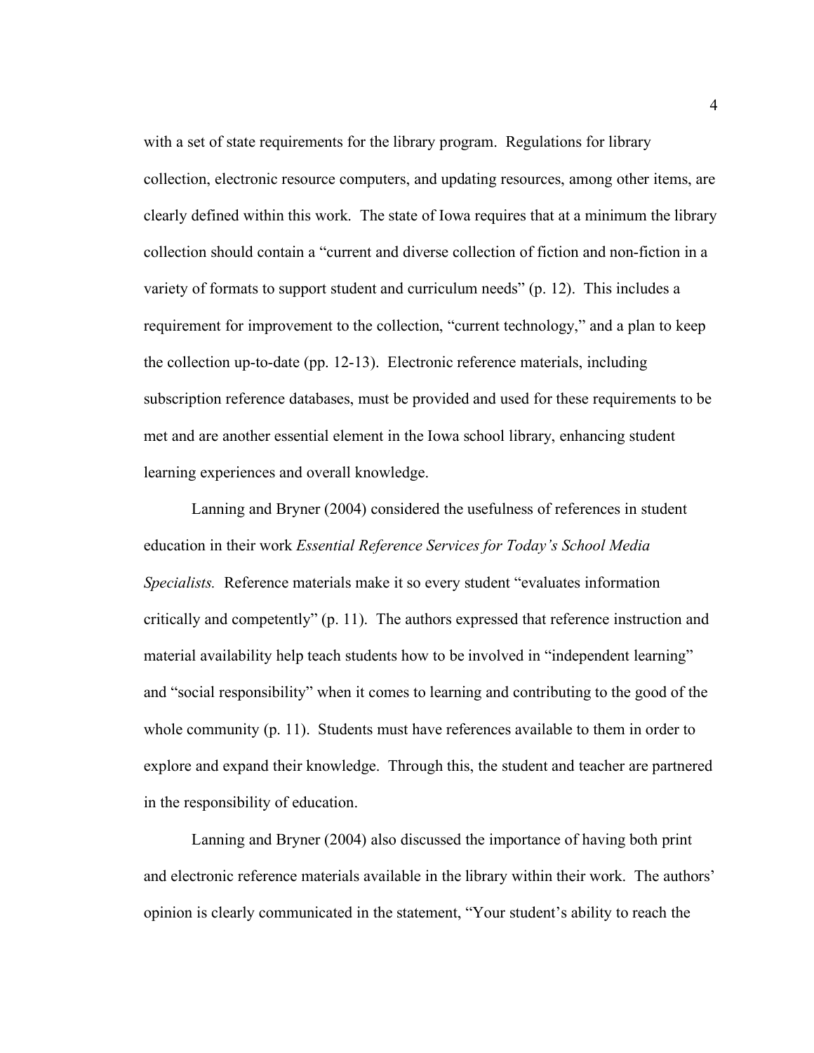with a set of state requirements for the library program. Regulations for library collection, electronic resource computers, and updating resources, among other items, are clearly defined within this work. The state of Iowa requires that at a minimum the library collection should contain a "current and diverse collection of fiction and non-fiction in a variety of formats to support student and curriculum needs" (p. 12). This includes a requirement for improvement to the collection, "current technology," and a plan to keep the collection up-to-date (pp. 12-13). Electronic reference materials, including subscription reference databases, must be provided and used for these requirements to be met and are another essential element in the Iowa school library, enhancing student learning experiences and overall knowledge.

Lanning and Bryner (2004) considered the usefulness of references in student education in their work *Essential Reference Services for Today's School Media Specialists.* Reference materials make it so every student "evaluates information critically and competently" (p. 11). The authors expressed that reference instruction and material availability help teach students how to be involved in "independent learning" and "social responsibility" when it comes to learning and contributing to the good of the whole community (p. 11). Students must have references available to them in order to explore and expand their knowledge. Through this, the student and teacher are partnered in the responsibility of education.

Lanning and Bryner (2004) also discussed the importance of having both print and electronic reference materials available in the library within their work. The authors' opinion is clearly communicated in the statement, "Your student's ability to reach the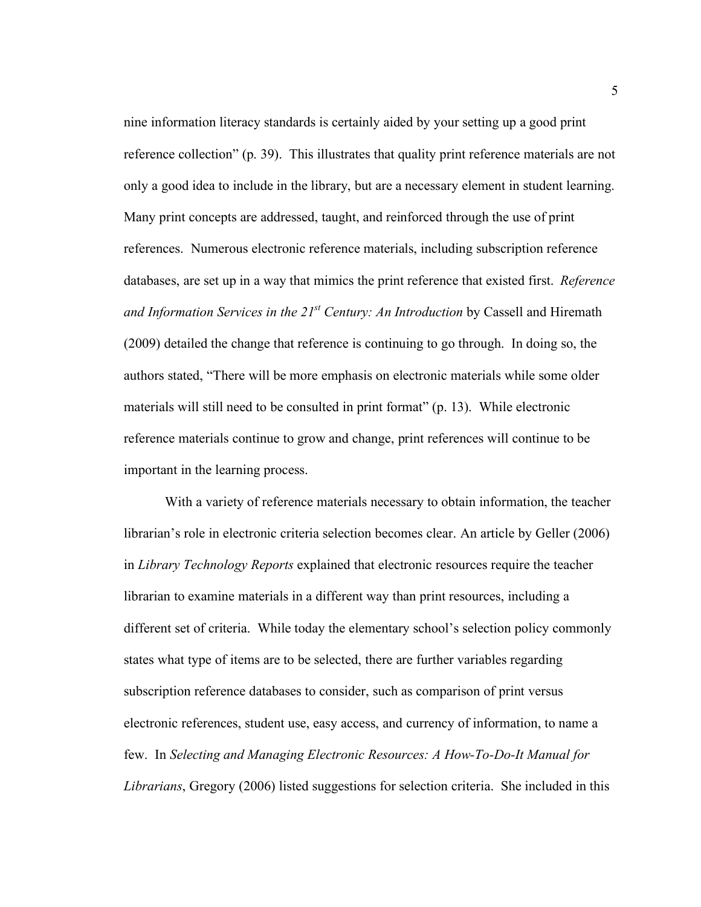nine information literacy standards is certainly aided by your setting up a good print reference collection" (p. 39). This illustrates that quality print reference materials are not only a good idea to include in the library, but are a necessary element in student learning. Many print concepts are addressed, taught, and reinforced through the use of print references. Numerous electronic reference materials, including subscription reference databases, are set up in a way that mimics the print reference that existed first. *Reference and Information Services in the 21st Century: An Introduction* by Cassell and Hiremath (2009) detailed the change that reference is continuing to go through. In doing so, the authors stated, "There will be more emphasis on electronic materials while some older materials will still need to be consulted in print format" (p. 13). While electronic reference materials continue to grow and change, print references will continue to be important in the learning process.

With a variety of reference materials necessary to obtain information, the teacher librarian's role in electronic criteria selection becomes clear. An article by Geller (2006) in *Library Technology Reports* explained that electronic resources require the teacher librarian to examine materials in a different way than print resources, including a different set of criteria. While today the elementary school's selection policy commonly states what type of items are to be selected, there are further variables regarding subscription reference databases to consider, such as comparison of print versus electronic references, student use, easy access, and currency of information, to name a few. In *Selecting and Managing Electronic Resources: A How-To-Do-It Manual for Librarians*, Gregory (2006) listed suggestions for selection criteria. She included in this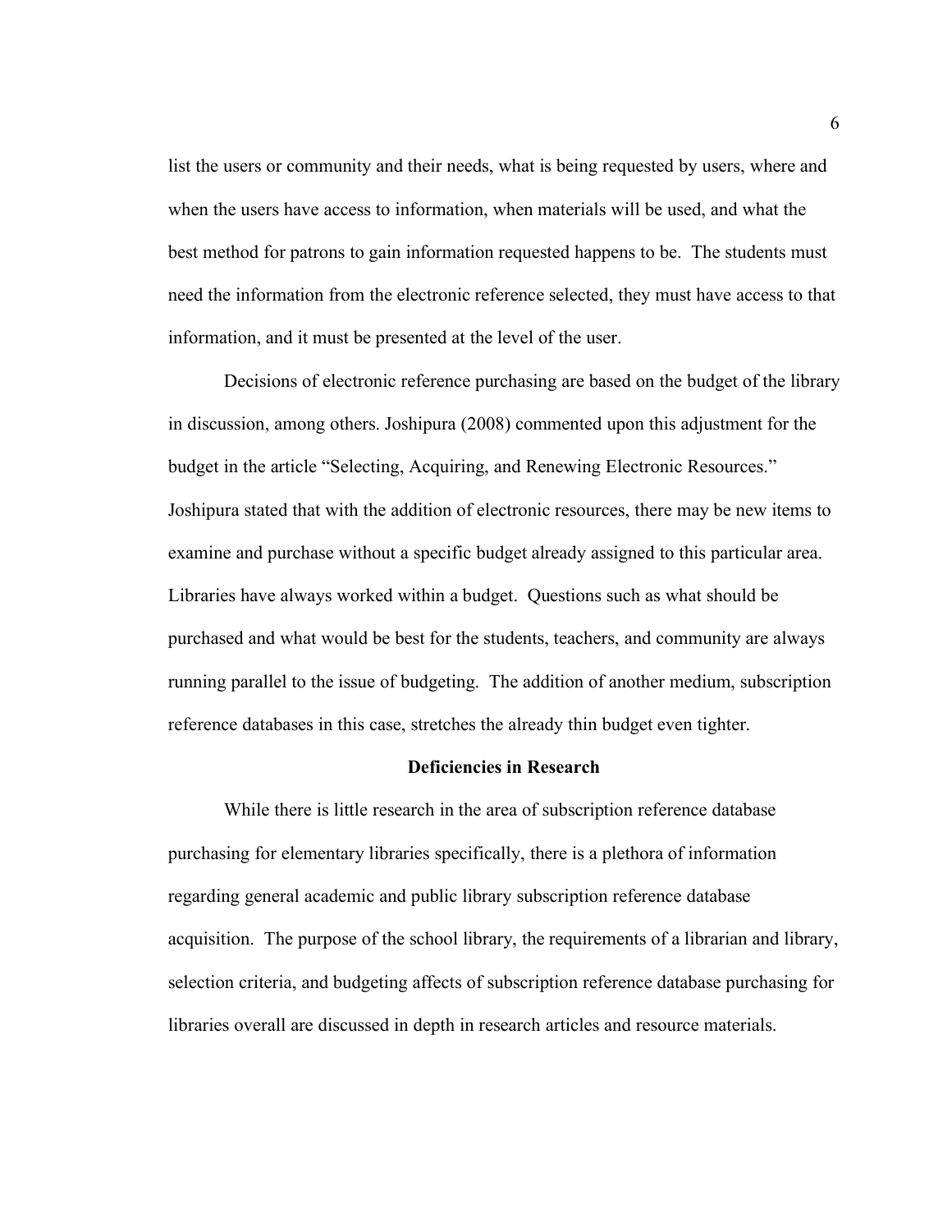list the users or community and their needs, what is being requested by users, where and when the users have access to information, when materials will be used, and what the best method for patrons to gain information requested happens to be. The students must need the information from the electronic reference selected, they must have access to that information, and it must be presented at the level of the user.

Decisions of electronic reference purchasing are based on the budget of the library in discussion, among others. Joshipura (2008) commented upon this adjustment for the budget in the article "Selecting, Acquiring, and Renewing Electronic Resources." Joshipura stated that with the addition of electronic resources, there may be new items to examine and purchase without a specific budget already assigned to this particular area. Libraries have always worked within a budget. Questions such as what should be purchased and what would be best for the students, teachers, and community are always running parallel to the issue of budgeting. The addition of another medium, subscription reference databases in this case, stretches the already thin budget even tighter.

## Deficiencies in Research

While there is little research in the area of subscription reference database purchasing for elementary libraries specifically, there is a plethora of information regarding general academic and public library subscription reference database acquisition. The purpose of the school library, the requirements of a librarian and library, selection criteria, and budgeting affects of subscription reference database purchasing for libraries overall are discussed in depth in research articles and resource materials.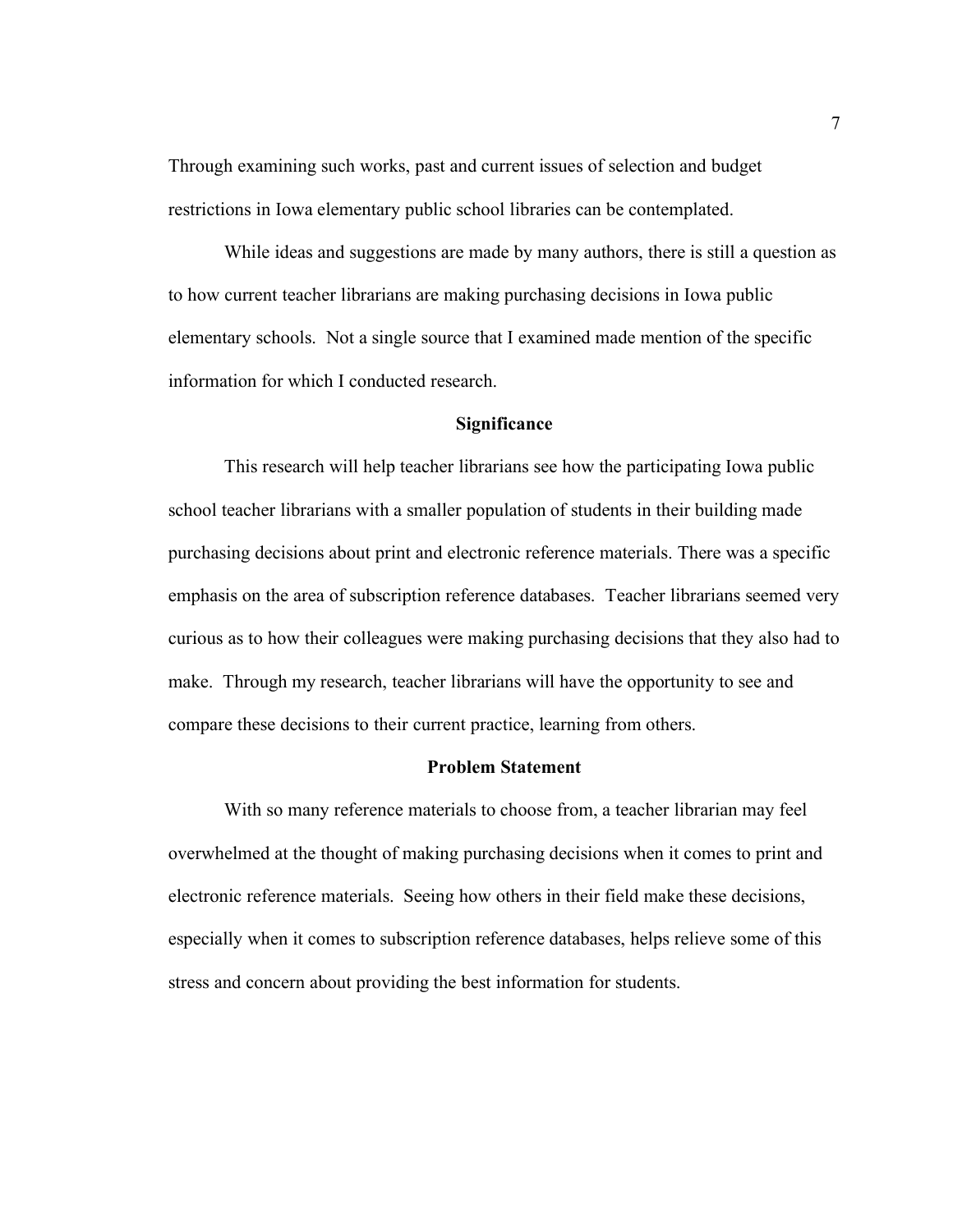Through examining such works, past and current issues of selection and budget restrictions in Iowa elementary public school libraries can be contemplated.

While ideas and suggestions are made by many authors, there is still a question as to how current teacher librarians are making purchasing decisions in Iowa public elementary schools. Not a single source that I examined made mention of the specific information for which I conducted research.

## Significance

This research will help teacher librarians see how the participating Iowa public school teacher librarians with a smaller population of students in their building made purchasing decisions about print and electronic reference materials. There was a specific emphasis on the area of subscription reference databases. Teacher librarians seemed very curious as to how their colleagues were making purchasing decisions that they also had to make. Through my research, teacher librarians will have the opportunity to see and compare these decisions to their current practice, learning from others.

## Problem Statement

With so many reference materials to choose from, a teacher librarian may feel overwhelmed at the thought of making purchasing decisions when it comes to print and electronic reference materials. Seeing how others in their field make these decisions, especially when it comes to subscription reference databases, helps relieve some of this stress and concern about providing the best information for students.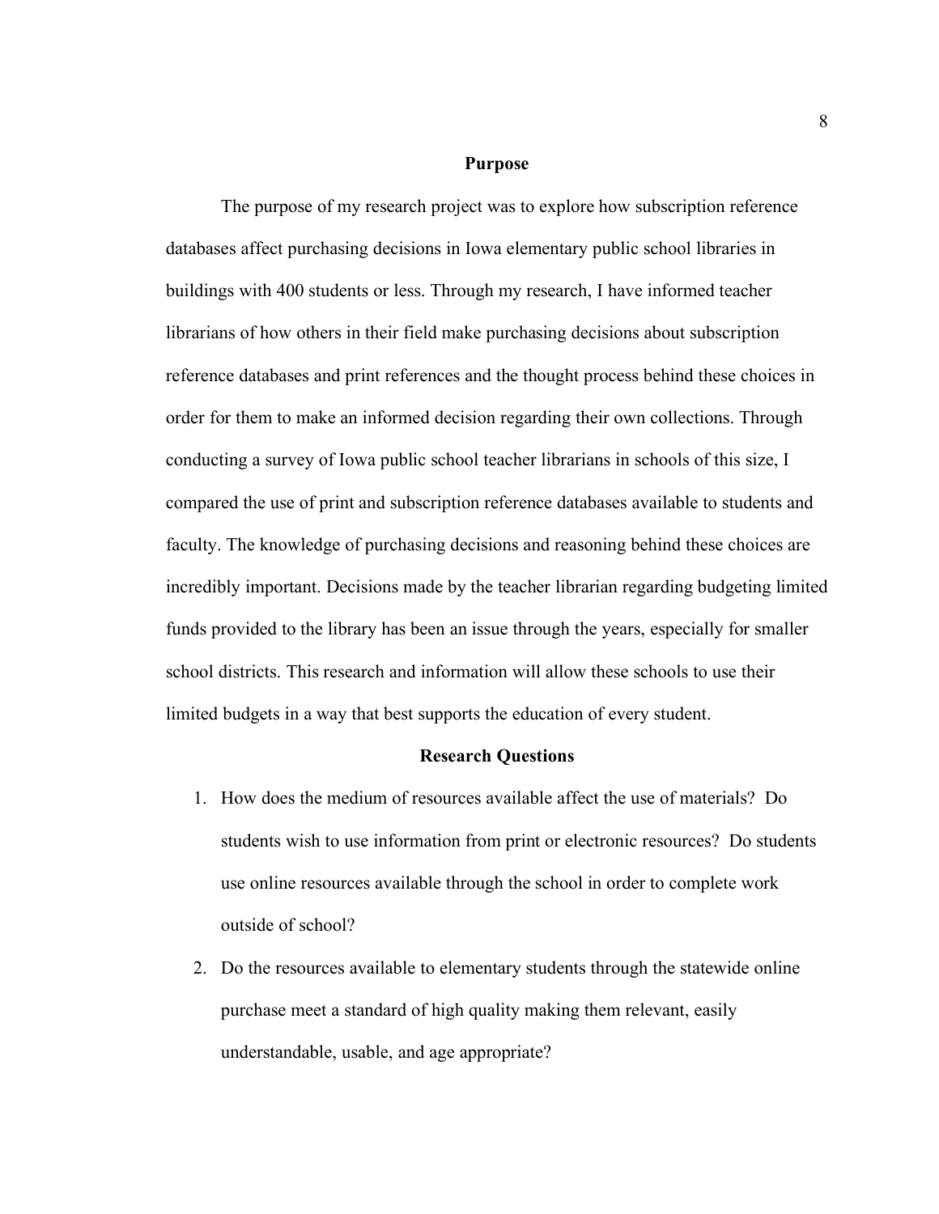## Purpose

The purpose of my research project was to explore how subscription reference databases affect purchasing decisions in Iowa elementary public school libraries in buildings with 400 students or less. Through my research, I have informed teacher librarians of how others in their field make purchasing decisions about subscription reference databases and print references and the thought process behind these choices in order for them to make an informed decision regarding their own collections. Through conducting a survey of Iowa public school teacher librarians in schools of this size, I compared the use of print and subscription reference databases available to students and faculty. The knowledge of purchasing decisions and reasoning behind these choices are incredibly important. Decisions made by the teacher librarian regarding budgeting limited funds provided to the library has been an issue through the years, especially for smaller school districts. This research and information will allow these schools to use their limited budgets in a way that best supports the education of every student.

## Research Questions

1. How does the medium of resources available affect the use of materials? Do students wish to use information from print or electronic resources? Do students use online resources available through the school in order to complete work outside of school?
2. Do the resources available to elementary students through the statewide online purchase meet a standard of high quality making them relevant, easily understandable, usable, and age appropriate?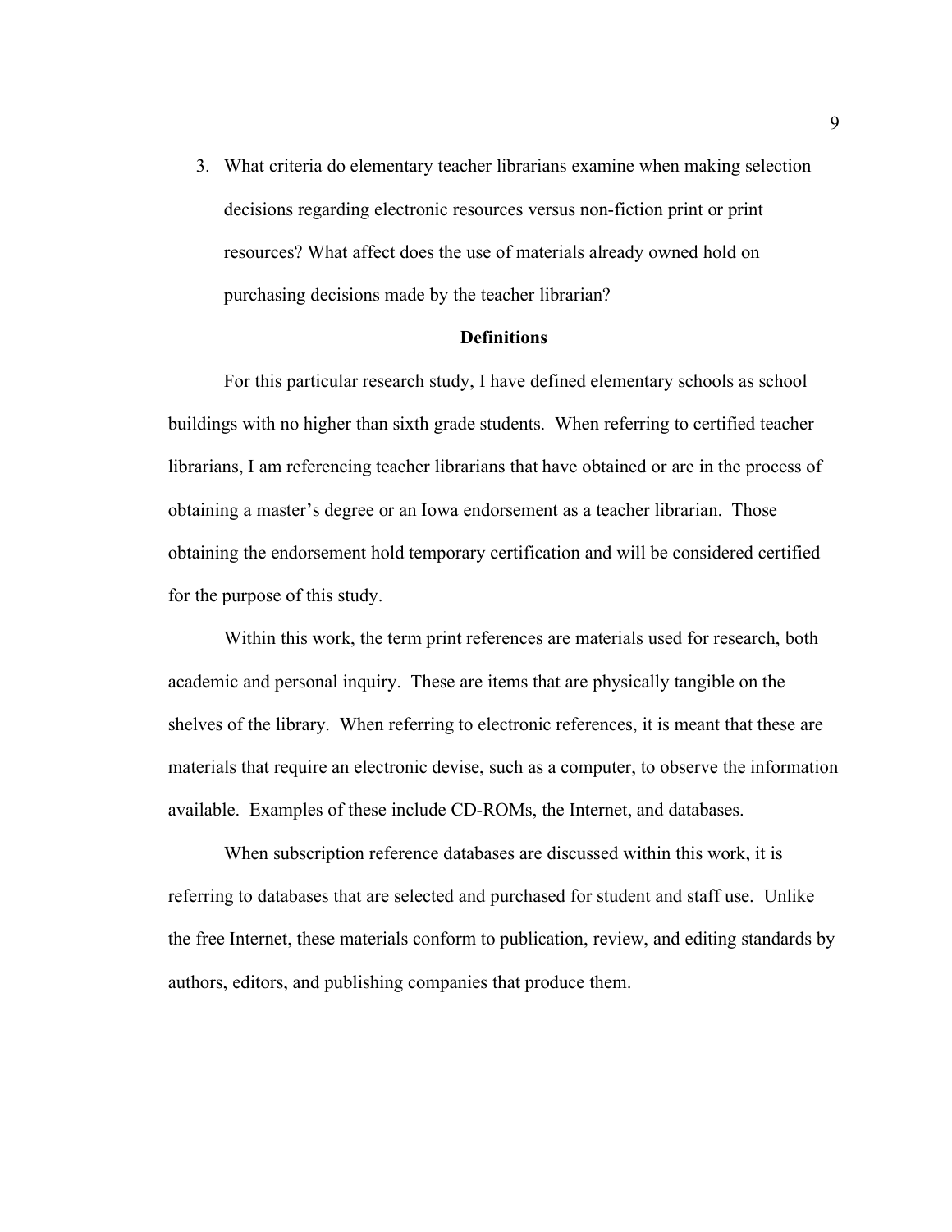3. What criteria do elementary teacher librarians examine when making selection decisions regarding electronic resources versus non-fiction print or print resources? What affect does the use of materials already owned hold on purchasing decisions made by the teacher librarian?

## Definitions

For this particular research study, I have defined elementary schools as school buildings with no higher than sixth grade students. When referring to certified teacher librarians, I am referencing teacher librarians that have obtained or are in the process of obtaining a master's degree or an Iowa endorsement as a teacher librarian. Those obtaining the endorsement hold temporary certification and will be considered certified for the purpose of this study.

Within this work, the term print references are materials used for research, both academic and personal inquiry. These are items that are physically tangible on the shelves of the library. When referring to electronic references, it is meant that these are materials that require an electronic devise, such as a computer, to observe the information available. Examples of these include CD-ROMs, the Internet, and databases.

When subscription reference databases are discussed within this work, it is referring to databases that are selected and purchased for student and staff use. Unlike the free Internet, these materials conform to publication, review, and editing standards by authors, editors, and publishing companies that produce them.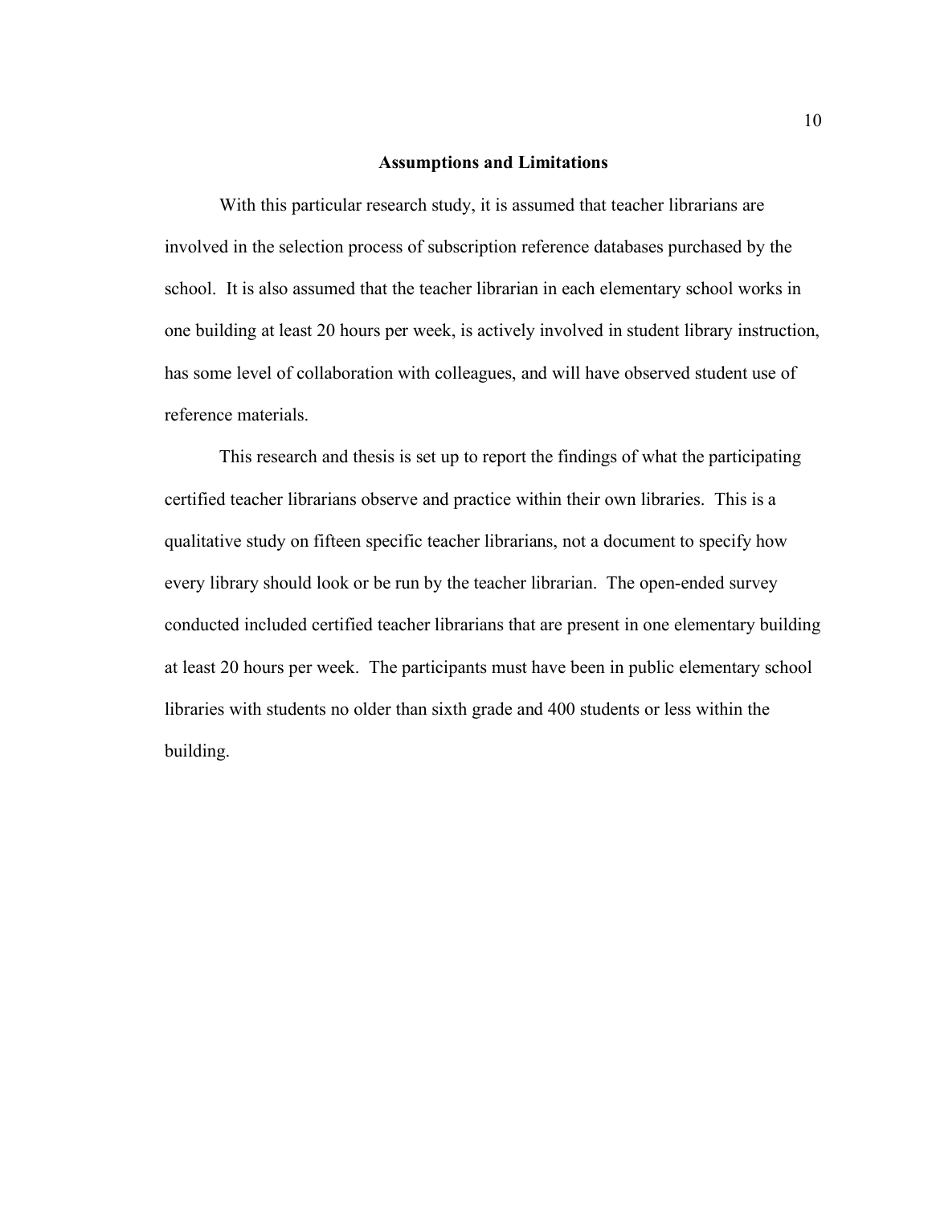## Assumptions and Limitations

With this particular research study, it is assumed that teacher librarians are involved in the selection process of subscription reference databases purchased by the school. It is also assumed that the teacher librarian in each elementary school works in one building at least 20 hours per week, is actively involved in student library instruction, has some level of collaboration with colleagues, and will have observed student use of reference materials.

This research and thesis is set up to report the findings of what the participating certified teacher librarians observe and practice within their own libraries. This is a qualitative study on fifteen specific teacher librarians, not a document to specify how every library should look or be run by the teacher librarian. The open-ended survey conducted included certified teacher librarians that are present in one elementary building at least 20 hours per week. The participants must have been in public elementary school libraries with students no older than sixth grade and 400 students or less within the building.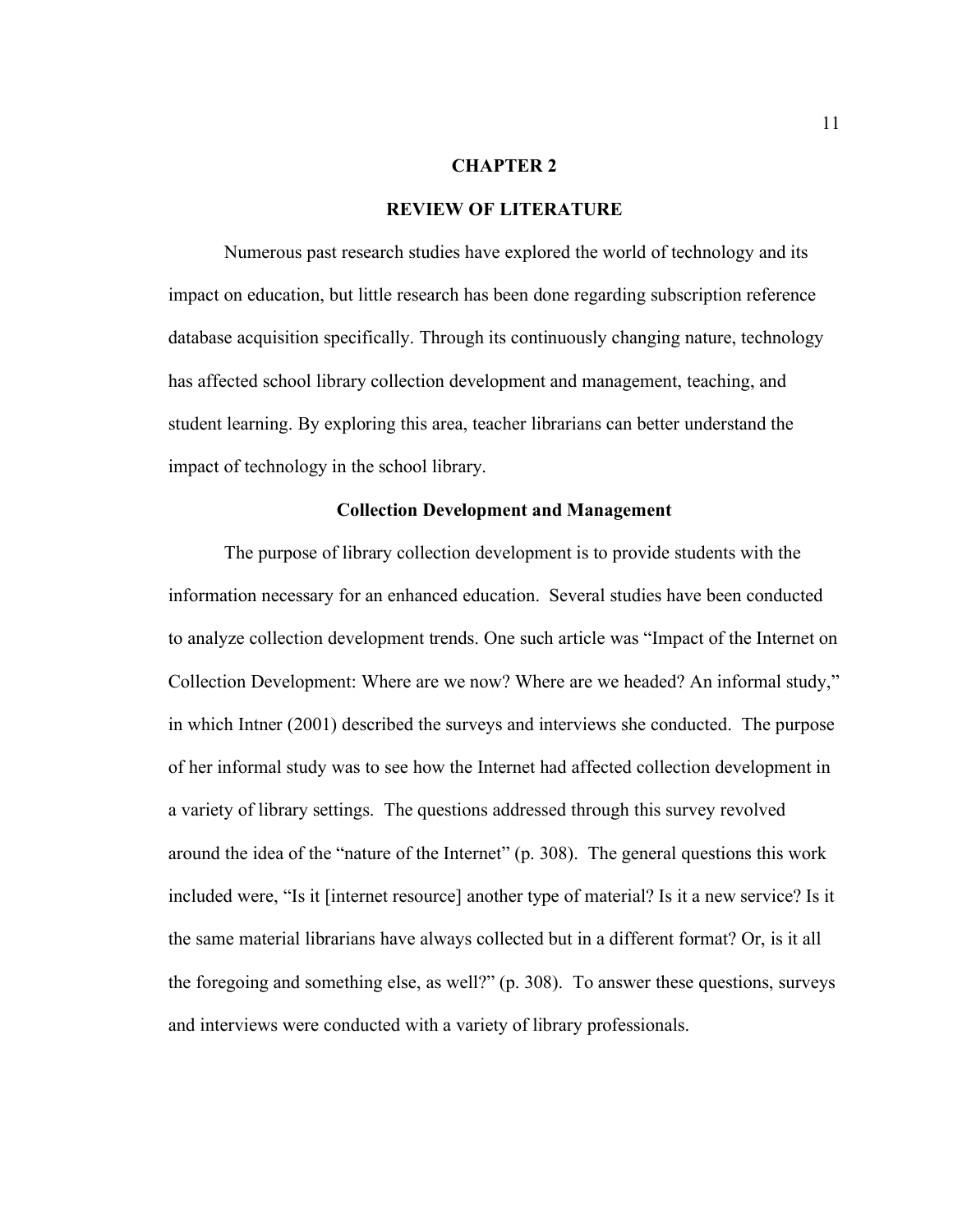# CHAPTER 2

# REVIEW OF LITERATURE

Numerous past research studies have explored the world of technology and its impact on education, but little research has been done regarding subscription reference database acquisition specifically. Through its continuously changing nature, technology has affected school library collection development and management, teaching, and student learning. By exploring this area, teacher librarians can better understand the impact of technology in the school library.

## Collection Development and Management

The purpose of library collection development is to provide students with the information necessary for an enhanced education. Several studies have been conducted to analyze collection development trends. One such article was "Impact of the Internet on Collection Development: Where are we now? Where are we headed? An informal study," in which Intner (2001) described the surveys and interviews she conducted. The purpose of her informal study was to see how the Internet had affected collection development in a variety of library settings. The questions addressed through this survey revolved around the idea of the "nature of the Internet" (p. 308). The general questions this work included were, "Is it [internet resource] another type of material? Is it a new service? Is it the same material librarians have always collected but in a different format? Or, is it all the foregoing and something else, as well?" (p. 308). To answer these questions, surveys and interviews were conducted with a variety of library professionals.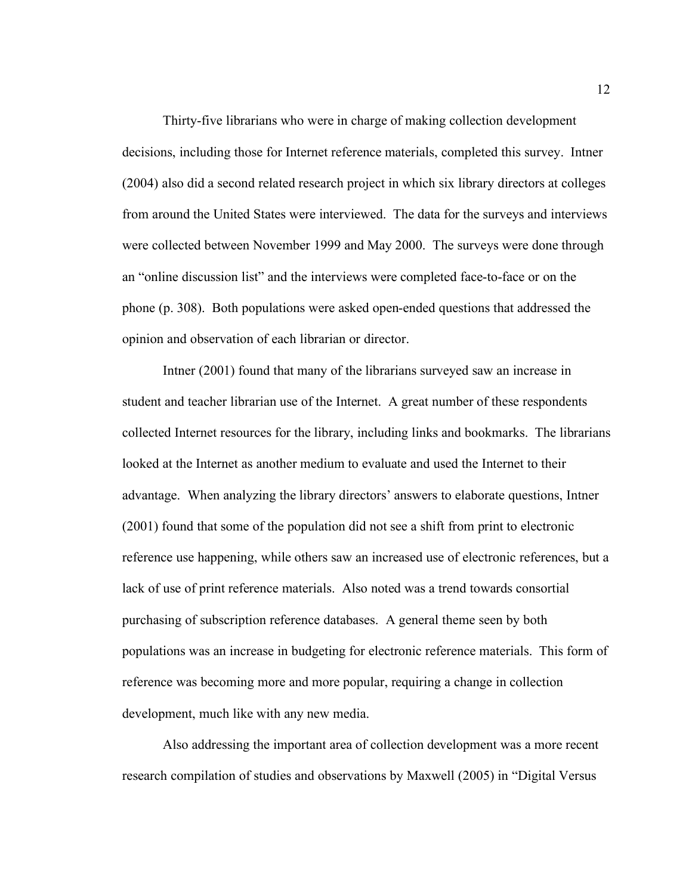Thirty-five librarians who were in charge of making collection development decisions, including those for Internet reference materials, completed this survey. Intner (2004) also did a second related research project in which six library directors at colleges from around the United States were interviewed. The data for the surveys and interviews were collected between November 1999 and May 2000. The surveys were done through an "online discussion list" and the interviews were completed face-to-face or on the phone (p. 308). Both populations were asked open-ended questions that addressed the opinion and observation of each librarian or director.

Intner (2001) found that many of the librarians surveyed saw an increase in student and teacher librarian use of the Internet. A great number of these respondents collected Internet resources for the library, including links and bookmarks. The librarians looked at the Internet as another medium to evaluate and used the Internet to their advantage. When analyzing the library directors' answers to elaborate questions, Intner (2001) found that some of the population did not see a shift from print to electronic reference use happening, while others saw an increased use of electronic references, but a lack of use of print reference materials. Also noted was a trend towards consortial purchasing of subscription reference databases. A general theme seen by both populations was an increase in budgeting for electronic reference materials. This form of reference was becoming more and more popular, requiring a change in collection development, much like with any new media.

Also addressing the important area of collection development was a more recent research compilation of studies and observations by Maxwell (2005) in "Digital Versus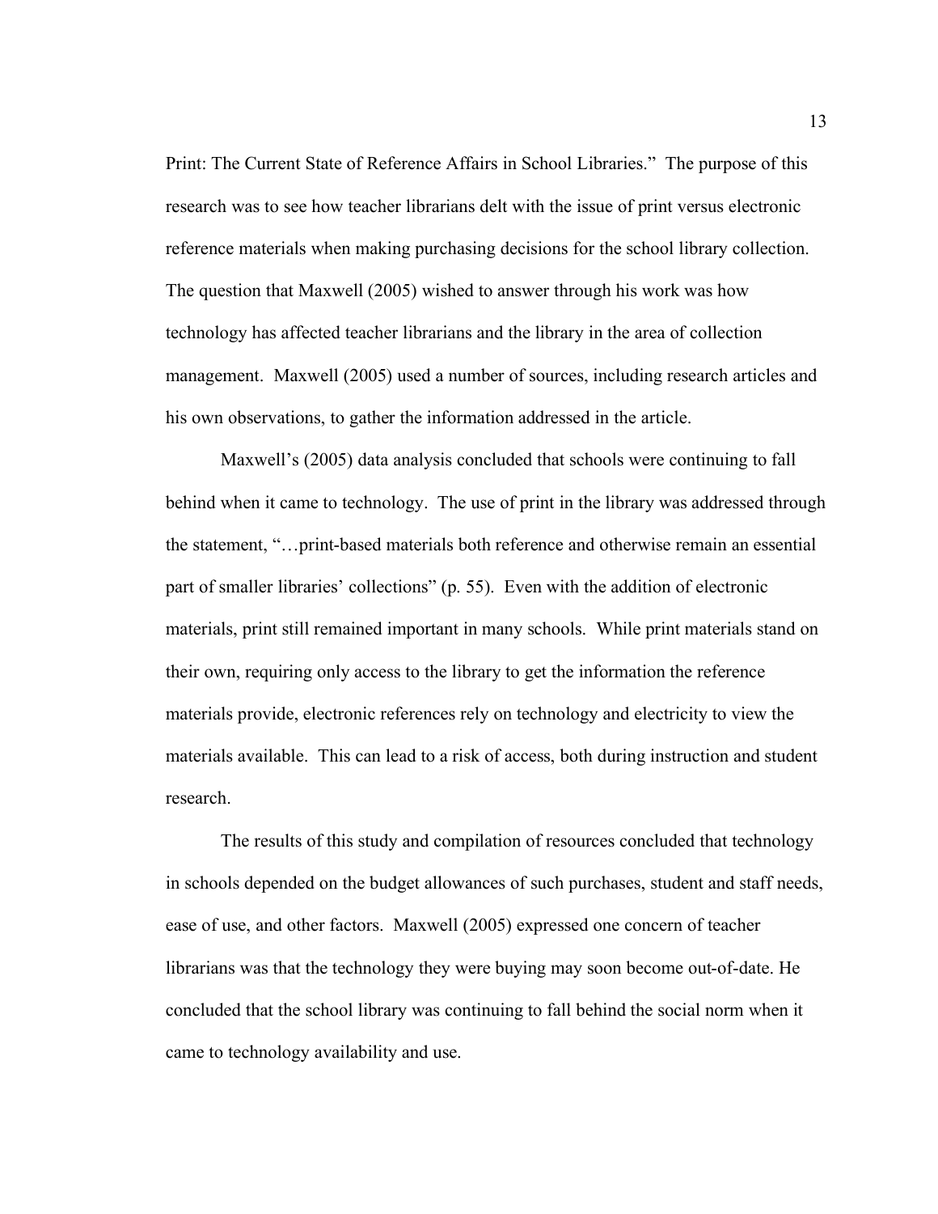Print: The Current State of Reference Affairs in School Libraries." The purpose of this research was to see how teacher librarians delt with the issue of print versus electronic reference materials when making purchasing decisions for the school library collection. The question that Maxwell (2005) wished to answer through his work was how technology has affected teacher librarians and the library in the area of collection management. Maxwell (2005) used a number of sources, including research articles and his own observations, to gather the information addressed in the article.

Maxwell's (2005) data analysis concluded that schools were continuing to fall behind when it came to technology. The use of print in the library was addressed through the statement, "…print-based materials both reference and otherwise remain an essential part of smaller libraries' collections" (p. 55). Even with the addition of electronic materials, print still remained important in many schools. While print materials stand on their own, requiring only access to the library to get the information the reference materials provide, electronic references rely on technology and electricity to view the materials available. This can lead to a risk of access, both during instruction and student research.

The results of this study and compilation of resources concluded that technology in schools depended on the budget allowances of such purchases, student and staff needs, ease of use, and other factors. Maxwell (2005) expressed one concern of teacher librarians was that the technology they were buying may soon become out-of-date. He concluded that the school library was continuing to fall behind the social norm when it came to technology availability and use.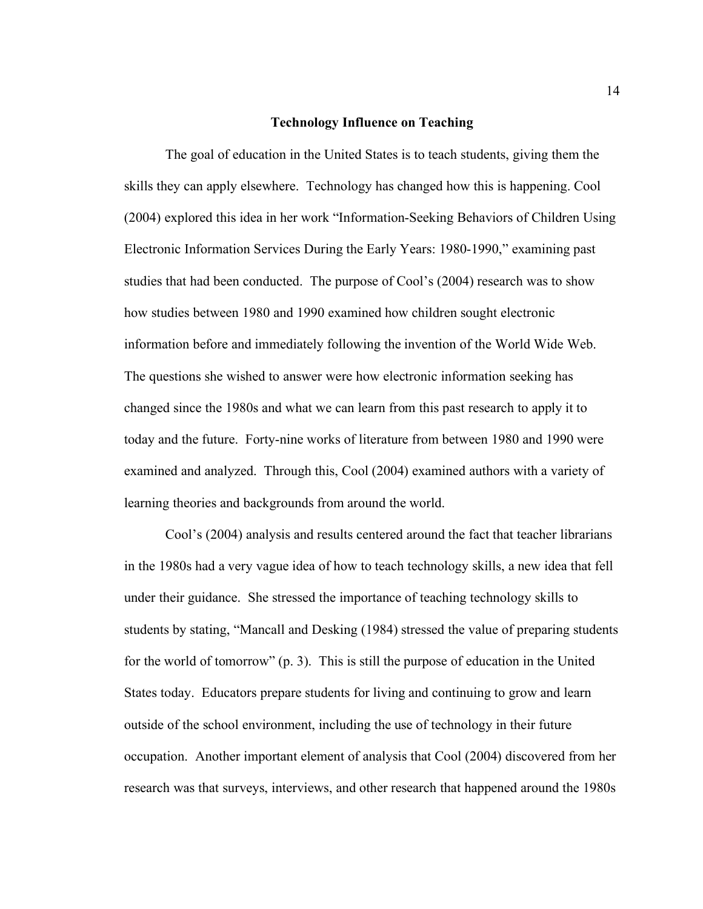## Technology Influence on Teaching

The goal of education in the United States is to teach students, giving them the skills they can apply elsewhere. Technology has changed how this is happening. Cool (2004) explored this idea in her work "Information-Seeking Behaviors of Children Using Electronic Information Services During the Early Years: 1980-1990," examining past studies that had been conducted. The purpose of Cool's (2004) research was to show how studies between 1980 and 1990 examined how children sought electronic information before and immediately following the invention of the World Wide Web. The questions she wished to answer were how electronic information seeking has changed since the 1980s and what we can learn from this past research to apply it to today and the future. Forty-nine works of literature from between 1980 and 1990 were examined and analyzed. Through this, Cool (2004) examined authors with a variety of learning theories and backgrounds from around the world.

Cool's (2004) analysis and results centered around the fact that teacher librarians in the 1980s had a very vague idea of how to teach technology skills, a new idea that fell under their guidance. She stressed the importance of teaching technology skills to students by stating, "Mancall and Desking (1984) stressed the value of preparing students for the world of tomorrow" (p. 3). This is still the purpose of education in the United States today. Educators prepare students for living and continuing to grow and learn outside of the school environment, including the use of technology in their future occupation. Another important element of analysis that Cool (2004) discovered from her research was that surveys, interviews, and other research that happened around the 1980s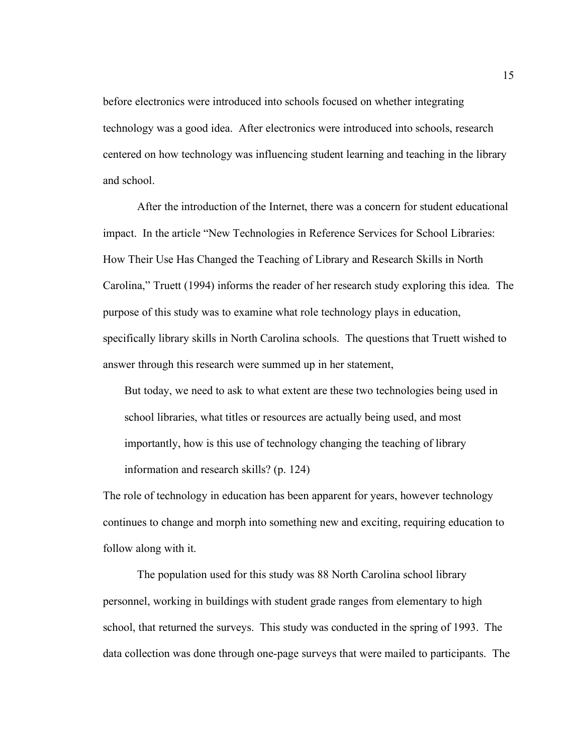before electronics were introduced into schools focused on whether integrating technology was a good idea. After electronics were introduced into schools, research centered on how technology was influencing student learning and teaching in the library and school.

After the introduction of the Internet, there was a concern for student educational impact. In the article "New Technologies in Reference Services for School Libraries: How Their Use Has Changed the Teaching of Library and Research Skills in North Carolina," Truett (1994) informs the reader of her research study exploring this idea. The purpose of this study was to examine what role technology plays in education, specifically library skills in North Carolina schools. The questions that Truett wished to answer through this research were summed up in her statement,

> But today, we need to ask to what extent are these two technologies being used in school libraries, what titles or resources are actually being used, and most importantly, how is this use of technology changing the teaching of library information and research skills? (p. 124)

The role of technology in education has been apparent for years, however technology continues to change and morph into something new and exciting, requiring education to follow along with it.

The population used for this study was 88 North Carolina school library personnel, working in buildings with student grade ranges from elementary to high school, that returned the surveys. This study was conducted in the spring of 1993. The data collection was done through one-page surveys that were mailed to participants. The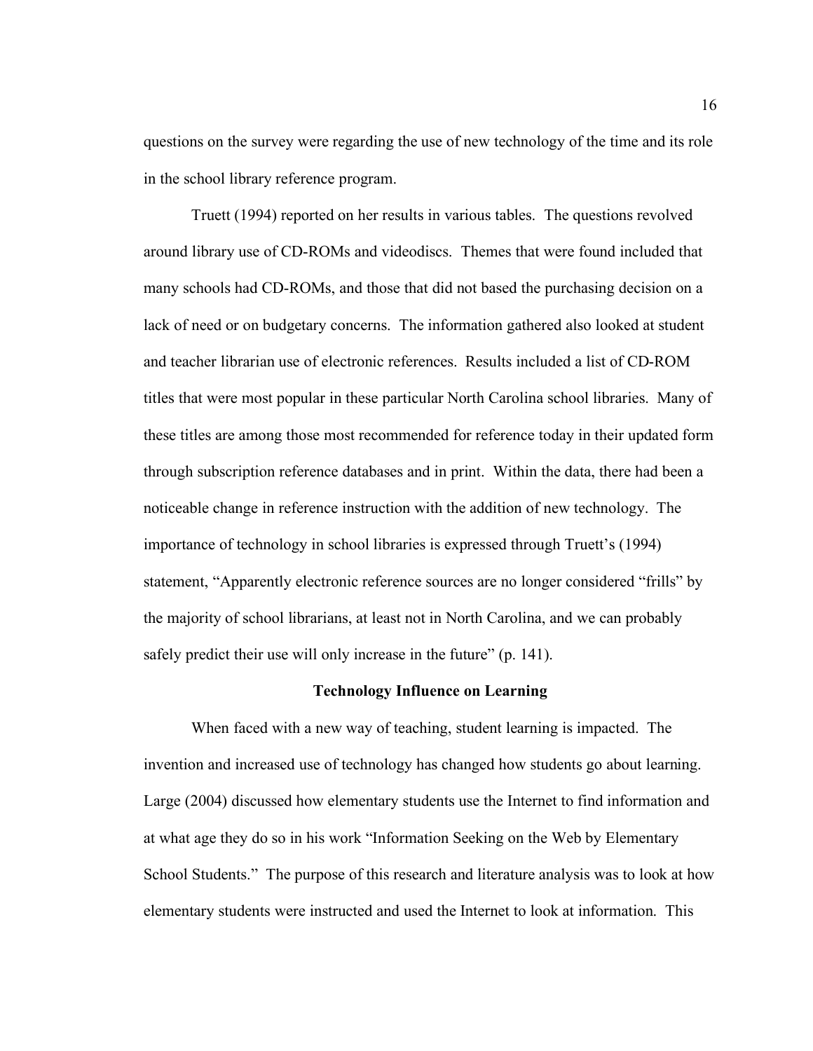questions on the survey were regarding the use of new technology of the time and its role in the school library reference program.

Truett (1994) reported on her results in various tables. The questions revolved around library use of CD-ROMs and videodiscs. Themes that were found included that many schools had CD-ROMs, and those that did not based the purchasing decision on a lack of need or on budgetary concerns. The information gathered also looked at student and teacher librarian use of electronic references. Results included a list of CD-ROM titles that were most popular in these particular North Carolina school libraries. Many of these titles are among those most recommended for reference today in their updated form through subscription reference databases and in print. Within the data, there had been a noticeable change in reference instruction with the addition of new technology. The importance of technology in school libraries is expressed through Truett's (1994) statement, "Apparently electronic reference sources are no longer considered "frills" by the majority of school librarians, at least not in North Carolina, and we can probably safely predict their use will only increase in the future" (p. 141).

## Technology Influence on Learning

When faced with a new way of teaching, student learning is impacted. The invention and increased use of technology has changed how students go about learning. Large (2004) discussed how elementary students use the Internet to find information and at what age they do so in his work "Information Seeking on the Web by Elementary School Students." The purpose of this research and literature analysis was to look at how elementary students were instructed and used the Internet to look at information. This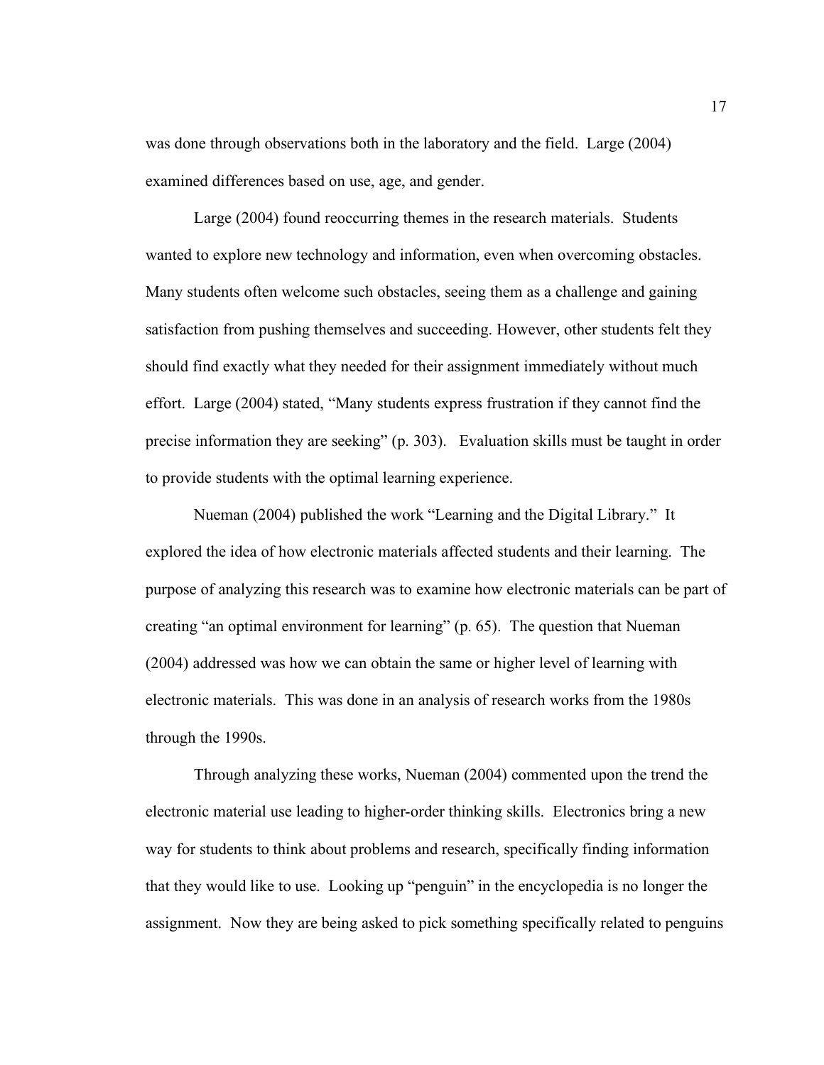was done through observations both in the laboratory and the field. Large (2004) examined differences based on use, age, and gender.

Large (2004) found reoccurring themes in the research materials. Students wanted to explore new technology and information, even when overcoming obstacles. Many students often welcome such obstacles, seeing them as a challenge and gaining satisfaction from pushing themselves and succeeding. However, other students felt they should find exactly what they needed for their assignment immediately without much effort. Large (2004) stated, "Many students express frustration if they cannot find the precise information they are seeking" (p. 303). Evaluation skills must be taught in order to provide students with the optimal learning experience.

Nueman (2004) published the work "Learning and the Digital Library." It explored the idea of how electronic materials affected students and their learning. The purpose of analyzing this research was to examine how electronic materials can be part of creating "an optimal environment for learning" (p. 65). The question that Nueman (2004) addressed was how we can obtain the same or higher level of learning with electronic materials. This was done in an analysis of research works from the 1980s through the 1990s.

Through analyzing these works, Nueman (2004) commented upon the trend the electronic material use leading to higher-order thinking skills. Electronics bring a new way for students to think about problems and research, specifically finding information that they would like to use. Looking up "penguin" in the encyclopedia is no longer the assignment. Now they are being asked to pick something specifically related to penguins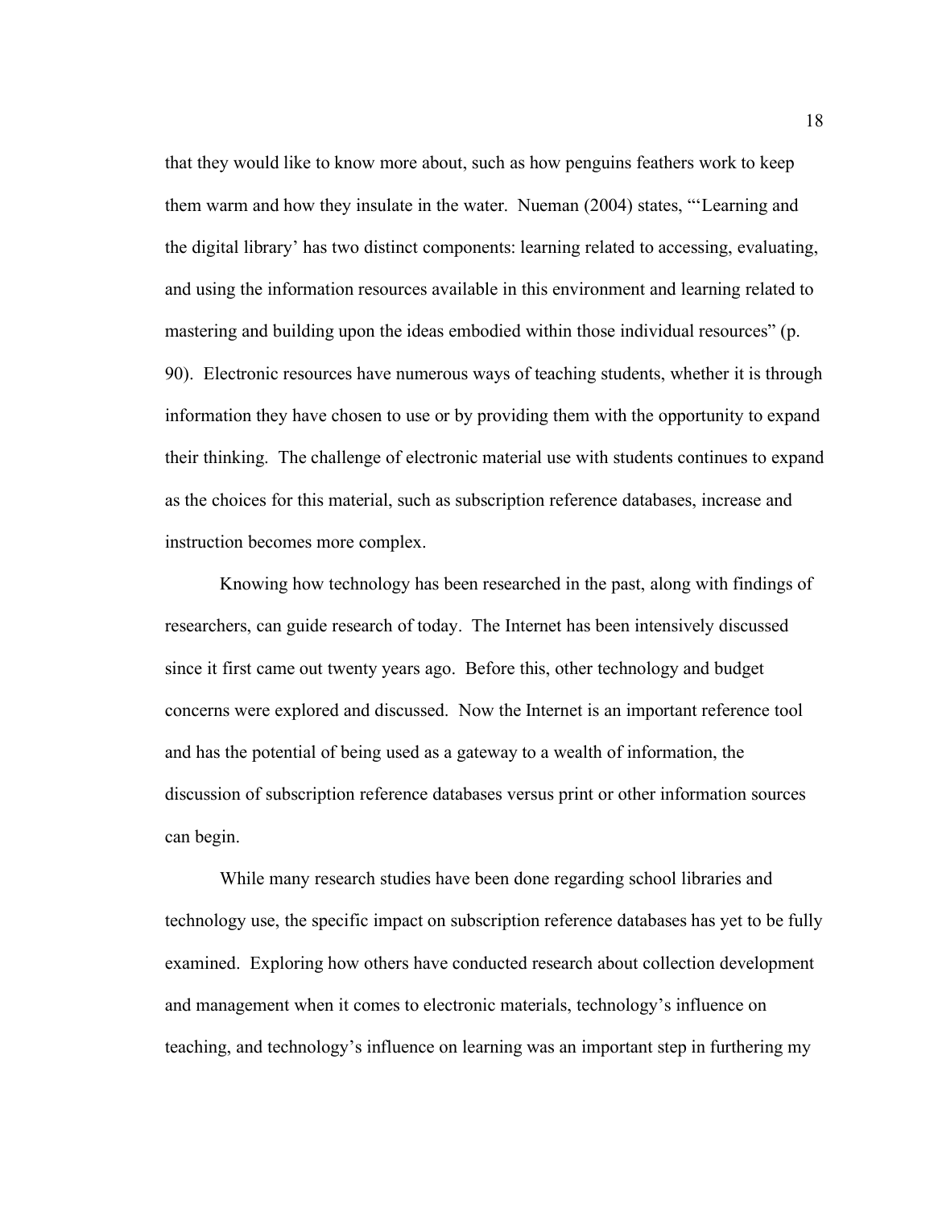that they would like to know more about, such as how penguins feathers work to keep them warm and how they insulate in the water. Nueman (2004) states, "'Learning and the digital library' has two distinct components: learning related to accessing, evaluating, and using the information resources available in this environment and learning related to mastering and building upon the ideas embodied within those individual resources" (p. 90). Electronic resources have numerous ways of teaching students, whether it is through information they have chosen to use or by providing them with the opportunity to expand their thinking. The challenge of electronic material use with students continues to expand as the choices for this material, such as subscription reference databases, increase and instruction becomes more complex.

Knowing how technology has been researched in the past, along with findings of researchers, can guide research of today. The Internet has been intensively discussed since it first came out twenty years ago. Before this, other technology and budget concerns were explored and discussed. Now the Internet is an important reference tool and has the potential of being used as a gateway to a wealth of information, the discussion of subscription reference databases versus print or other information sources can begin.

While many research studies have been done regarding school libraries and technology use, the specific impact on subscription reference databases has yet to be fully examined. Exploring how others have conducted research about collection development and management when it comes to electronic materials, technology's influence on teaching, and technology's influence on learning was an important step in furthering my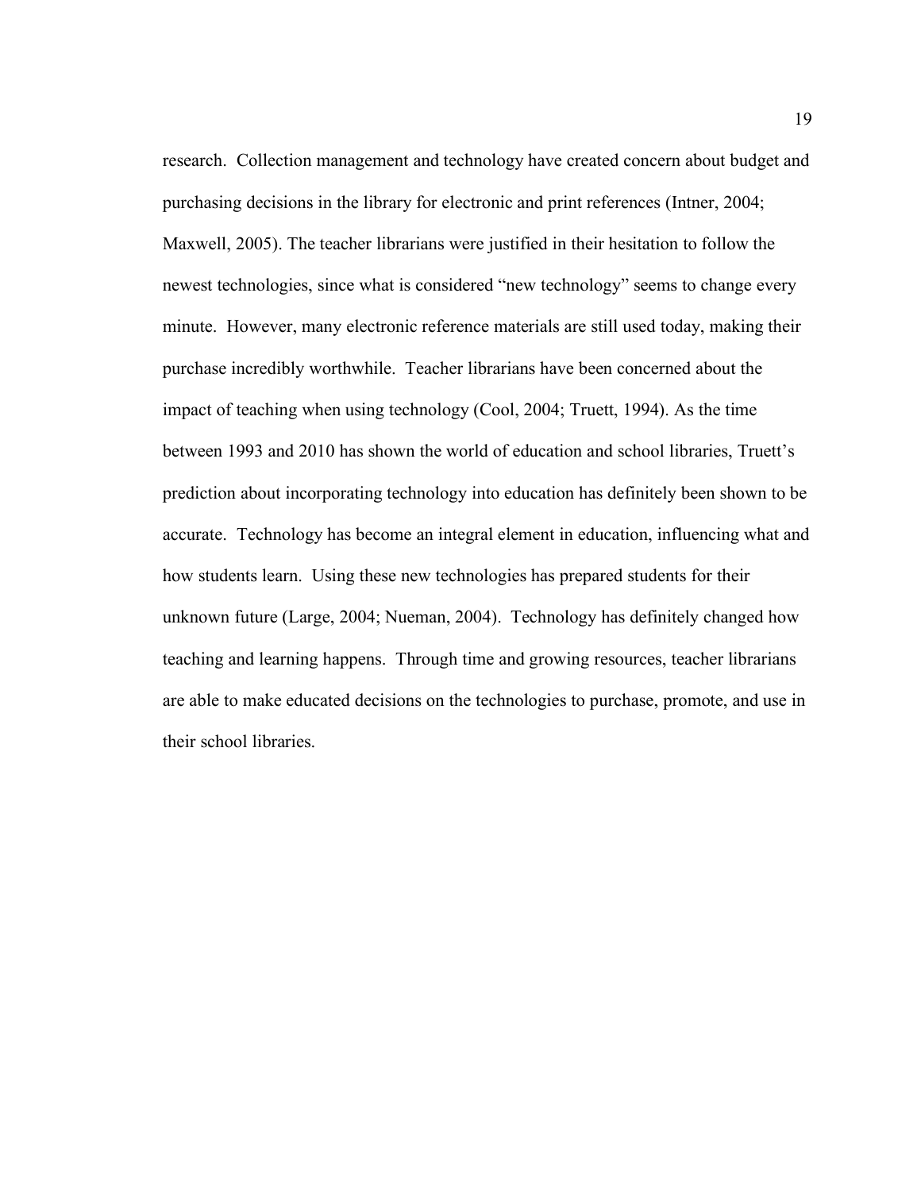research. Collection management and technology have created concern about budget and purchasing decisions in the library for electronic and print references (Intner, 2004; Maxwell, 2005). The teacher librarians were justified in their hesitation to follow the newest technologies, since what is considered "new technology" seems to change every minute. However, many electronic reference materials are still used today, making their purchase incredibly worthwhile. Teacher librarians have been concerned about the impact of teaching when using technology (Cool, 2004; Truett, 1994). As the time between 1993 and 2010 has shown the world of education and school libraries, Truett's prediction about incorporating technology into education has definitely been shown to be accurate. Technology has become an integral element in education, influencing what and how students learn. Using these new technologies has prepared students for their unknown future (Large, 2004; Nueman, 2004). Technology has definitely changed how teaching and learning happens. Through time and growing resources, teacher librarians are able to make educated decisions on the technologies to purchase, promote, and use in their school libraries.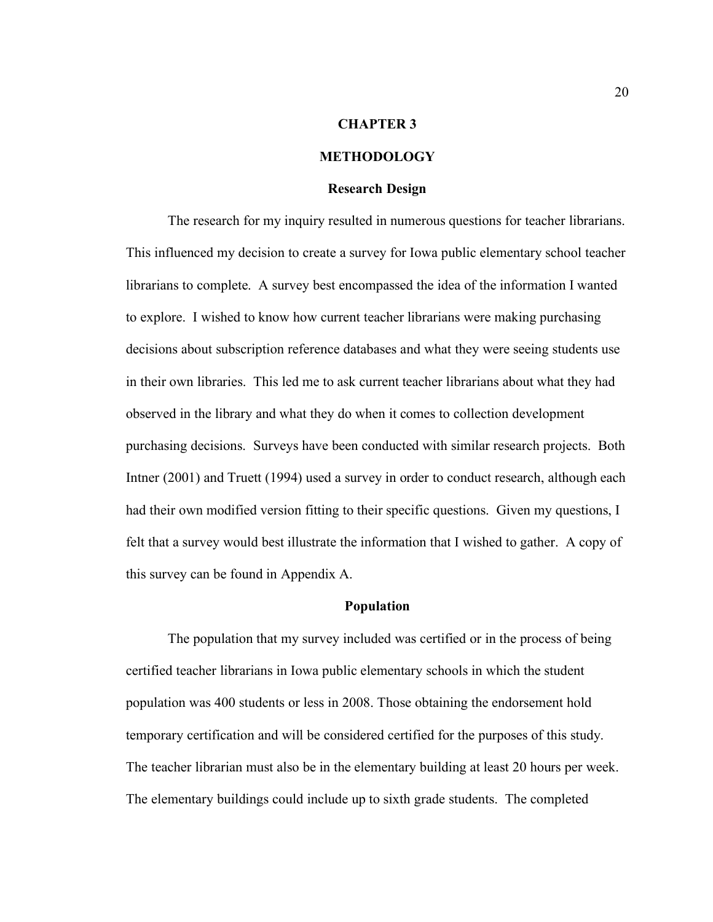# CHAPTER 3

# METHODOLOGY

## Research Design

The research for my inquiry resulted in numerous questions for teacher librarians. This influenced my decision to create a survey for Iowa public elementary school teacher librarians to complete. A survey best encompassed the idea of the information I wanted to explore. I wished to know how current teacher librarians were making purchasing decisions about subscription reference databases and what they were seeing students use in their own libraries. This led me to ask current teacher librarians about what they had observed in the library and what they do when it comes to collection development purchasing decisions. Surveys have been conducted with similar research projects. Both Intner (2001) and Truett (1994) used a survey in order to conduct research, although each had their own modified version fitting to their specific questions. Given my questions, I felt that a survey would best illustrate the information that I wished to gather. A copy of this survey can be found in Appendix A.

## Population

The population that my survey included was certified or in the process of being certified teacher librarians in Iowa public elementary schools in which the student population was 400 students or less in 2008. Those obtaining the endorsement hold temporary certification and will be considered certified for the purposes of this study. The teacher librarian must also be in the elementary building at least 20 hours per week. The elementary buildings could include up to sixth grade students. The completed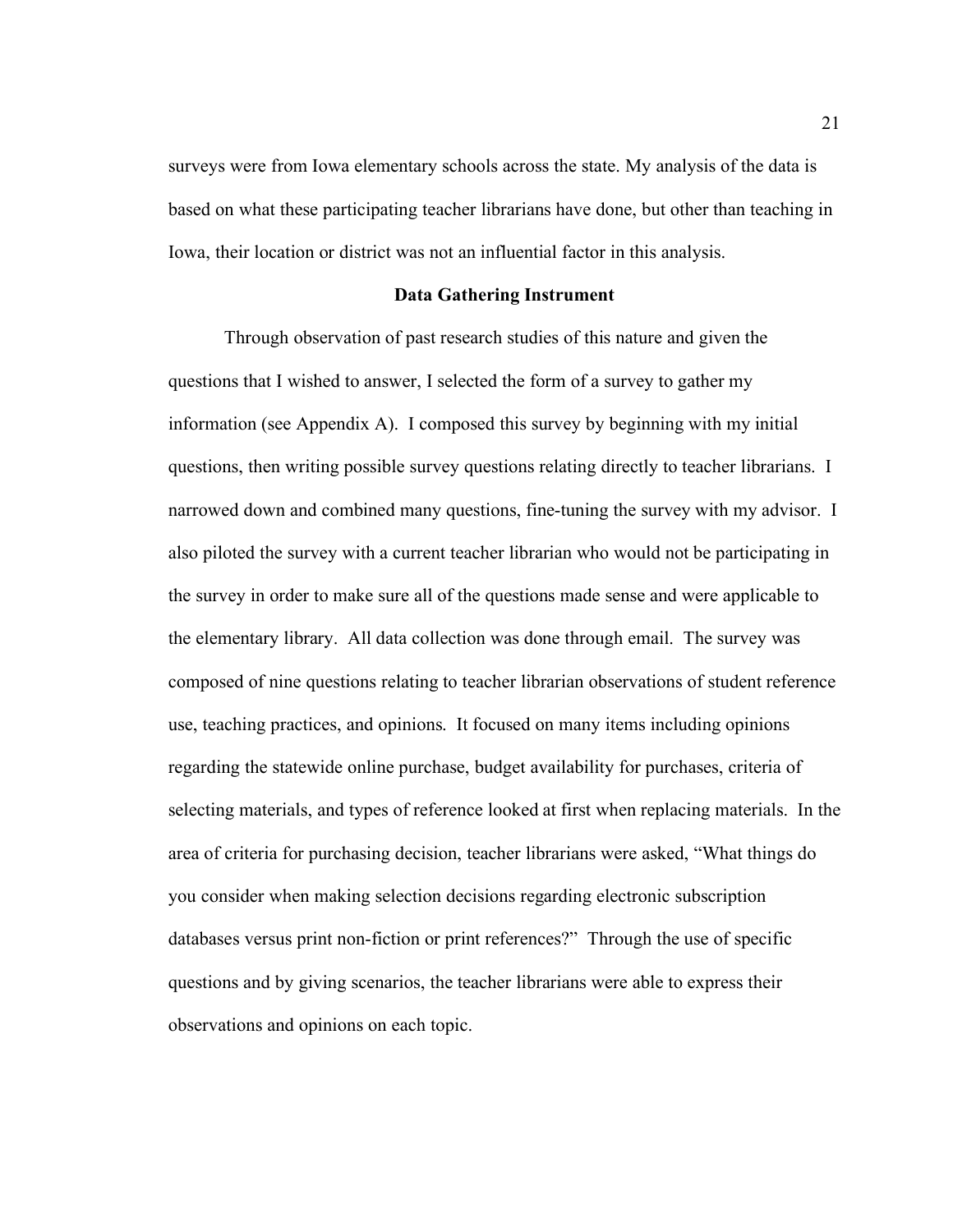surveys were from Iowa elementary schools across the state. My analysis of the data is based on what these participating teacher librarians have done, but other than teaching in Iowa, their location or district was not an influential factor in this analysis.

## Data Gathering Instrument

Through observation of past research studies of this nature and given the questions that I wished to answer, I selected the form of a survey to gather my information (see Appendix A). I composed this survey by beginning with my initial questions, then writing possible survey questions relating directly to teacher librarians. I narrowed down and combined many questions, fine-tuning the survey with my advisor. I also piloted the survey with a current teacher librarian who would not be participating in the survey in order to make sure all of the questions made sense and were applicable to the elementary library. All data collection was done through email. The survey was composed of nine questions relating to teacher librarian observations of student reference use, teaching practices, and opinions. It focused on many items including opinions regarding the statewide online purchase, budget availability for purchases, criteria of selecting materials, and types of reference looked at first when replacing materials. In the area of criteria for purchasing decision, teacher librarians were asked, "What things do you consider when making selection decisions regarding electronic subscription databases versus print non-fiction or print references?" Through the use of specific questions and by giving scenarios, the teacher librarians were able to express their observations and opinions on each topic.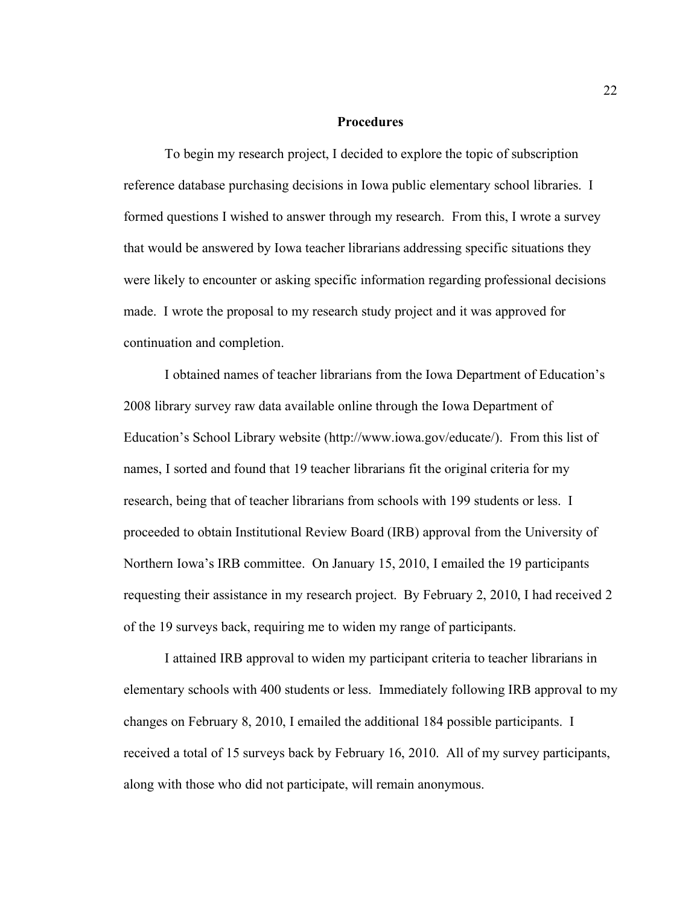## Procedures

To begin my research project, I decided to explore the topic of subscription reference database purchasing decisions in Iowa public elementary school libraries. I formed questions I wished to answer through my research. From this, I wrote a survey that would be answered by Iowa teacher librarians addressing specific situations they were likely to encounter or asking specific information regarding professional decisions made. I wrote the proposal to my research study project and it was approved for continuation and completion.

I obtained names of teacher librarians from the Iowa Department of Education's 2008 library survey raw data available online through the Iowa Department of Education's School Library website (http://www.iowa.gov/educate/). From this list of names, I sorted and found that 19 teacher librarians fit the original criteria for my research, being that of teacher librarians from schools with 199 students or less. I proceeded to obtain Institutional Review Board (IRB) approval from the University of Northern Iowa's IRB committee. On January 15, 2010, I emailed the 19 participants requesting their assistance in my research project. By February 2, 2010, I had received 2 of the 19 surveys back, requiring me to widen my range of participants.

I attained IRB approval to widen my participant criteria to teacher librarians in elementary schools with 400 students or less. Immediately following IRB approval to my changes on February 8, 2010, I emailed the additional 184 possible participants. I received a total of 15 surveys back by February 16, 2010. All of my survey participants, along with those who did not participate, will remain anonymous.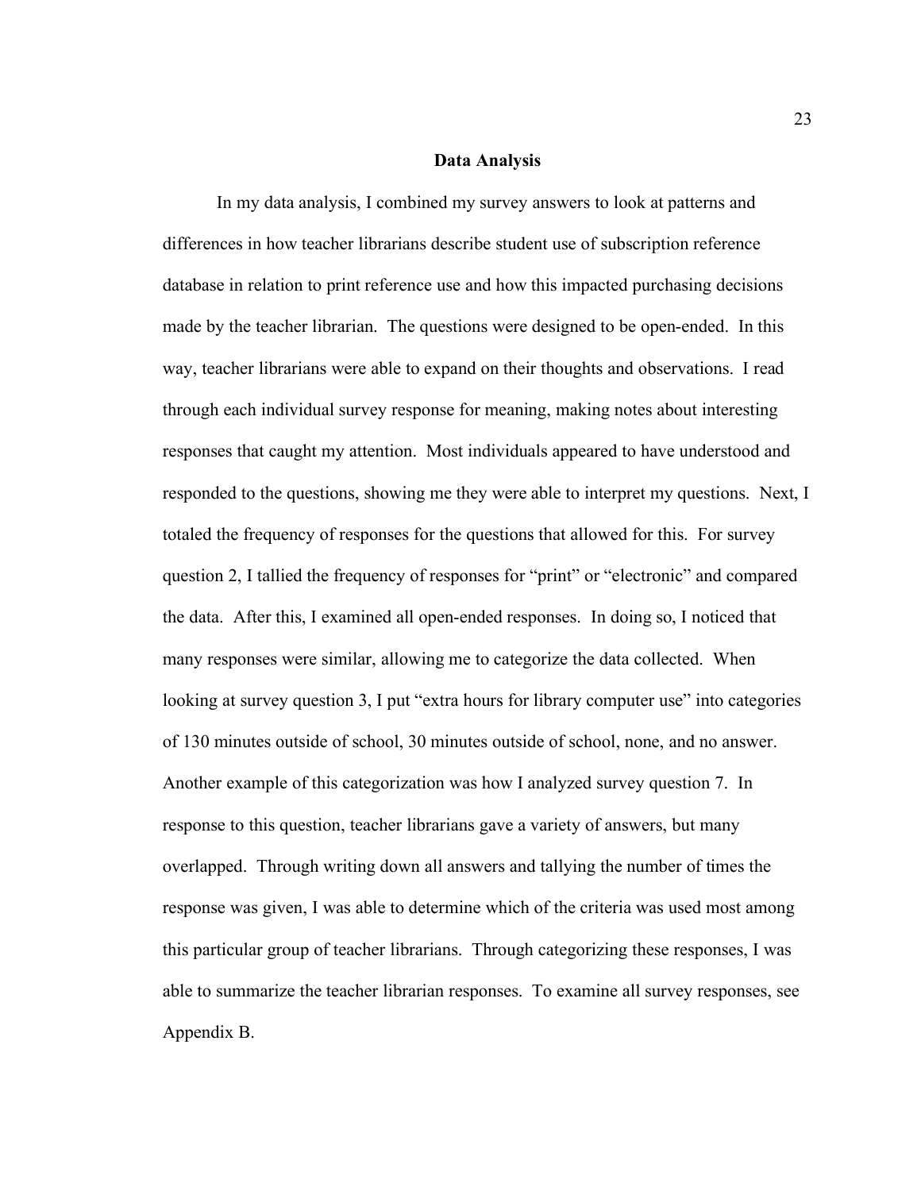## Data Analysis

In my data analysis, I combined my survey answers to look at patterns and differences in how teacher librarians describe student use of subscription reference database in relation to print reference use and how this impacted purchasing decisions made by the teacher librarian. The questions were designed to be open-ended. In this way, teacher librarians were able to expand on their thoughts and observations. I read through each individual survey response for meaning, making notes about interesting responses that caught my attention. Most individuals appeared to have understood and responded to the questions, showing me they were able to interpret my questions. Next, I totaled the frequency of responses for the questions that allowed for this. For survey question 2, I tallied the frequency of responses for "print" or "electronic" and compared the data. After this, I examined all open-ended responses. In doing so, I noticed that many responses were similar, allowing me to categorize the data collected. When looking at survey question 3, I put "extra hours for library computer use" into categories of 130 minutes outside of school, 30 minutes outside of school, none, and no answer. Another example of this categorization was how I analyzed survey question 7. In response to this question, teacher librarians gave a variety of answers, but many overlapped. Through writing down all answers and tallying the number of times the response was given, I was able to determine which of the criteria was used most among this particular group of teacher librarians. Through categorizing these responses, I was able to summarize the teacher librarian responses. To examine all survey responses, see Appendix B.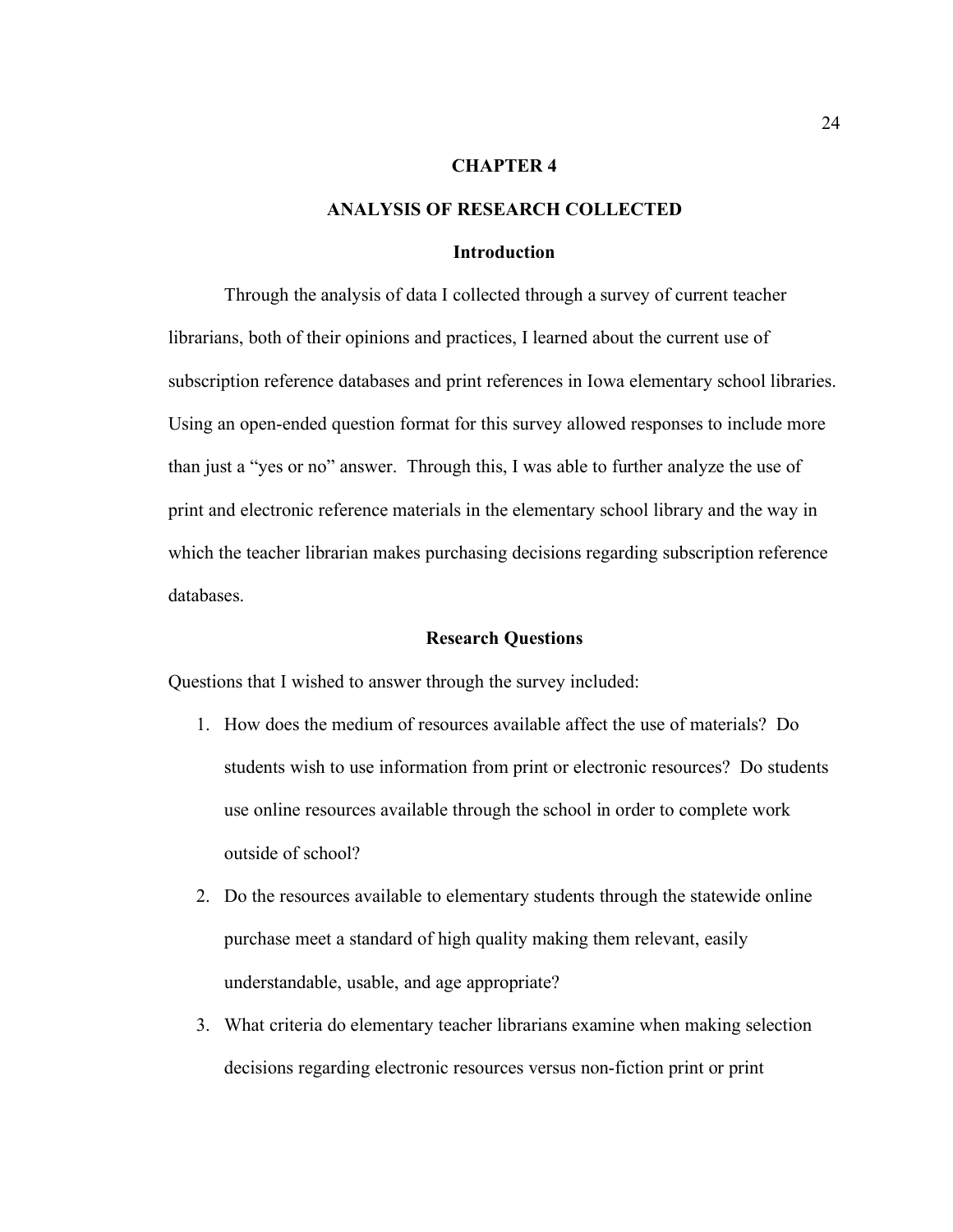# CHAPTER 4

# ANALYSIS OF RESEARCH COLLECTED

## Introduction

Through the analysis of data I collected through a survey of current teacher librarians, both of their opinions and practices, I learned about the current use of subscription reference databases and print references in Iowa elementary school libraries. Using an open-ended question format for this survey allowed responses to include more than just a "yes or no" answer. Through this, I was able to further analyze the use of print and electronic reference materials in the elementary school library and the way in which the teacher librarian makes purchasing decisions regarding subscription reference databases.

## Research Questions

Questions that I wished to answer through the survey included:

1. How does the medium of resources available affect the use of materials? Do students wish to use information from print or electronic resources? Do students use online resources available through the school in order to complete work outside of school?
2. Do the resources available to elementary students through the statewide online purchase meet a standard of high quality making them relevant, easily understandable, usable, and age appropriate?
3. What criteria do elementary teacher librarians examine when making selection decisions regarding electronic resources versus non-fiction print or print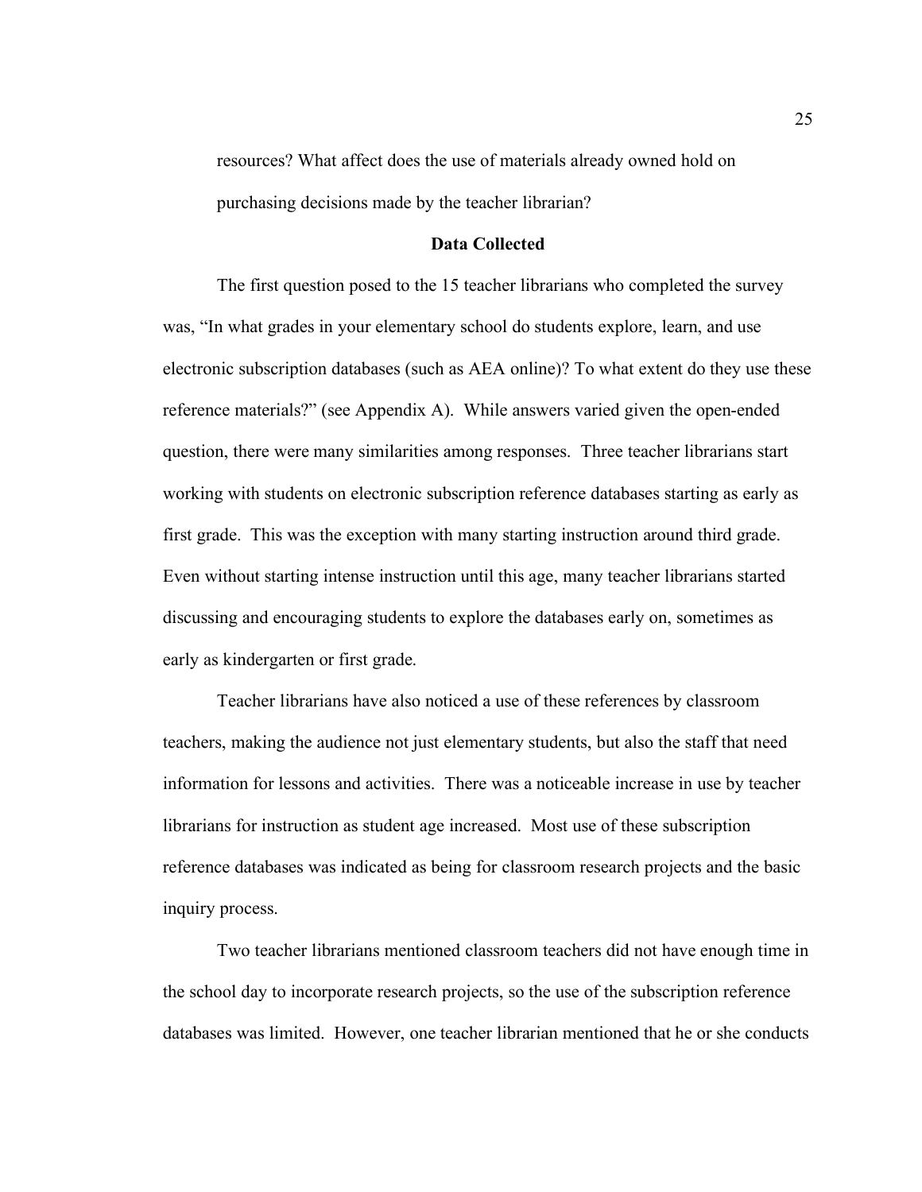resources? What affect does the use of materials already owned hold on purchasing decisions made by the teacher librarian?

## Data Collected

The first question posed to the 15 teacher librarians who completed the survey was, "In what grades in your elementary school do students explore, learn, and use electronic subscription databases (such as AEA online)? To what extent do they use these reference materials?" (see Appendix A). While answers varied given the open-ended question, there were many similarities among responses. Three teacher librarians start working with students on electronic subscription reference databases starting as early as first grade. This was the exception with many starting instruction around third grade. Even without starting intense instruction until this age, many teacher librarians started discussing and encouraging students to explore the databases early on, sometimes as early as kindergarten or first grade.

Teacher librarians have also noticed a use of these references by classroom teachers, making the audience not just elementary students, but also the staff that need information for lessons and activities. There was a noticeable increase in use by teacher librarians for instruction as student age increased. Most use of these subscription reference databases was indicated as being for classroom research projects and the basic inquiry process.

Two teacher librarians mentioned classroom teachers did not have enough time in the school day to incorporate research projects, so the use of the subscription reference databases was limited. However, one teacher librarian mentioned that he or she conducts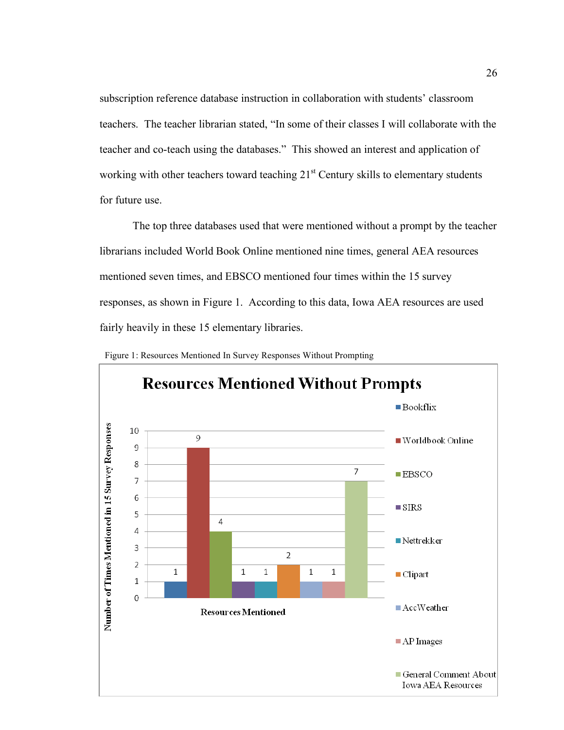subscription reference database instruction in collaboration with students' classroom teachers. The teacher librarian stated, "In some of their classes I will collaborate with the teacher and co-teach using the databases." This showed an interest and application of working with other teachers toward teaching 21st Century skills to elementary students for future use.

The top three databases used that were mentioned without a prompt by the teacher librarians included World Book Online mentioned nine times, general AEA resources mentioned seven times, and EBSCO mentioned four times within the 15 survey responses, as shown in Figure 1. According to this data, Iowa AEA resources are used fairly heavily in these 15 elementary libraries.

Figure 1: Resources Mentioned In Survey Responses Without Prompting

**Resources Mentioned Without Prompts**

| Resources Mentioned | Number of Times Mentioned in 15 Survey Responses |
|---|---|
| Bookflix | 1 |
| Worldbook Online | 9 |
| EBSCO | 4 |
| SIRS | 1 |
| Nettrekker | 1 |
| Clipart | 2 |
| AccWeather | 1 |
| AP Images | 1 |
| General Comment About Iowa AEA Resources | 7 |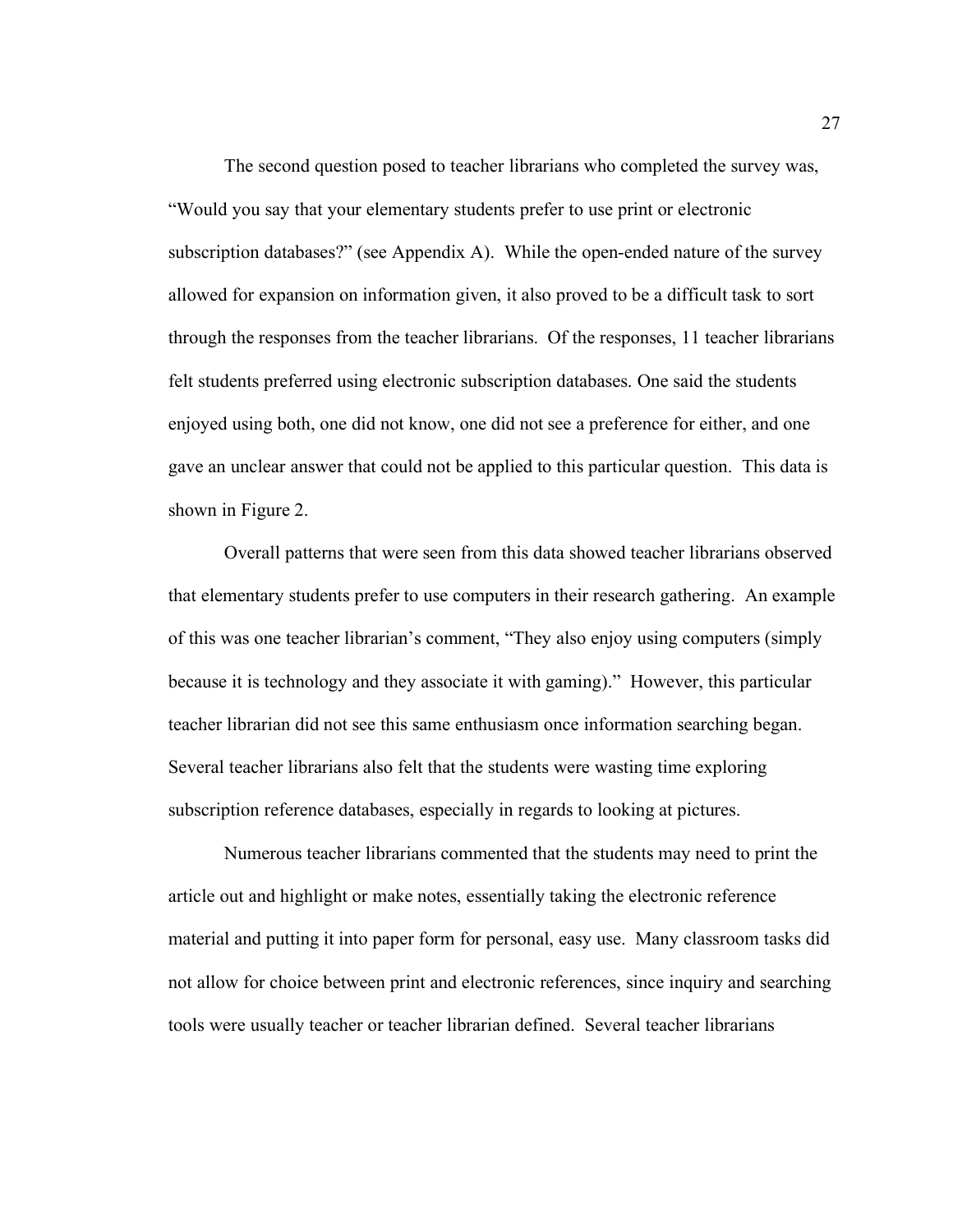The second question posed to teacher librarians who completed the survey was, "Would you say that your elementary students prefer to use print or electronic subscription databases?" (see Appendix A). While the open-ended nature of the survey allowed for expansion on information given, it also proved to be a difficult task to sort through the responses from the teacher librarians. Of the responses, 11 teacher librarians felt students preferred using electronic subscription databases. One said the students enjoyed using both, one did not know, one did not see a preference for either, and one gave an unclear answer that could not be applied to this particular question. This data is shown in Figure 2.

Overall patterns that were seen from this data showed teacher librarians observed that elementary students prefer to use computers in their research gathering. An example of this was one teacher librarian's comment, "They also enjoy using computers (simply because it is technology and they associate it with gaming)." However, this particular teacher librarian did not see this same enthusiasm once information searching began. Several teacher librarians also felt that the students were wasting time exploring subscription reference databases, especially in regards to looking at pictures.

Numerous teacher librarians commented that the students may need to print the article out and highlight or make notes, essentially taking the electronic reference material and putting it into paper form for personal, easy use. Many classroom tasks did not allow for choice between print and electronic references, since inquiry and searching tools were usually teacher or teacher librarian defined. Several teacher librarians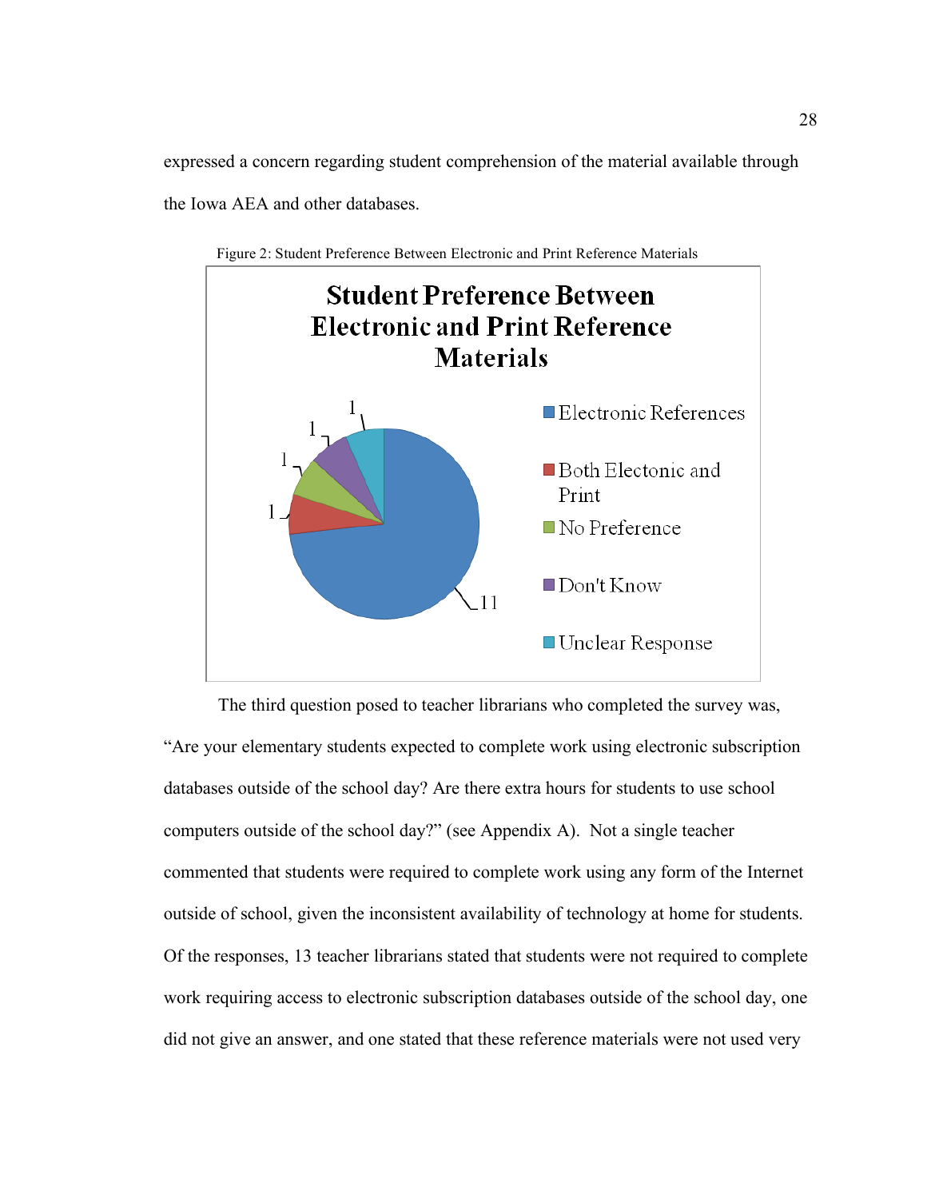expressed a concern regarding student comprehension of the material available through the Iowa AEA and other databases.

Figure 2: Student Preference Between Electronic and Print Reference Materials

**Student Preference Between Electronic and Print Reference Materials**

| Response | Count |
|---|---|
| Electronic References | 11 |
| Both Electonic and Print | 1 |
| No Preference | 1 |
| Don't Know | 1 |
| Unclear Response | 1 |

The third question posed to teacher librarians who completed the survey was, "Are your elementary students expected to complete work using electronic subscription databases outside of the school day? Are there extra hours for students to use school computers outside of the school day?" (see Appendix A). Not a single teacher commented that students were required to complete work using any form of the Internet outside of school, given the inconsistent availability of technology at home for students. Of the responses, 13 teacher librarians stated that students were not required to complete work requiring access to electronic subscription databases outside of the school day, one did not give an answer, and one stated that these reference materials were not used very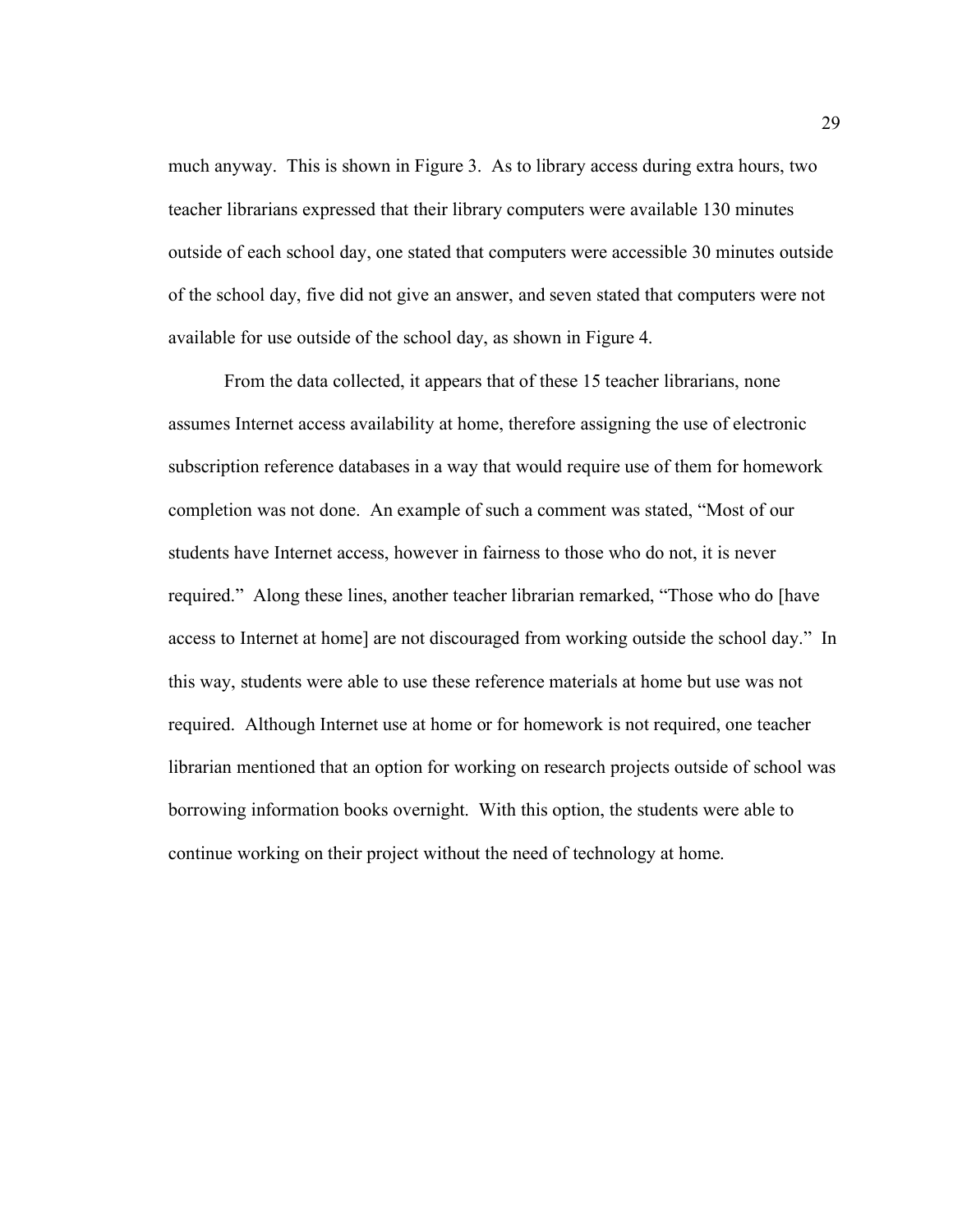much anyway. This is shown in Figure 3. As to library access during extra hours, two teacher librarians expressed that their library computers were available 130 minutes outside of each school day, one stated that computers were accessible 30 minutes outside of the school day, five did not give an answer, and seven stated that computers were not available for use outside of the school day, as shown in Figure 4.

From the data collected, it appears that of these 15 teacher librarians, none assumes Internet access availability at home, therefore assigning the use of electronic subscription reference databases in a way that would require use of them for homework completion was not done. An example of such a comment was stated, "Most of our students have Internet access, however in fairness to those who do not, it is never required." Along these lines, another teacher librarian remarked, "Those who do [have access to Internet at home] are not discouraged from working outside the school day." In this way, students were able to use these reference materials at home but use was not required. Although Internet use at home or for homework is not required, one teacher librarian mentioned that an option for working on research projects outside of school was borrowing information books overnight. With this option, the students were able to continue working on their project without the need of technology at home.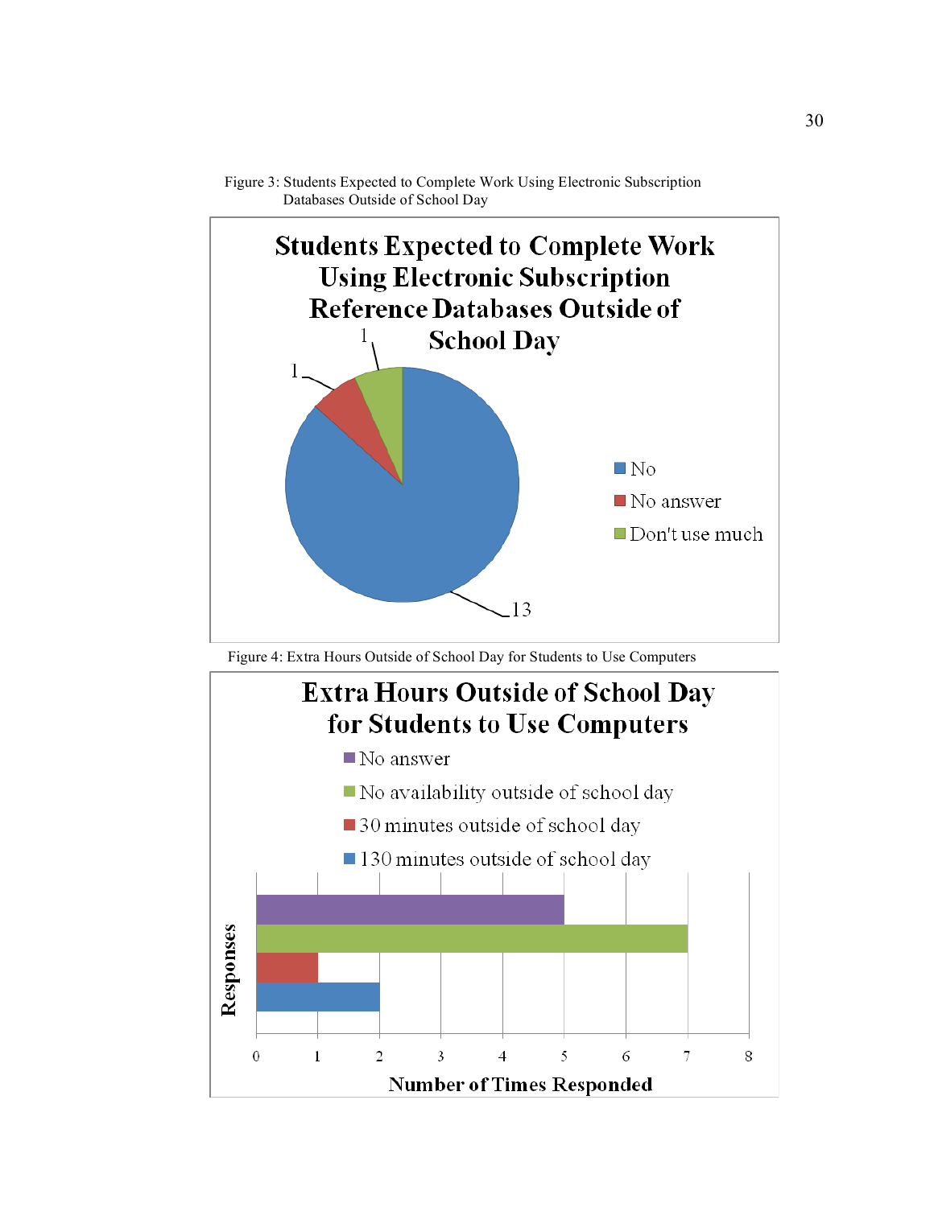Figure 3: Students Expected to Complete Work Using Electronic Subscription Databases Outside of School Day

**Students Expected to Complete Work Using Electronic Subscription Reference Databases Outside of School Day**

- No: 13
- No answer: 1
- Don't use much: 1

Figure 4: Extra Hours Outside of School Day for Students to Use Computers

**Extra Hours Outside of School Day for Students to Use Computers**

| Responses | Number of Times Responded |
|---|---|
| No answer | 5 |
| No availability outside of school day | 7 |
| 30 minutes outside of school day | 1 |
| 130 minutes outside of school day | 2 |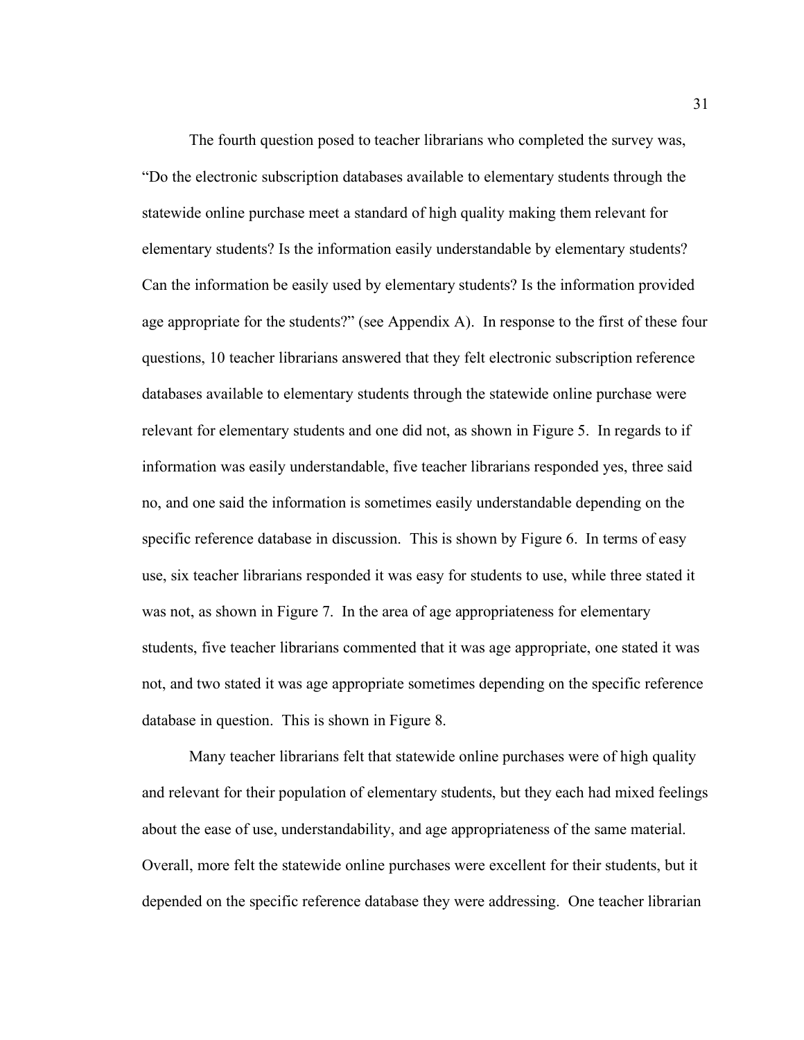The fourth question posed to teacher librarians who completed the survey was, "Do the electronic subscription databases available to elementary students through the statewide online purchase meet a standard of high quality making them relevant for elementary students? Is the information easily understandable by elementary students? Can the information be easily used by elementary students? Is the information provided age appropriate for the students?" (see Appendix A). In response to the first of these four questions, 10 teacher librarians answered that they felt electronic subscription reference databases available to elementary students through the statewide online purchase were relevant for elementary students and one did not, as shown in Figure 5. In regards to if information was easily understandable, five teacher librarians responded yes, three said no, and one said the information is sometimes easily understandable depending on the specific reference database in discussion. This is shown by Figure 6. In terms of easy use, six teacher librarians responded it was easy for students to use, while three stated it was not, as shown in Figure 7. In the area of age appropriateness for elementary students, five teacher librarians commented that it was age appropriate, one stated it was not, and two stated it was age appropriate sometimes depending on the specific reference database in question. This is shown in Figure 8.

Many teacher librarians felt that statewide online purchases were of high quality and relevant for their population of elementary students, but they each had mixed feelings about the ease of use, understandability, and age appropriateness of the same material. Overall, more felt the statewide online purchases were excellent for their students, but it depended on the specific reference database they were addressing. One teacher librarian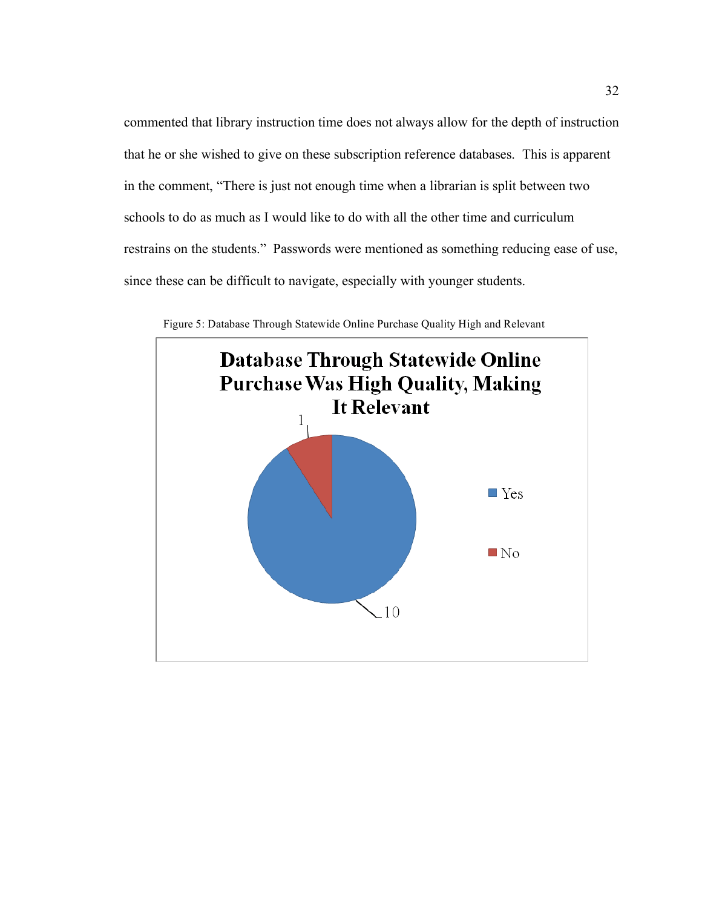commented that library instruction time does not always allow for the depth of instruction that he or she wished to give on these subscription reference databases. This is apparent in the comment, "There is just not enough time when a librarian is split between two schools to do as much as I would like to do with all the other time and curriculum restrains on the students." Passwords were mentioned as something reducing ease of use, since these can be difficult to navigate, especially with younger students.

Figure 5: Database Through Statewide Online Purchase Quality High and Relevant

**Database Through Statewide Online Purchase Was High Quality, Making It Relevant**

| Response | Count |
|---|---|
| Yes | 10 |
| No | 1 |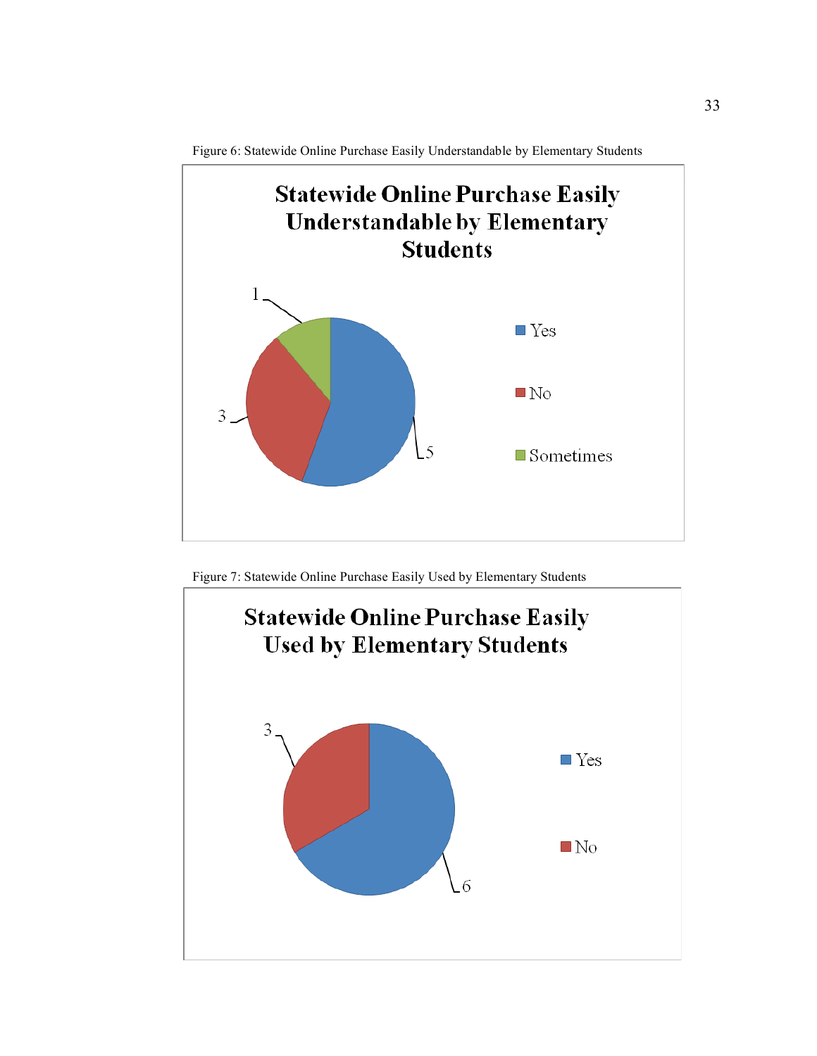Figure 6: Statewide Online Purchase Easily Understandable by Elementary Students

Figure 7: Statewide Online Purchase Easily Used by Elementary Students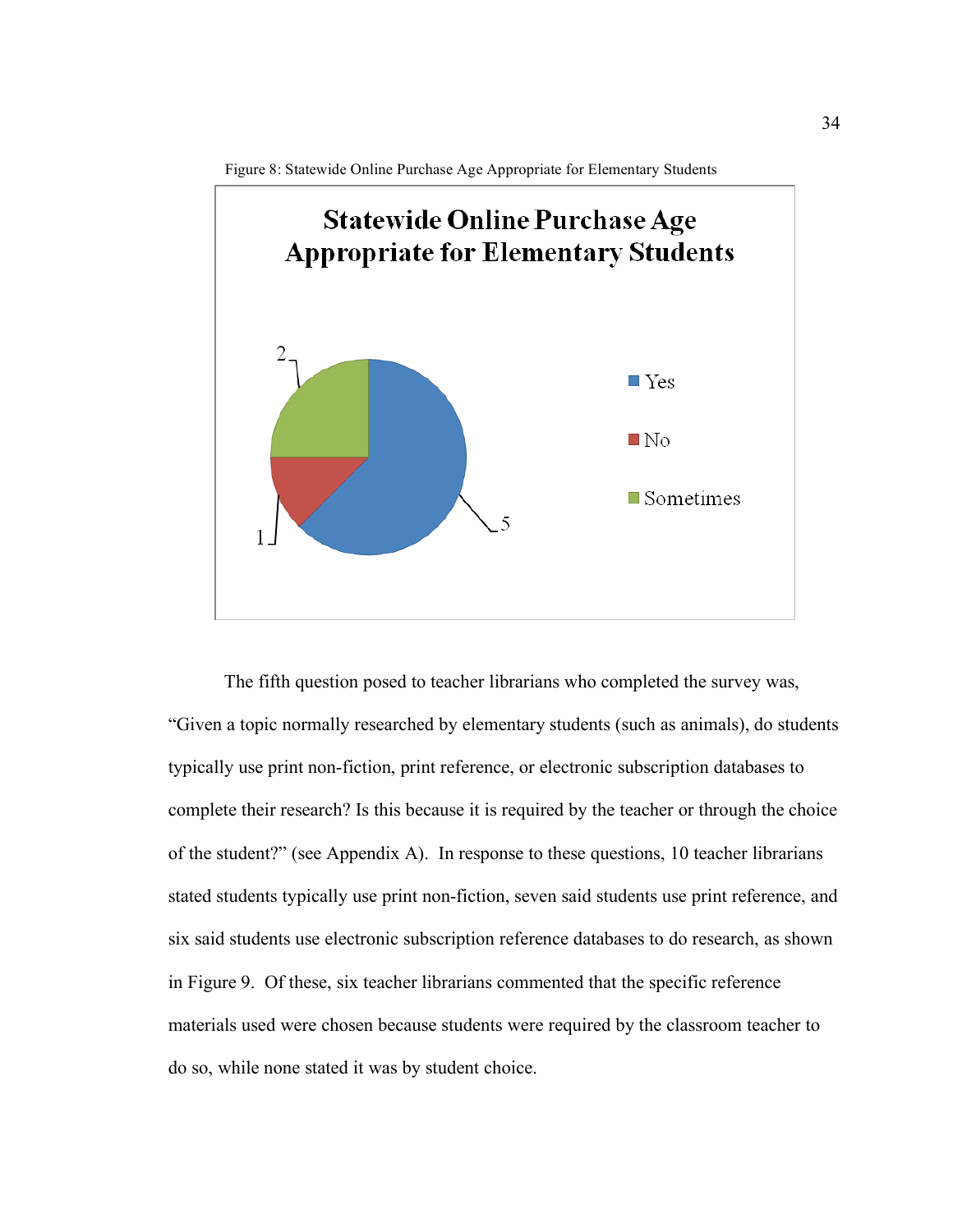Figure 8: Statewide Online Purchase Age Appropriate for Elementary Students

The fifth question posed to teacher librarians who completed the survey was, "Given a topic normally researched by elementary students (such as animals), do students typically use print non-fiction, print reference, or electronic subscription databases to complete their research? Is this because it is required by the teacher or through the choice of the student?" (see Appendix A). In response to these questions, 10 teacher librarians stated students typically use print non-fiction, seven said students use print reference, and six said students use electronic subscription reference databases to do research, as shown in Figure 9. Of these, six teacher librarians commented that the specific reference materials used were chosen because students were required by the classroom teacher to do so, while none stated it was by student choice.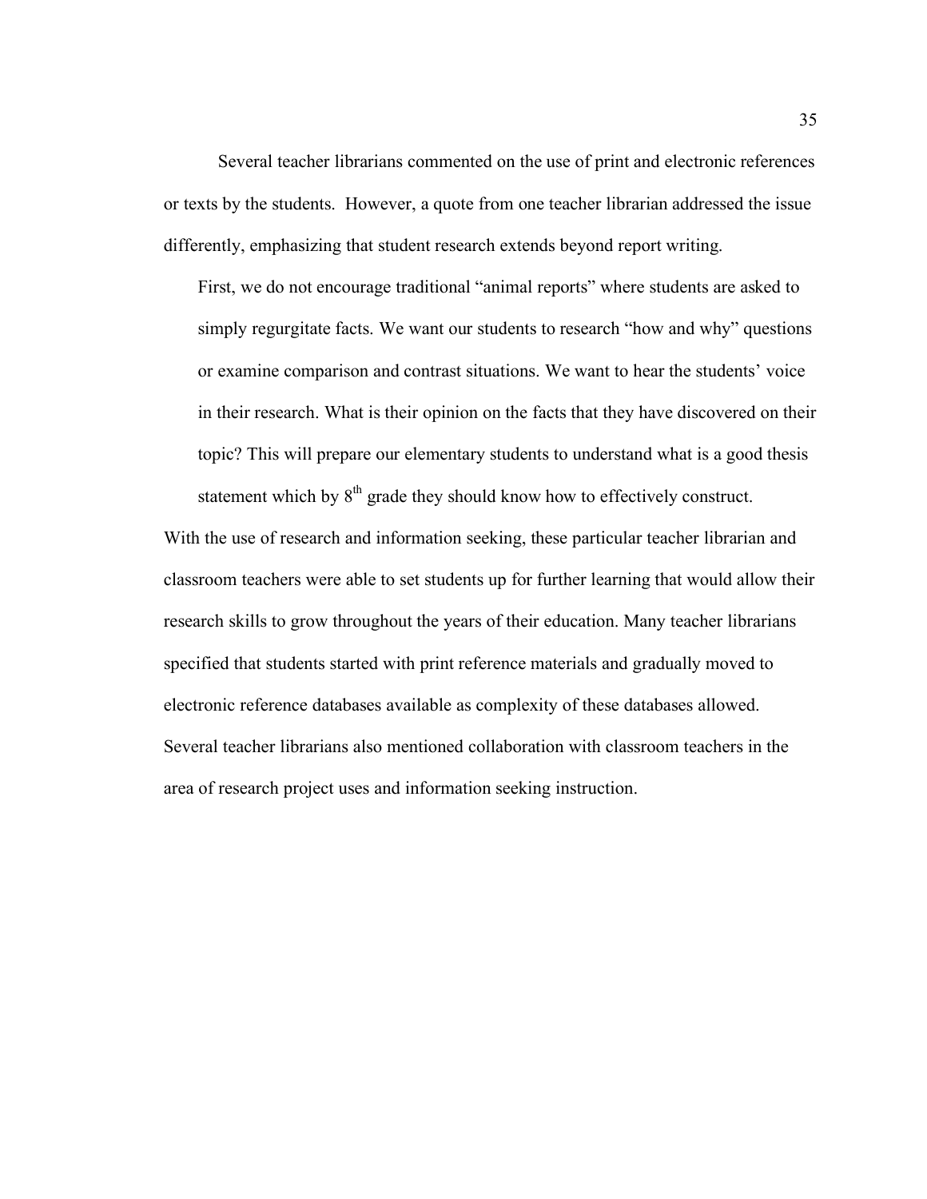Several teacher librarians commented on the use of print and electronic references or texts by the students. However, a quote from one teacher librarian addressed the issue differently, emphasizing that student research extends beyond report writing.

> First, we do not encourage traditional "animal reports" where students are asked to simply regurgitate facts. We want our students to research "how and why" questions or examine comparison and contrast situations. We want to hear the students' voice in their research. What is their opinion on the facts that they have discovered on their topic? This will prepare our elementary students to understand what is a good thesis statement which by 8th grade they should know how to effectively construct.

With the use of research and information seeking, these particular teacher librarian and classroom teachers were able to set students up for further learning that would allow their research skills to grow throughout the years of their education. Many teacher librarians specified that students started with print reference materials and gradually moved to electronic reference databases available as complexity of these databases allowed. Several teacher librarians also mentioned collaboration with classroom teachers in the area of research project uses and information seeking instruction.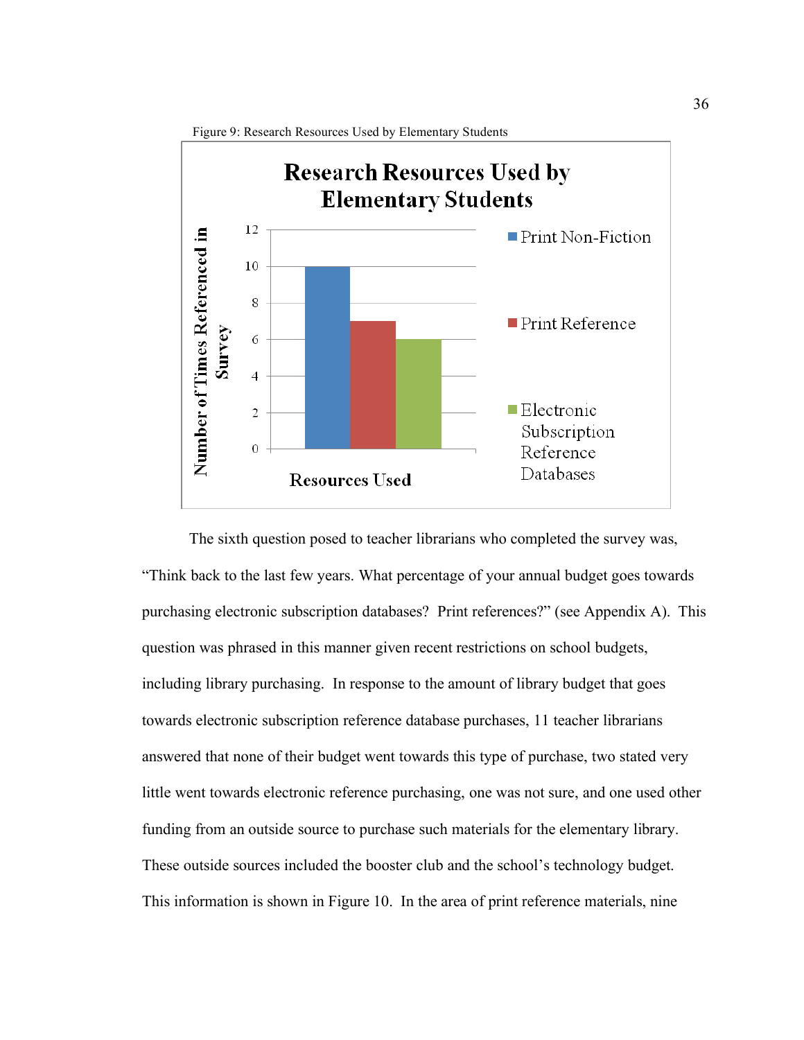Figure 9: Research Resources Used by Elementary Students

The sixth question posed to teacher librarians who completed the survey was, "Think back to the last few years. What percentage of your annual budget goes towards purchasing electronic subscription databases? Print references?" (see Appendix A). This question was phrased in this manner given recent restrictions on school budgets, including library purchasing. In response to the amount of library budget that goes towards electronic subscription reference database purchases, 11 teacher librarians answered that none of their budget went towards this type of purchase, two stated very little went towards electronic reference purchasing, one was not sure, and one used other funding from an outside source to purchase such materials for the elementary library. These outside sources included the booster club and the school's technology budget. This information is shown in Figure 10. In the area of print reference materials, nine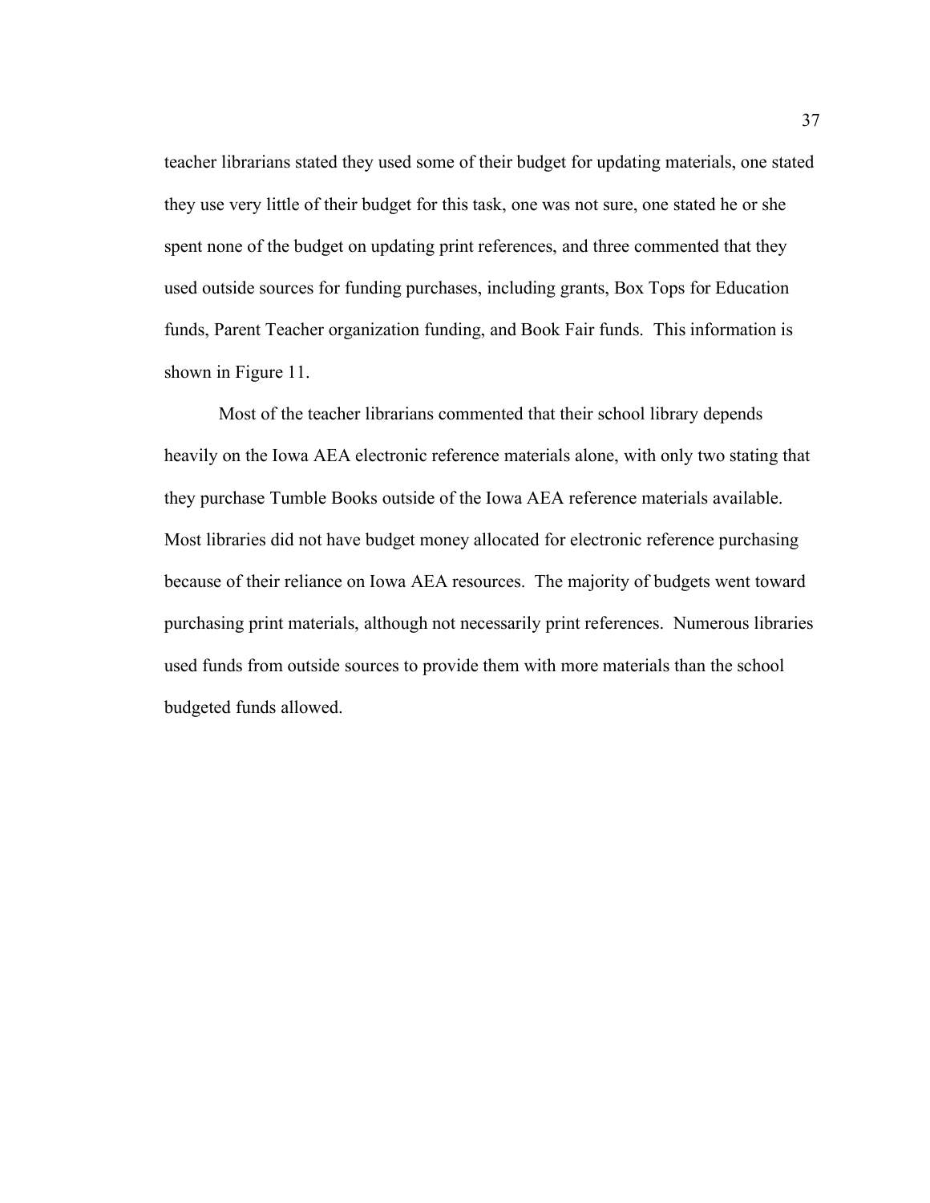teacher librarians stated they used some of their budget for updating materials, one stated they use very little of their budget for this task, one was not sure, one stated he or she spent none of the budget on updating print references, and three commented that they used outside sources for funding purchases, including grants, Box Tops for Education funds, Parent Teacher organization funding, and Book Fair funds. This information is shown in Figure 11.

Most of the teacher librarians commented that their school library depends heavily on the Iowa AEA electronic reference materials alone, with only two stating that they purchase Tumble Books outside of the Iowa AEA reference materials available. Most libraries did not have budget money allocated for electronic reference purchasing because of their reliance on Iowa AEA resources. The majority of budgets went toward purchasing print materials, although not necessarily print references. Numerous libraries used funds from outside sources to provide them with more materials than the school budgeted funds allowed.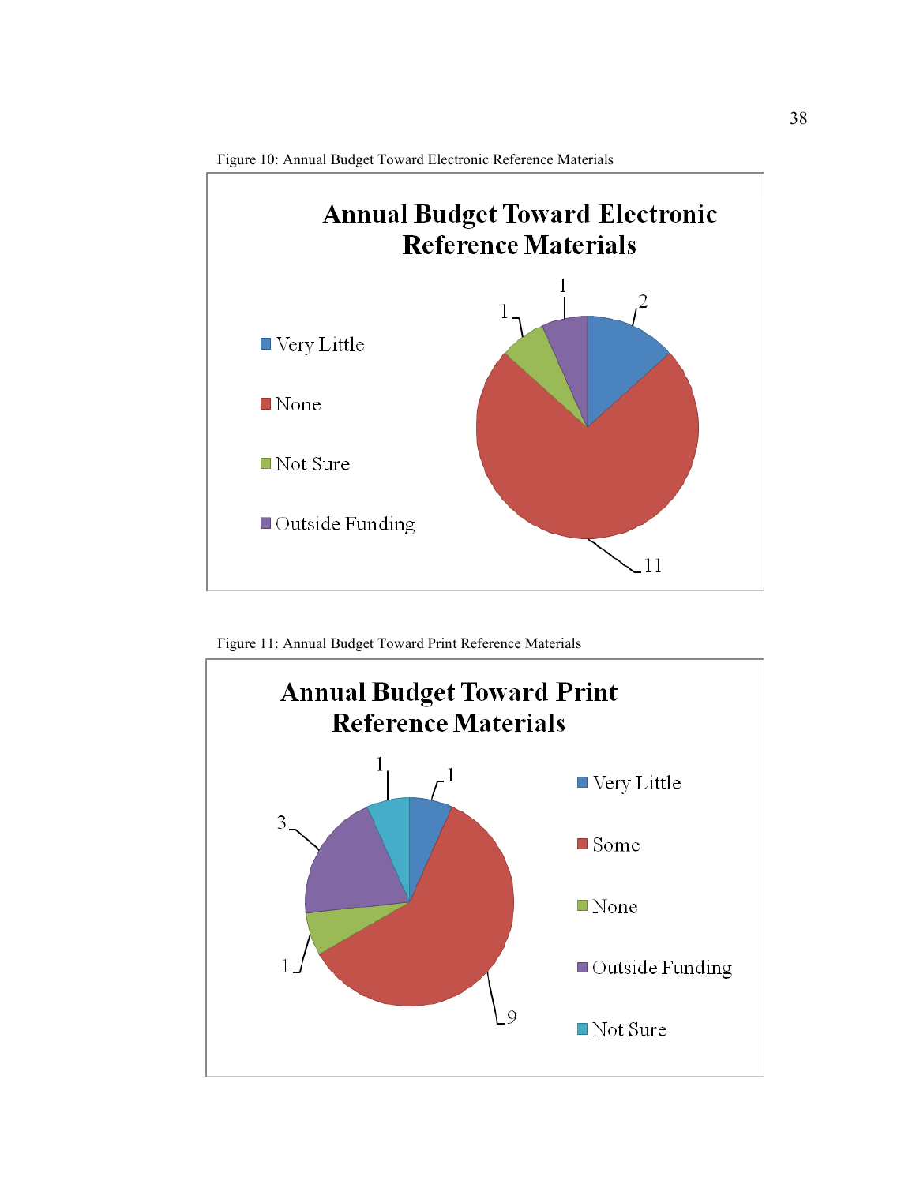Figure 10: Annual Budget Toward Electronic Reference Materials

**Annual Budget Toward Electronic Reference Materials**

| Category | Count |
|---|---|
| Very Little | 2 |
| None | 11 |
| Not Sure | 1 |
| Outside Funding | 1 |

Figure 11: Annual Budget Toward Print Reference Materials

**Annual Budget Toward Print Reference Materials**

| Category | Count |
|---|---|
| Very Little | 1 |
| Some | 9 |
| None | 1 |
| Outside Funding | 3 |
| Not Sure | 1 |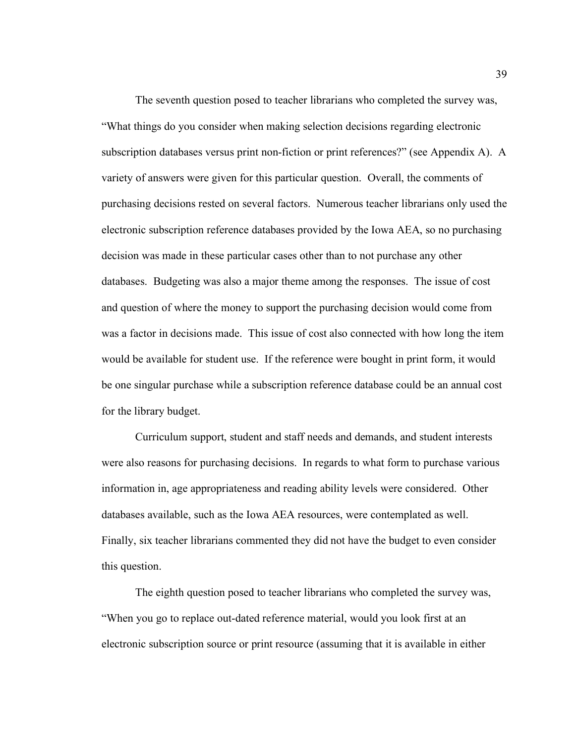The seventh question posed to teacher librarians who completed the survey was, "What things do you consider when making selection decisions regarding electronic subscription databases versus print non-fiction or print references?" (see Appendix A). A variety of answers were given for this particular question. Overall, the comments of purchasing decisions rested on several factors. Numerous teacher librarians only used the electronic subscription reference databases provided by the Iowa AEA, so no purchasing decision was made in these particular cases other than to not purchase any other databases. Budgeting was also a major theme among the responses. The issue of cost and question of where the money to support the purchasing decision would come from was a factor in decisions made. This issue of cost also connected with how long the item would be available for student use. If the reference were bought in print form, it would be one singular purchase while a subscription reference database could be an annual cost for the library budget.

Curriculum support, student and staff needs and demands, and student interests were also reasons for purchasing decisions. In regards to what form to purchase various information in, age appropriateness and reading ability levels were considered. Other databases available, such as the Iowa AEA resources, were contemplated as well. Finally, six teacher librarians commented they did not have the budget to even consider this question.

The eighth question posed to teacher librarians who completed the survey was, "When you go to replace out-dated reference material, would you look first at an electronic subscription source or print resource (assuming that it is available in either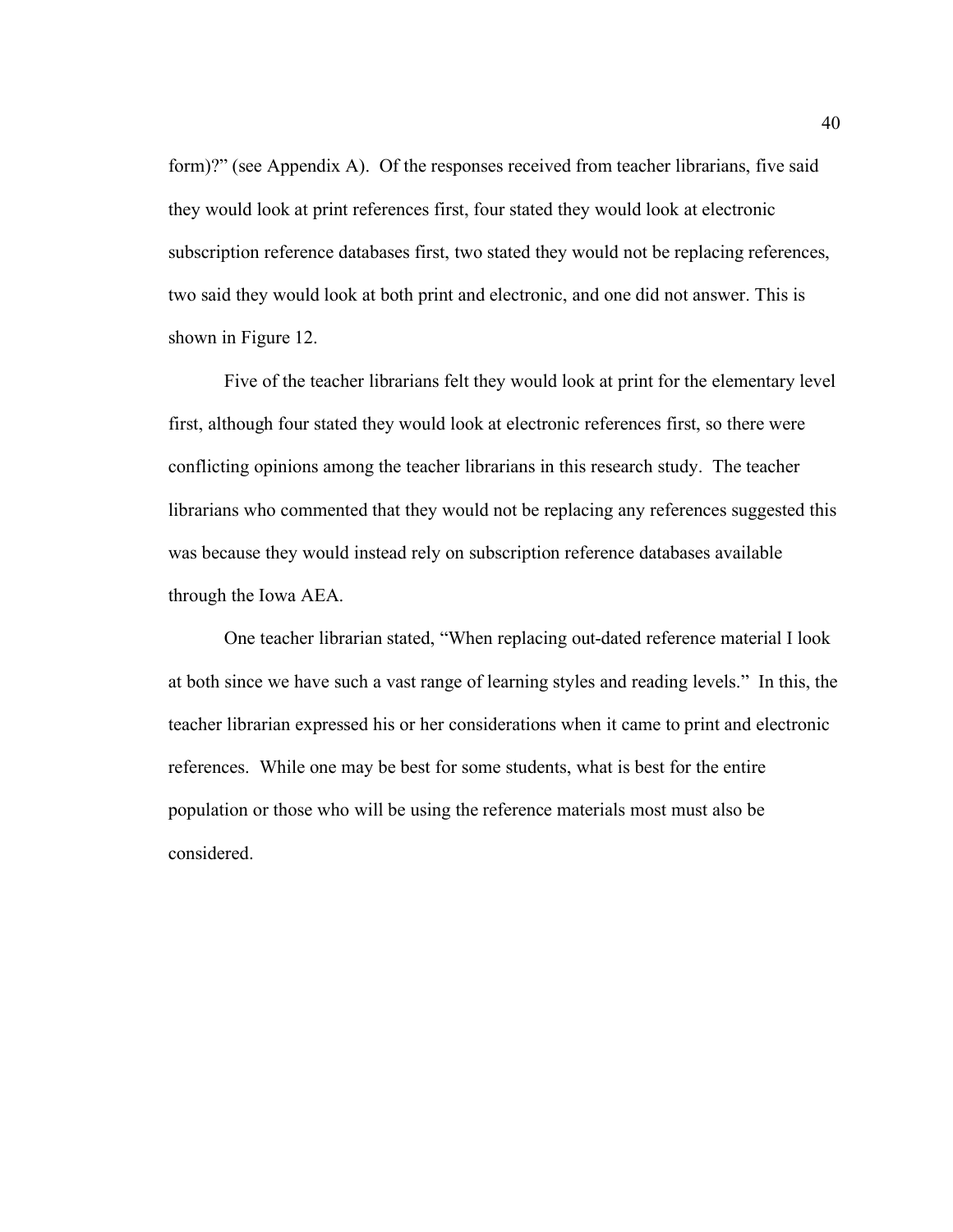form)?" (see Appendix A). Of the responses received from teacher librarians, five said they would look at print references first, four stated they would look at electronic subscription reference databases first, two stated they would not be replacing references, two said they would look at both print and electronic, and one did not answer. This is shown in Figure 12.

Five of the teacher librarians felt they would look at print for the elementary level first, although four stated they would look at electronic references first, so there were conflicting opinions among the teacher librarians in this research study. The teacher librarians who commented that they would not be replacing any references suggested this was because they would instead rely on subscription reference databases available through the Iowa AEA.

One teacher librarian stated, "When replacing out-dated reference material I look at both since we have such a vast range of learning styles and reading levels." In this, the teacher librarian expressed his or her considerations when it came to print and electronic references. While one may be best for some students, what is best for the entire population or those who will be using the reference materials most must also be considered.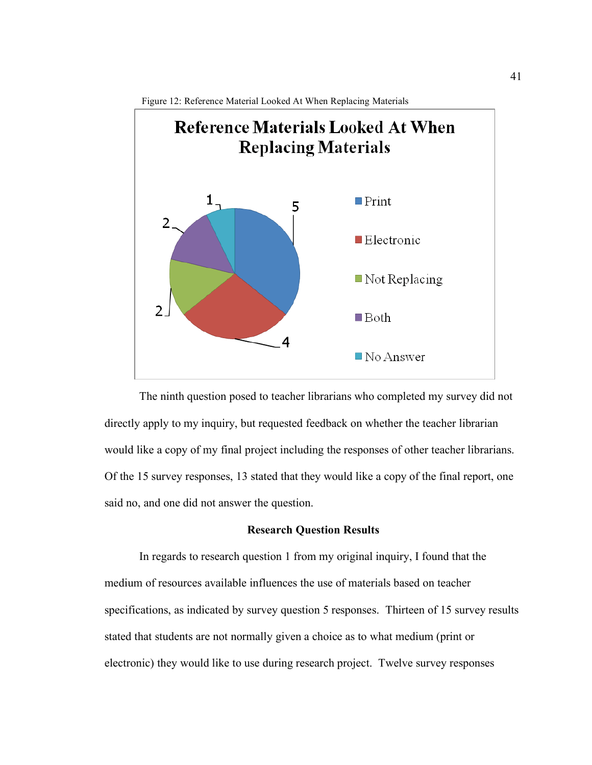Figure 12: Reference Material Looked At When Replacing Materials

**Reference Materials Looked At When Replacing Materials**

| Category | Count |
|---|---|
| Print | 5 |
| Electronic | 4 |
| Not Replacing | 2 |
| Both | 2 |
| No Answer | 1 |

The ninth question posed to teacher librarians who completed my survey did not directly apply to my inquiry, but requested feedback on whether the teacher librarian would like a copy of my final project including the responses of other teacher librarians. Of the 15 survey responses, 13 stated that they would like a copy of the final report, one said no, and one did not answer the question.

### Research Question Results

In regards to research question 1 from my original inquiry, I found that the medium of resources available influences the use of materials based on teacher specifications, as indicated by survey question 5 responses. Thirteen of 15 survey results stated that students are not normally given a choice as to what medium (print or electronic) they would like to use during research project. Twelve survey responses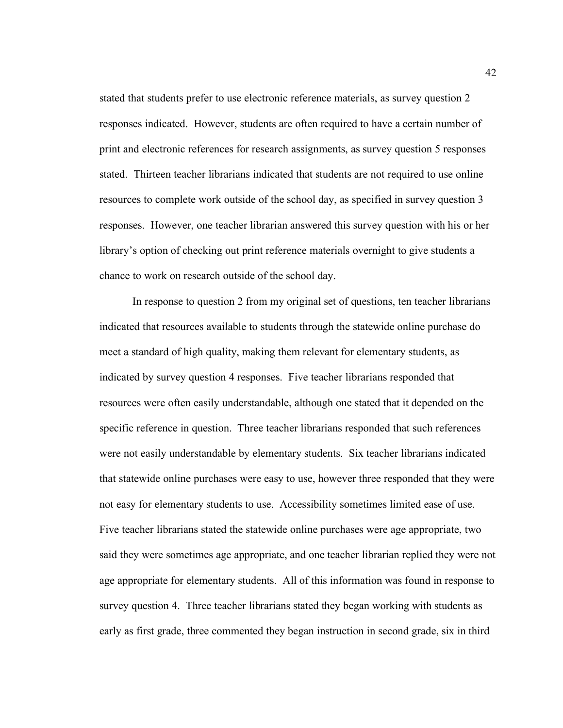stated that students prefer to use electronic reference materials, as survey question 2 responses indicated. However, students are often required to have a certain number of print and electronic references for research assignments, as survey question 5 responses stated. Thirteen teacher librarians indicated that students are not required to use online resources to complete work outside of the school day, as specified in survey question 3 responses. However, one teacher librarian answered this survey question with his or her library's option of checking out print reference materials overnight to give students a chance to work on research outside of the school day.

In response to question 2 from my original set of questions, ten teacher librarians indicated that resources available to students through the statewide online purchase do meet a standard of high quality, making them relevant for elementary students, as indicated by survey question 4 responses. Five teacher librarians responded that resources were often easily understandable, although one stated that it depended on the specific reference in question. Three teacher librarians responded that such references were not easily understandable by elementary students. Six teacher librarians indicated that statewide online purchases were easy to use, however three responded that they were not easy for elementary students to use. Accessibility sometimes limited ease of use. Five teacher librarians stated the statewide online purchases were age appropriate, two said they were sometimes age appropriate, and one teacher librarian replied they were not age appropriate for elementary students. All of this information was found in response to survey question 4. Three teacher librarians stated they began working with students as early as first grade, three commented they began instruction in second grade, six in third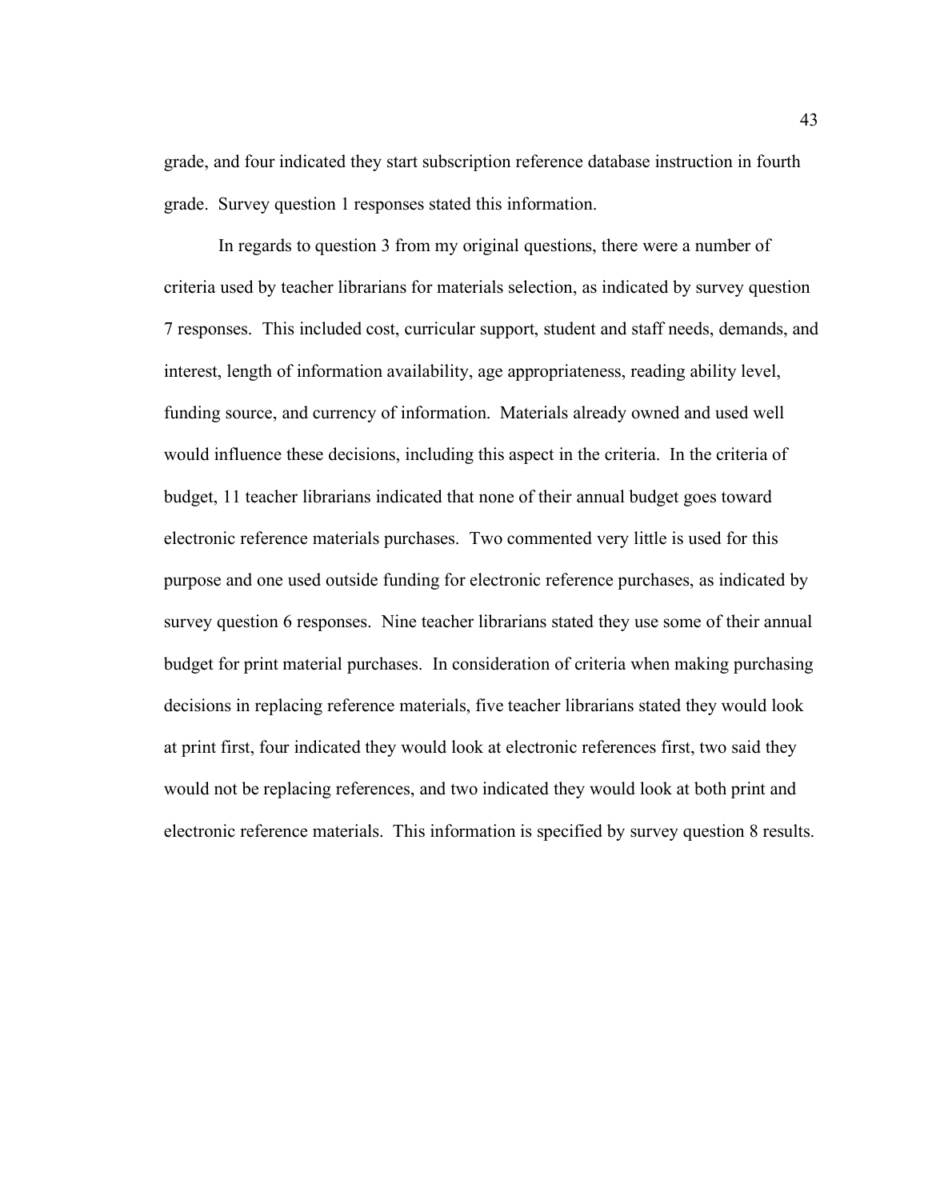grade, and four indicated they start subscription reference database instruction in fourth grade. Survey question 1 responses stated this information.

In regards to question 3 from my original questions, there were a number of criteria used by teacher librarians for materials selection, as indicated by survey question 7 responses. This included cost, curricular support, student and staff needs, demands, and interest, length of information availability, age appropriateness, reading ability level, funding source, and currency of information. Materials already owned and used well would influence these decisions, including this aspect in the criteria. In the criteria of budget, 11 teacher librarians indicated that none of their annual budget goes toward electronic reference materials purchases. Two commented very little is used for this purpose and one used outside funding for electronic reference purchases, as indicated by survey question 6 responses. Nine teacher librarians stated they use some of their annual budget for print material purchases. In consideration of criteria when making purchasing decisions in replacing reference materials, five teacher librarians stated they would look at print first, four indicated they would look at electronic references first, two said they would not be replacing references, and two indicated they would look at both print and electronic reference materials. This information is specified by survey question 8 results.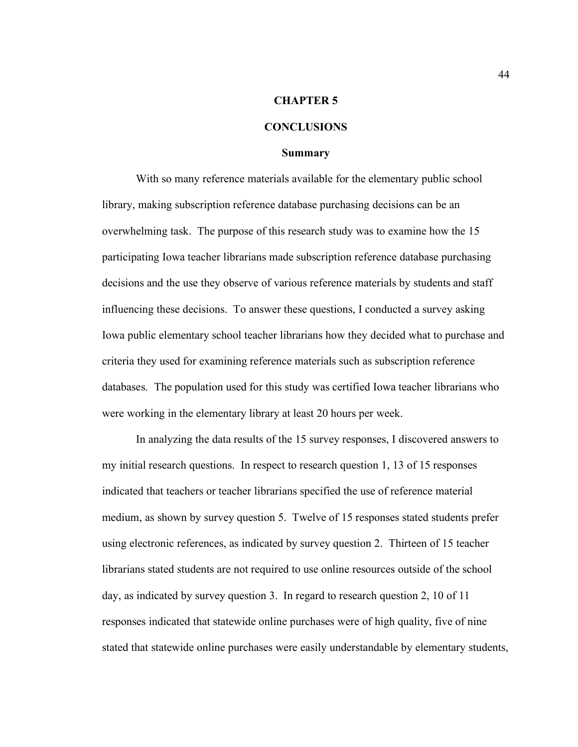# CHAPTER 5

# CONCLUSIONS

## Summary

With so many reference materials available for the elementary public school library, making subscription reference database purchasing decisions can be an overwhelming task. The purpose of this research study was to examine how the 15 participating Iowa teacher librarians made subscription reference database purchasing decisions and the use they observe of various reference materials by students and staff influencing these decisions. To answer these questions, I conducted a survey asking Iowa public elementary school teacher librarians how they decided what to purchase and criteria they used for examining reference materials such as subscription reference databases. The population used for this study was certified Iowa teacher librarians who were working in the elementary library at least 20 hours per week.

In analyzing the data results of the 15 survey responses, I discovered answers to my initial research questions. In respect to research question 1, 13 of 15 responses indicated that teachers or teacher librarians specified the use of reference material medium, as shown by survey question 5. Twelve of 15 responses stated students prefer using electronic references, as indicated by survey question 2. Thirteen of 15 teacher librarians stated students are not required to use online resources outside of the school day, as indicated by survey question 3. In regard to research question 2, 10 of 11 responses indicated that statewide online purchases were of high quality, five of nine stated that statewide online purchases were easily understandable by elementary students,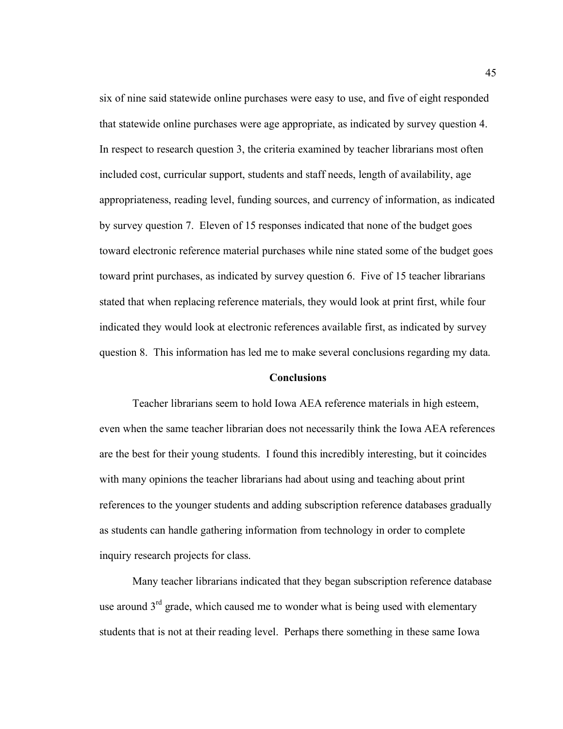six of nine said statewide online purchases were easy to use, and five of eight responded that statewide online purchases were age appropriate, as indicated by survey question 4. In respect to research question 3, the criteria examined by teacher librarians most often included cost, curricular support, students and staff needs, length of availability, age appropriateness, reading level, funding sources, and currency of information, as indicated by survey question 7. Eleven of 15 responses indicated that none of the budget goes toward electronic reference material purchases while nine stated some of the budget goes toward print purchases, as indicated by survey question 6. Five of 15 teacher librarians stated that when replacing reference materials, they would look at print first, while four indicated they would look at electronic references available first, as indicated by survey question 8. This information has led me to make several conclusions regarding my data.

## Conclusions

Teacher librarians seem to hold Iowa AEA reference materials in high esteem, even when the same teacher librarian does not necessarily think the Iowa AEA references are the best for their young students. I found this incredibly interesting, but it coincides with many opinions the teacher librarians had about using and teaching about print references to the younger students and adding subscription reference databases gradually as students can handle gathering information from technology in order to complete inquiry research projects for class.

Many teacher librarians indicated that they began subscription reference database use around 3rd grade, which caused me to wonder what is being used with elementary students that is not at their reading level. Perhaps there something in these same Iowa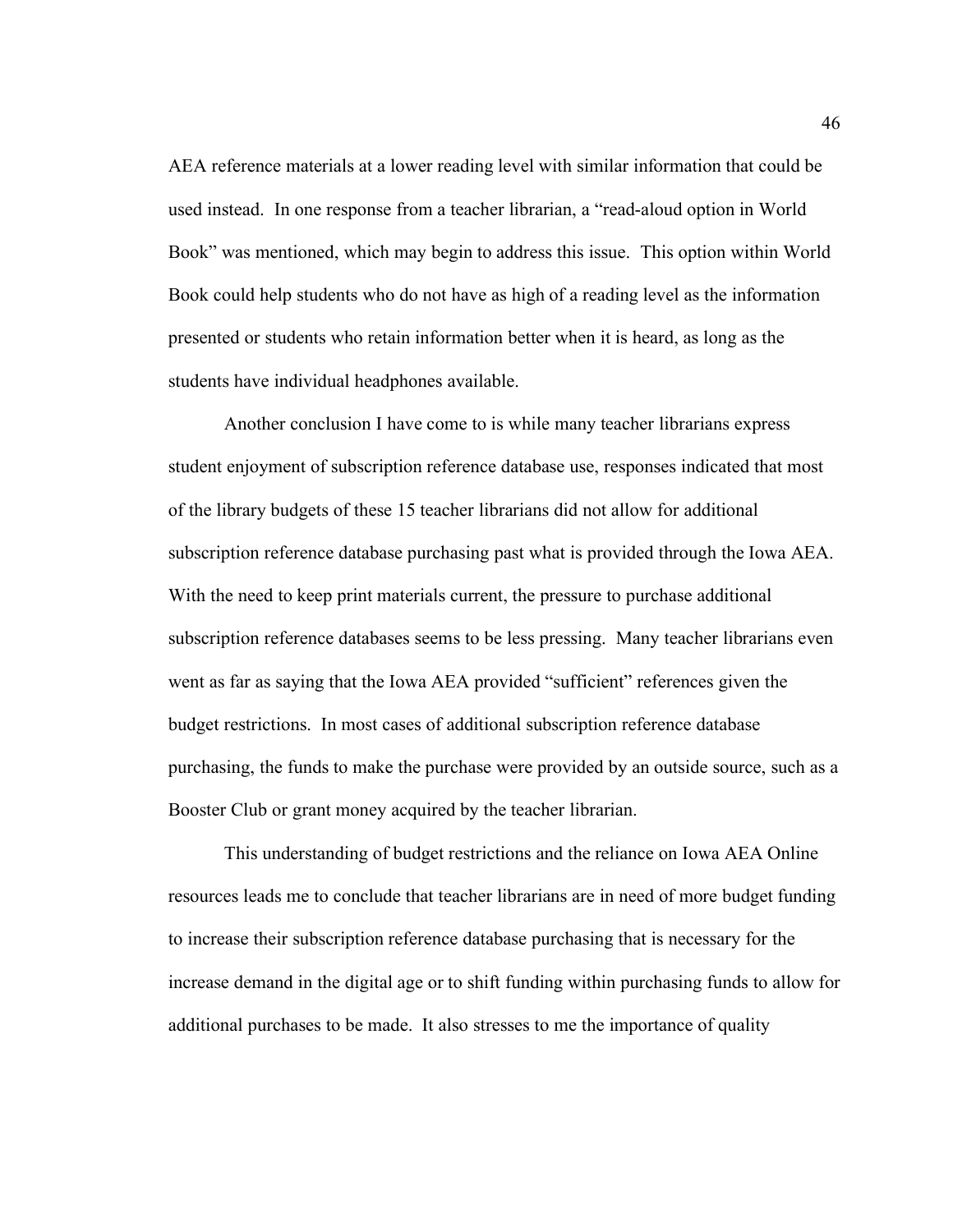AEA reference materials at a lower reading level with similar information that could be used instead. In one response from a teacher librarian, a "read-aloud option in World Book" was mentioned, which may begin to address this issue. This option within World Book could help students who do not have as high of a reading level as the information presented or students who retain information better when it is heard, as long as the students have individual headphones available.

Another conclusion I have come to is while many teacher librarians express student enjoyment of subscription reference database use, responses indicated that most of the library budgets of these 15 teacher librarians did not allow for additional subscription reference database purchasing past what is provided through the Iowa AEA. With the need to keep print materials current, the pressure to purchase additional subscription reference databases seems to be less pressing. Many teacher librarians even went as far as saying that the Iowa AEA provided "sufficient" references given the budget restrictions. In most cases of additional subscription reference database purchasing, the funds to make the purchase were provided by an outside source, such as a Booster Club or grant money acquired by the teacher librarian.

This understanding of budget restrictions and the reliance on Iowa AEA Online resources leads me to conclude that teacher librarians are in need of more budget funding to increase their subscription reference database purchasing that is necessary for the increase demand in the digital age or to shift funding within purchasing funds to allow for additional purchases to be made. It also stresses to me the importance of quality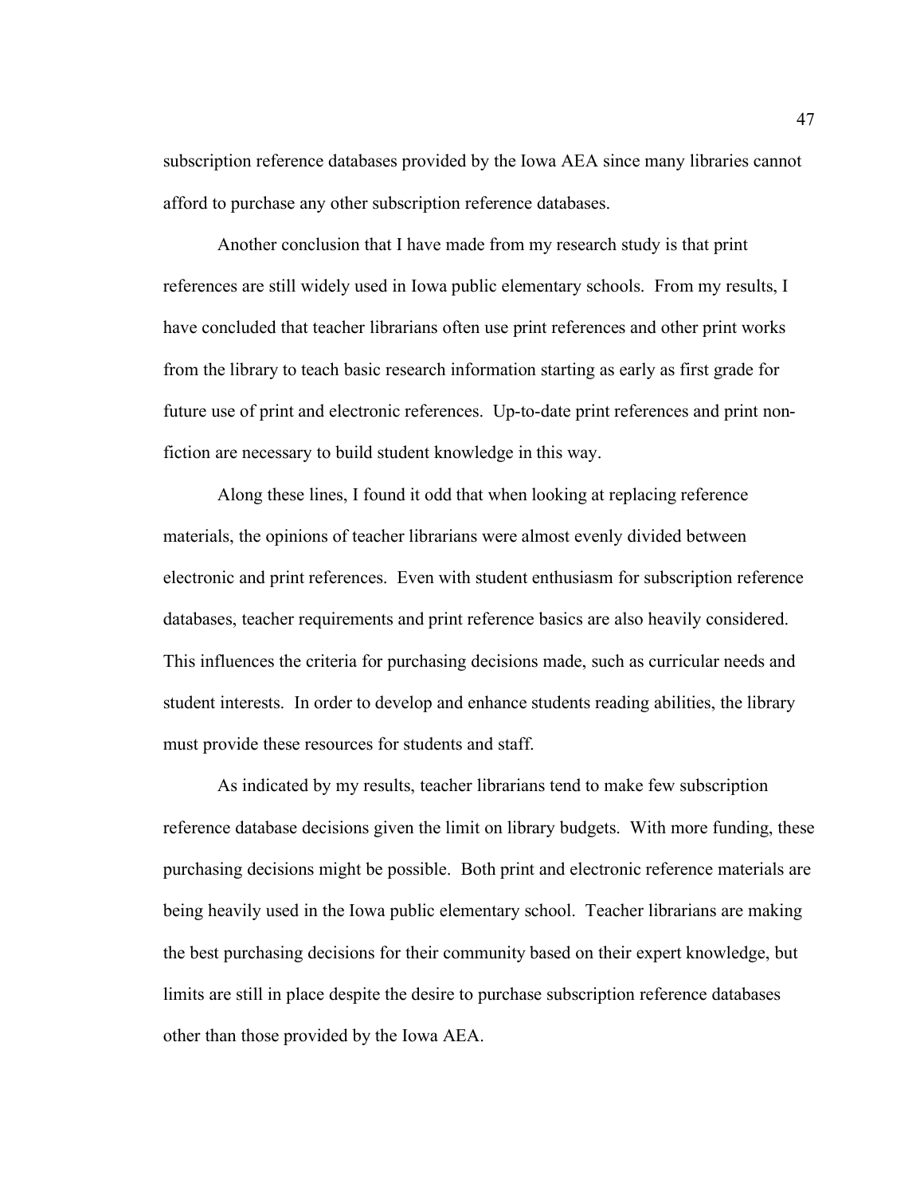subscription reference databases provided by the Iowa AEA since many libraries cannot afford to purchase any other subscription reference databases.

Another conclusion that I have made from my research study is that print references are still widely used in Iowa public elementary schools. From my results, I have concluded that teacher librarians often use print references and other print works from the library to teach basic research information starting as early as first grade for future use of print and electronic references. Up-to-date print references and print non-fiction are necessary to build student knowledge in this way.

Along these lines, I found it odd that when looking at replacing reference materials, the opinions of teacher librarians were almost evenly divided between electronic and print references. Even with student enthusiasm for subscription reference databases, teacher requirements and print reference basics are also heavily considered. This influences the criteria for purchasing decisions made, such as curricular needs and student interests. In order to develop and enhance students reading abilities, the library must provide these resources for students and staff.

As indicated by my results, teacher librarians tend to make few subscription reference database decisions given the limit on library budgets. With more funding, these purchasing decisions might be possible. Both print and electronic reference materials are being heavily used in the Iowa public elementary school. Teacher librarians are making the best purchasing decisions for their community based on their expert knowledge, but limits are still in place despite the desire to purchase subscription reference databases other than those provided by the Iowa AEA.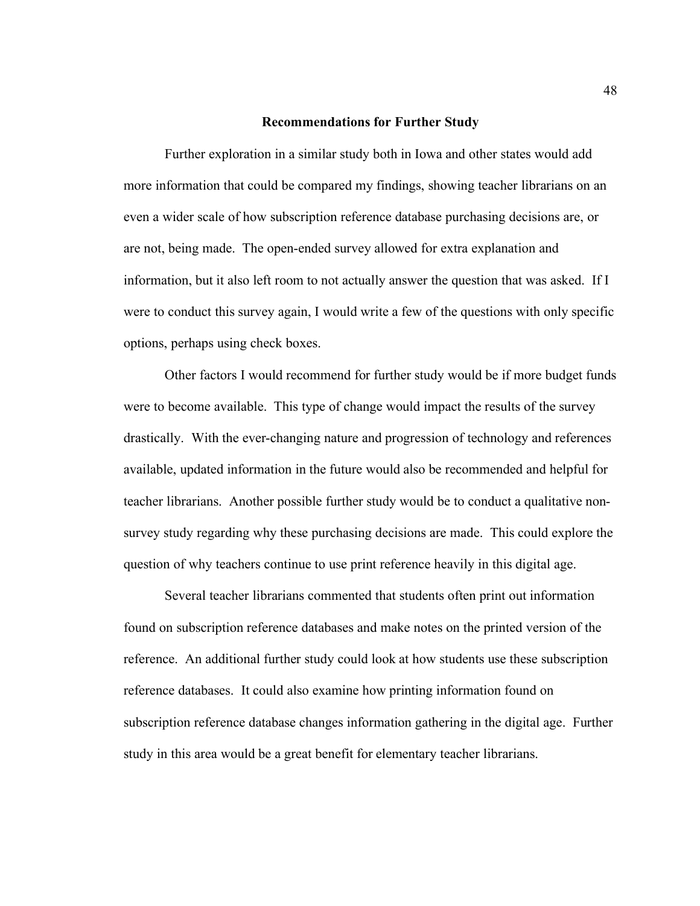## Recommendations for Further Study

Further exploration in a similar study both in Iowa and other states would add more information that could be compared my findings, showing teacher librarians on an even a wider scale of how subscription reference database purchasing decisions are, or are not, being made. The open-ended survey allowed for extra explanation and information, but it also left room to not actually answer the question that was asked. If I were to conduct this survey again, I would write a few of the questions with only specific options, perhaps using check boxes.

Other factors I would recommend for further study would be if more budget funds were to become available. This type of change would impact the results of the survey drastically. With the ever-changing nature and progression of technology and references available, updated information in the future would also be recommended and helpful for teacher librarians. Another possible further study would be to conduct a qualitative non-survey study regarding why these purchasing decisions are made. This could explore the question of why teachers continue to use print reference heavily in this digital age.

Several teacher librarians commented that students often print out information found on subscription reference databases and make notes on the printed version of the reference. An additional further study could look at how students use these subscription reference databases. It could also examine how printing information found on subscription reference database changes information gathering in the digital age. Further study in this area would be a great benefit for elementary teacher librarians.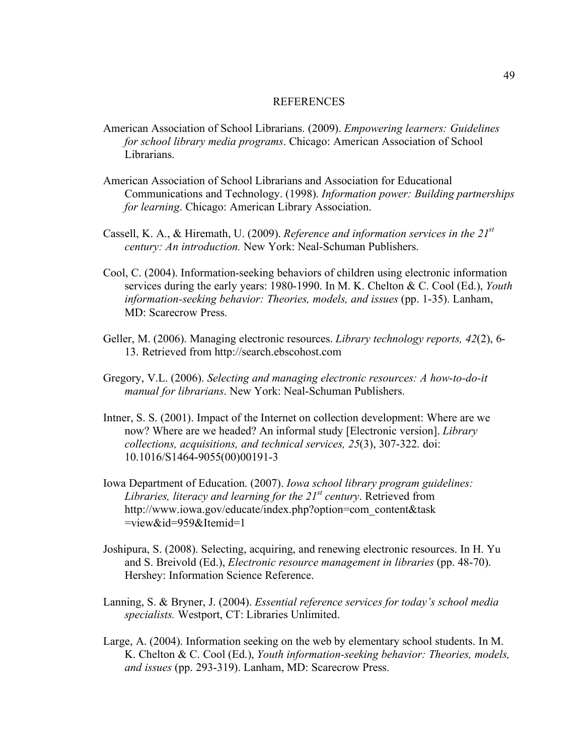# REFERENCES

American Association of School Librarians. (2009). *Empowering learners: Guidelines for school library media programs*. Chicago: American Association of School Librarians.

American Association of School Librarians and Association for Educational Communications and Technology. (1998). *Information power: Building partnerships for learning*. Chicago: American Library Association.

Cassell, K. A., & Hiremath, U. (2009). *Reference and information services in the 21st century: An introduction.* New York: Neal-Schuman Publishers.

Cool, C. (2004). Information-seeking behaviors of children using electronic information services during the early years: 1980-1990. In M. K. Chelton & C. Cool (Ed.), *Youth information-seeking behavior: Theories, models, and issues* (pp. 1-35). Lanham, MD: Scarecrow Press.

Geller, M. (2006). Managing electronic resources. *Library technology reports, 42*(2), 6-13. Retrieved from http://search.ebscohost.com

Gregory, V.L. (2006). *Selecting and managing electronic resources: A how-to-do-it manual for librarians*. New York: Neal-Schuman Publishers.

Intner, S. S. (2001). Impact of the Internet on collection development: Where are we now? Where are we headed? An informal study [Electronic version]. *Library collections, acquisitions, and technical services, 25*(3), 307-322. doi: 10.1016/S1464-9055(00)00191-3

Iowa Department of Education. (2007). *Iowa school library program guidelines: Libraries, literacy and learning for the 21st century*. Retrieved from http://www.iowa.gov/educate/index.php?option=com_content&task =view&id=959&Itemid=1

Joshipura, S. (2008). Selecting, acquiring, and renewing electronic resources. In H. Yu and S. Breivold (Ed.), *Electronic resource management in libraries* (pp. 48-70). Hershey: Information Science Reference.

Lanning, S. & Bryner, J. (2004). *Essential reference services for today's school media specialists.* Westport, CT: Libraries Unlimited.

Large, A. (2004). Information seeking on the web by elementary school students. In M. K. Chelton & C. Cool (Ed.), *Youth information-seeking behavior: Theories, models, and issues* (pp. 293-319). Lanham, MD: Scarecrow Press.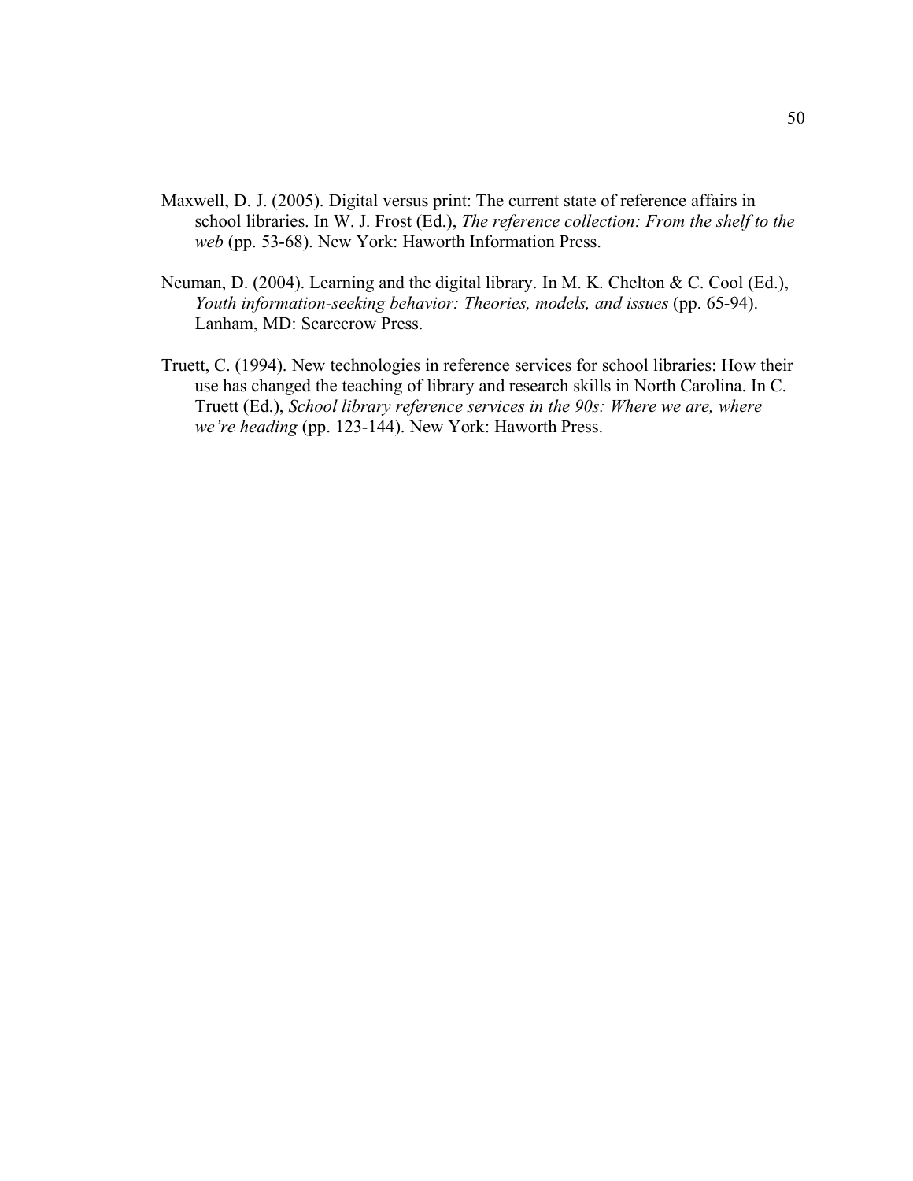Maxwell, D. J. (2005). Digital versus print: The current state of reference affairs in school libraries. In W. J. Frost (Ed.), *The reference collection: From the shelf to the web* (pp. 53-68). New York: Haworth Information Press.

Neuman, D. (2004). Learning and the digital library. In M. K. Chelton & C. Cool (Ed.), *Youth information-seeking behavior: Theories, models, and issues* (pp. 65-94). Lanham, MD: Scarecrow Press.

Truett, C. (1994). New technologies in reference services for school libraries: How their use has changed the teaching of library and research skills in North Carolina. In C. Truett (Ed.), *School library reference services in the 90s: Where we are, where we're heading* (pp. 123-144). New York: Haworth Press.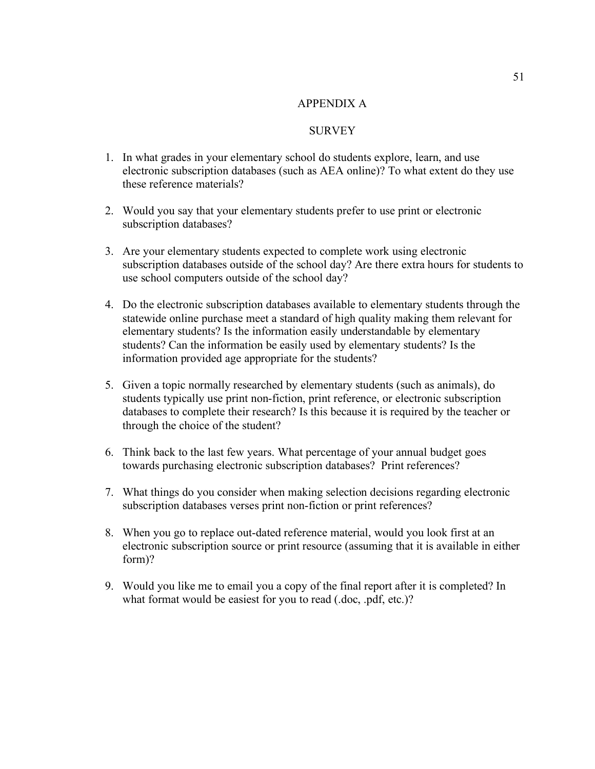# APPENDIX A

## SURVEY

1. In what grades in your elementary school do students explore, learn, and use electronic subscription databases (such as AEA online)? To what extent do they use these reference materials?

2. Would you say that your elementary students prefer to use print or electronic subscription databases?

3. Are your elementary students expected to complete work using electronic subscription databases outside of the school day? Are there extra hours for students to use school computers outside of the school day?

4. Do the electronic subscription databases available to elementary students through the statewide online purchase meet a standard of high quality making them relevant for elementary students? Is the information easily understandable by elementary students? Can the information be easily used by elementary students? Is the information provided age appropriate for the students?

5. Given a topic normally researched by elementary students (such as animals), do students typically use print non-fiction, print reference, or electronic subscription databases to complete their research? Is this because it is required by the teacher or through the choice of the student?

6. Think back to the last few years. What percentage of your annual budget goes towards purchasing electronic subscription databases? Print references?

7. What things do you consider when making selection decisions regarding electronic subscription databases verses print non-fiction or print references?

8. When you go to replace out-dated reference material, would you look first at an electronic subscription source or print resource (assuming that it is available in either form)?

9. Would you like me to email you a copy of the final report after it is completed? In what format would be easiest for you to read (.doc, .pdf, etc.)?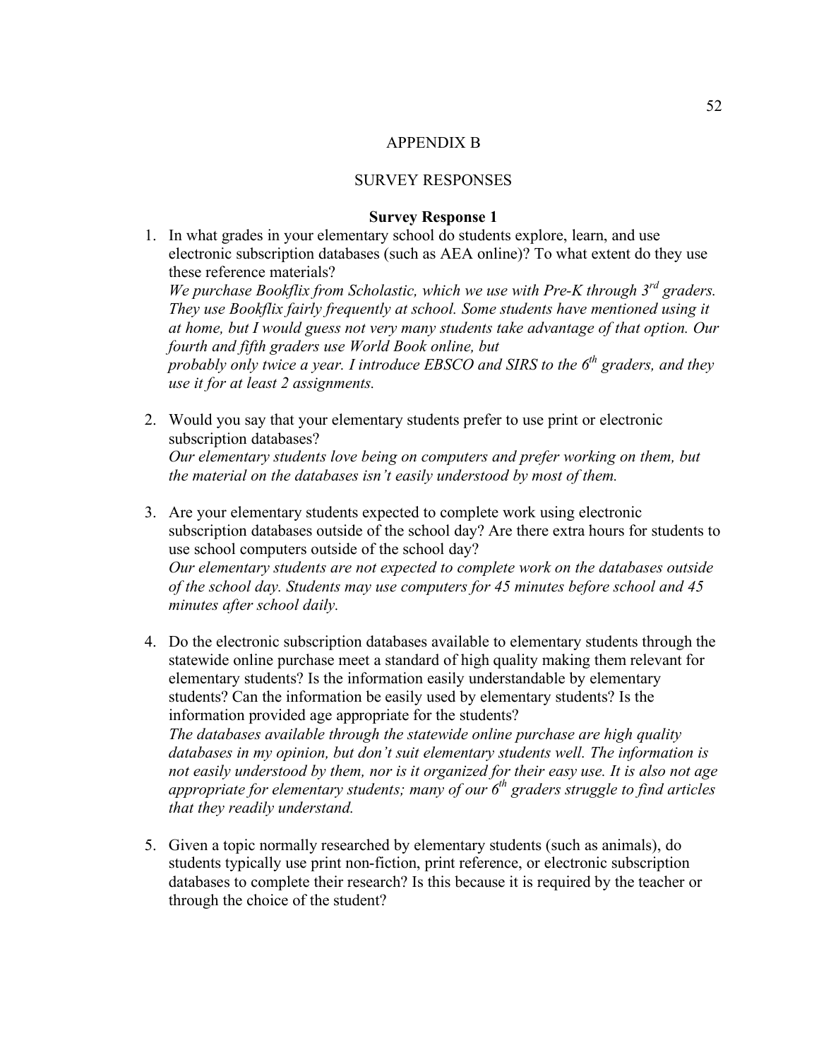APPENDIX B

SURVEY RESPONSES

**Survey Response 1**

1. In what grades in your elementary school do students explore, learn, and use electronic subscription databases (such as AEA online)? To what extent do they use these reference materials?
   *We purchase Bookflix from Scholastic, which we use with Pre-K through 3rd graders. They use Bookflix fairly frequently at school. Some students have mentioned using it at home, but I would guess not very many students take advantage of that option. Our fourth and fifth graders use World Book online, but probably only twice a year. I introduce EBSCO and SIRS to the 6th graders, and they use it for at least 2 assignments.*

2. Would you say that your elementary students prefer to use print or electronic subscription databases?
   *Our elementary students love being on computers and prefer working on them, but the material on the databases isn't easily understood by most of them.*

3. Are your elementary students expected to complete work using electronic subscription databases outside of the school day? Are there extra hours for students to use school computers outside of the school day?
   *Our elementary students are not expected to complete work on the databases outside of the school day. Students may use computers for 45 minutes before school and 45 minutes after school daily.*

4. Do the electronic subscription databases available to elementary students through the statewide online purchase meet a standard of high quality making them relevant for elementary students? Is the information easily understandable by elementary students? Can the information be easily used by elementary students? Is the information provided age appropriate for the students?
   *The databases available through the statewide online purchase are high quality databases in my opinion, but don't suit elementary students well. The information is not easily understood by them, nor is it organized for their easy use. It is also not age appropriate for elementary students; many of our 6th graders struggle to find articles that they readily understand.*

5. Given a topic normally researched by elementary students (such as animals), do students typically use print non-fiction, print reference, or electronic subscription databases to complete their research? Is this because it is required by the teacher or through the choice of the student?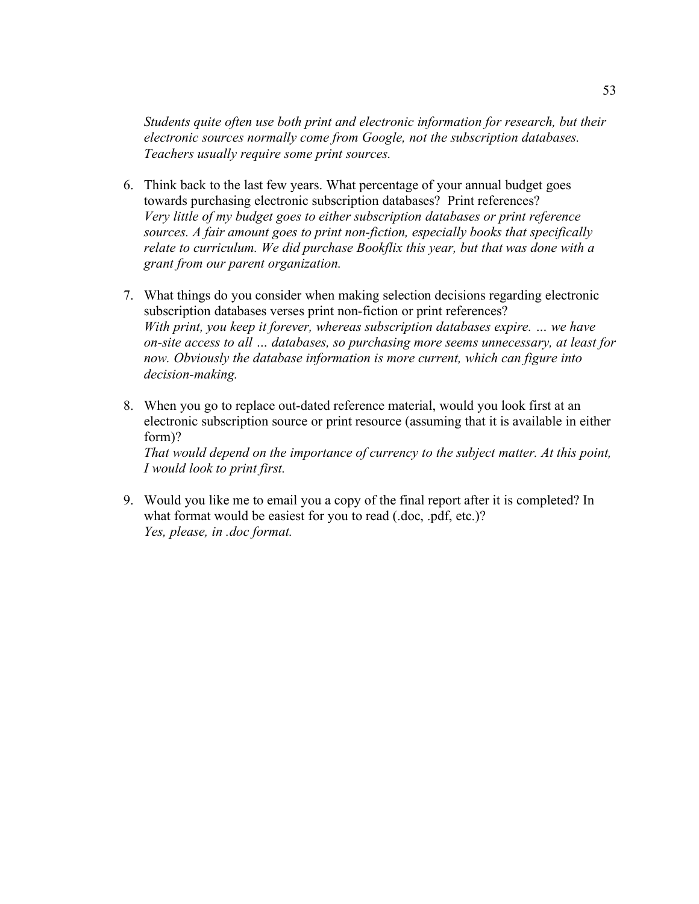*Students quite often use both print and electronic information for research, but their electronic sources normally come from Google, not the subscription databases. Teachers usually require some print sources.*

6. Think back to the last few years. What percentage of your annual budget goes towards purchasing electronic subscription databases? Print references?
   *Very little of my budget goes to either subscription databases or print reference sources. A fair amount goes to print non-fiction, especially books that specifically relate to curriculum. We did purchase Bookflix this year, but that was done with a grant from our parent organization.*

7. What things do you consider when making selection decisions regarding electronic subscription databases verses print non-fiction or print references?
   *With print, you keep it forever, whereas subscription databases expire. … we have on-site access to all … databases, so purchasing more seems unnecessary, at least for now. Obviously the database information is more current, which can figure into decision-making.*

8. When you go to replace out-dated reference material, would you look first at an electronic subscription source or print resource (assuming that it is available in either form)?
   *That would depend on the importance of currency to the subject matter. At this point, I would look to print first.*

9. Would you like me to email you a copy of the final report after it is completed? In what format would be easiest for you to read (.doc, .pdf, etc.)?
   *Yes, please, in .doc format.*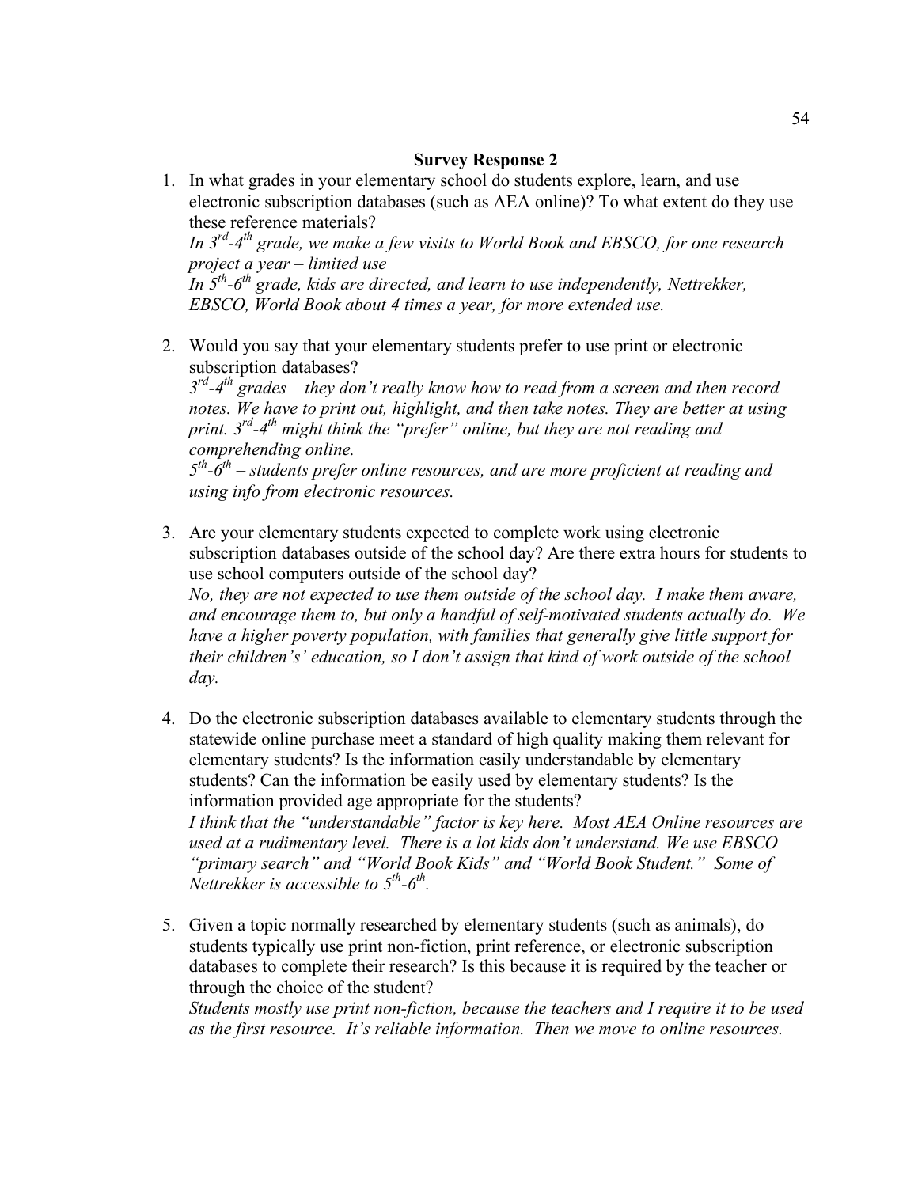**Survey Response 2**

1. In what grades in your elementary school do students explore, learn, and use electronic subscription databases (such as AEA online)? To what extent do they use these reference materials?
   *In 3rd-4th grade, we make a few visits to World Book and EBSCO, for one research project a year – limited use*
   *In 5th-6th grade, kids are directed, and learn to use independently, Nettrekker, EBSCO, World Book about 4 times a year, for more extended use.*

2. Would you say that your elementary students prefer to use print or electronic subscription databases?
   *3rd-4th grades – they don't really know how to read from a screen and then record notes. We have to print out, highlight, and then take notes. They are better at using print. 3rd-4th might think the "prefer" online, but they are not reading and comprehending online.*
   *5th-6th – students prefer online resources, and are more proficient at reading and using info from electronic resources.*

3. Are your elementary students expected to complete work using electronic subscription databases outside of the school day? Are there extra hours for students to use school computers outside of the school day?
   *No, they are not expected to use them outside of the school day. I make them aware, and encourage them to, but only a handful of self-motivated students actually do. We have a higher poverty population, with families that generally give little support for their children's' education, so I don't assign that kind of work outside of the school day.*

4. Do the electronic subscription databases available to elementary students through the statewide online purchase meet a standard of high quality making them relevant for elementary students? Is the information easily understandable by elementary students? Can the information be easily used by elementary students? Is the information provided age appropriate for the students?
   *I think that the "understandable" factor is key here. Most AEA Online resources are used at a rudimentary level. There is a lot kids don't understand. We use EBSCO "primary search" and "World Book Kids" and "World Book Student." Some of Nettrekker is accessible to 5th-6th.*

5. Given a topic normally researched by elementary students (such as animals), do students typically use print non-fiction, print reference, or electronic subscription databases to complete their research? Is this because it is required by the teacher or through the choice of the student?
   *Students mostly use print non-fiction, because the teachers and I require it to be used as the first resource. It's reliable information. Then we move to online resources.*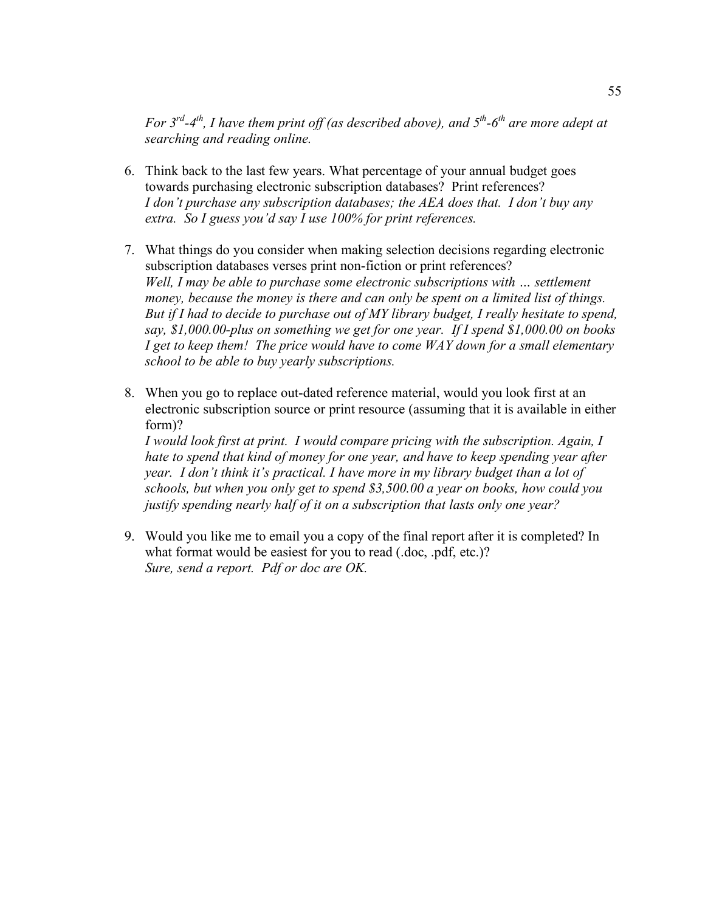*For 3rd-4th, I have them print off (as described above), and 5th-6th are more adept at searching and reading online.*

6. Think back to the last few years. What percentage of your annual budget goes towards purchasing electronic subscription databases? Print references?
   *I don't purchase any subscription databases; the AEA does that. I don't buy any extra. So I guess you'd say I use 100% for print references.*

7. What things do you consider when making selection decisions regarding electronic subscription databases verses print non-fiction or print references?
   *Well, I may be able to purchase some electronic subscriptions with … settlement money, because the money is there and can only be spent on a limited list of things. But if I had to decide to purchase out of MY library budget, I really hesitate to spend, say, $1,000.00-plus on something we get for one year. If I spend $1,000.00 on books I get to keep them! The price would have to come WAY down for a small elementary school to be able to buy yearly subscriptions.*

8. When you go to replace out-dated reference material, would you look first at an electronic subscription source or print resource (assuming that it is available in either form)?
   *I would look first at print. I would compare pricing with the subscription. Again, I hate to spend that kind of money for one year, and have to keep spending year after year. I don't think it's practical. I have more in my library budget than a lot of schools, but when you only get to spend $3,500.00 a year on books, how could you justify spending nearly half of it on a subscription that lasts only one year?*

9. Would you like me to email you a copy of the final report after it is completed? In what format would be easiest for you to read (.doc, .pdf, etc.)?
   *Sure, send a report. Pdf or doc are OK.*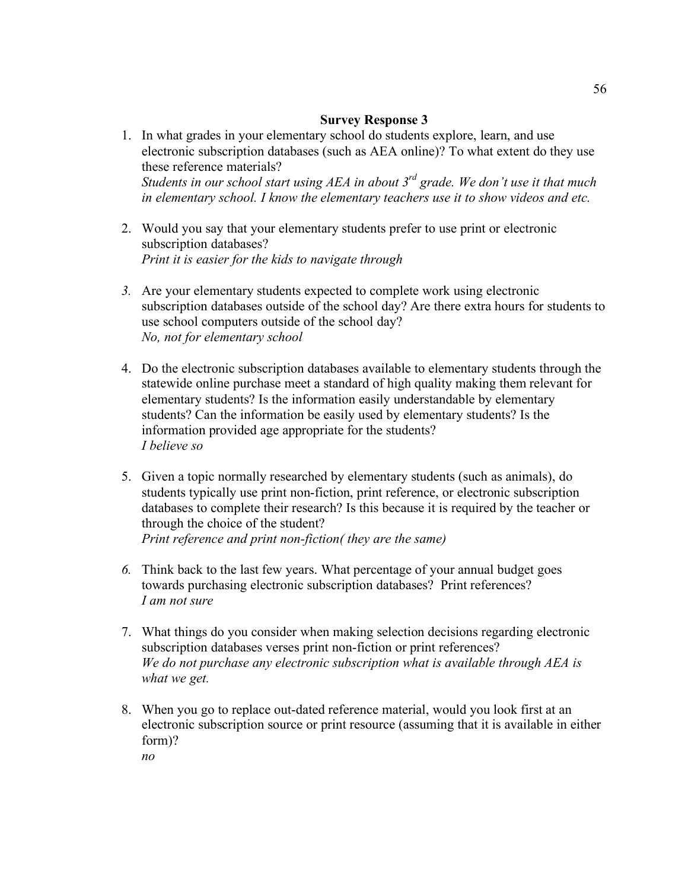**Survey Response 3**

1. In what grades in your elementary school do students explore, learn, and use electronic subscription databases (such as AEA online)? To what extent do they use these reference materials?
   *Students in our school start using AEA in about 3rd grade. We don't use it that much in elementary school. I know the elementary teachers use it to show videos and etc.*

2. Would you say that your elementary students prefer to use print or electronic subscription databases?
   *Print it is easier for the kids to navigate through*

3. Are your elementary students expected to complete work using electronic subscription databases outside of the school day? Are there extra hours for students to use school computers outside of the school day?
   *No, not for elementary school*

4. Do the electronic subscription databases available to elementary students through the statewide online purchase meet a standard of high quality making them relevant for elementary students? Is the information easily understandable by elementary students? Can the information be easily used by elementary students? Is the information provided age appropriate for the students?
   *I believe so*

5. Given a topic normally researched by elementary students (such as animals), do students typically use print non-fiction, print reference, or electronic subscription databases to complete their research? Is this because it is required by the teacher or through the choice of the student?
   *Print reference and print non-fiction( they are the same)*

6. Think back to the last few years. What percentage of your annual budget goes towards purchasing electronic subscription databases? Print references?
   *I am not sure*

7. What things do you consider when making selection decisions regarding electronic subscription databases verses print non-fiction or print references?
   *We do not purchase any electronic subscription what is available through AEA is what we get.*

8. When you go to replace out-dated reference material, would you look first at an electronic subscription source or print resource (assuming that it is available in either form)?
   *no*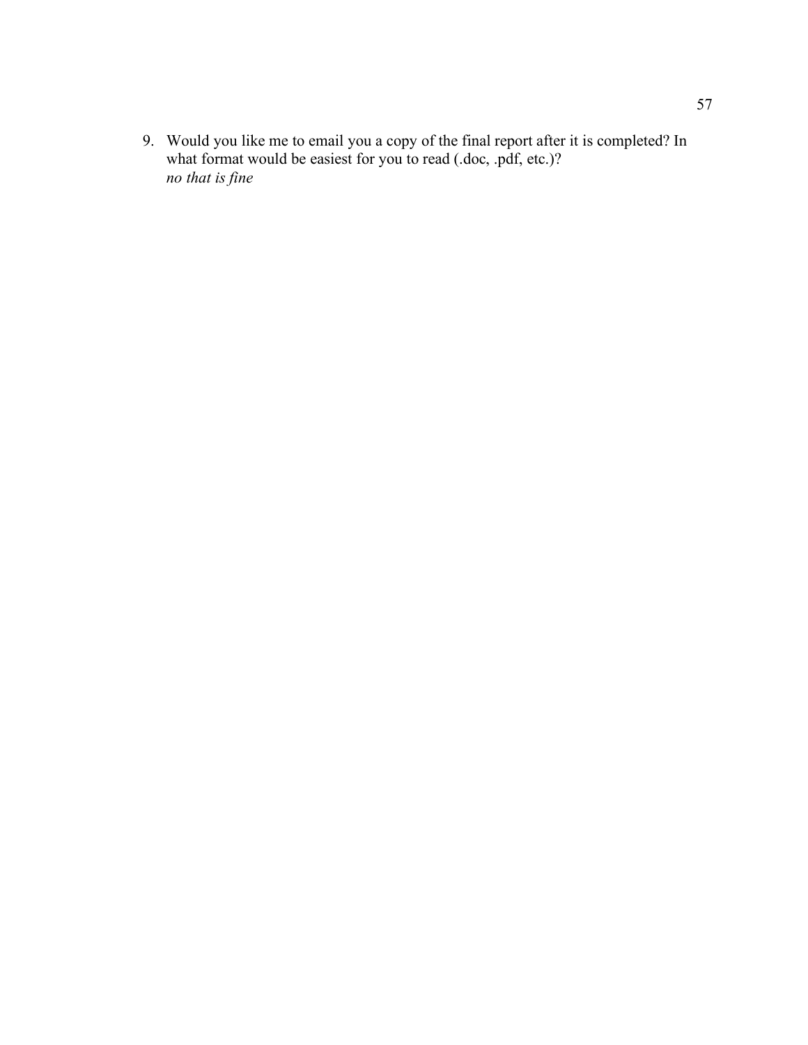9. Would you like me to email you a copy of the final report after it is completed? In what format would be easiest for you to read (.doc, .pdf, etc.)?
   *no that is fine*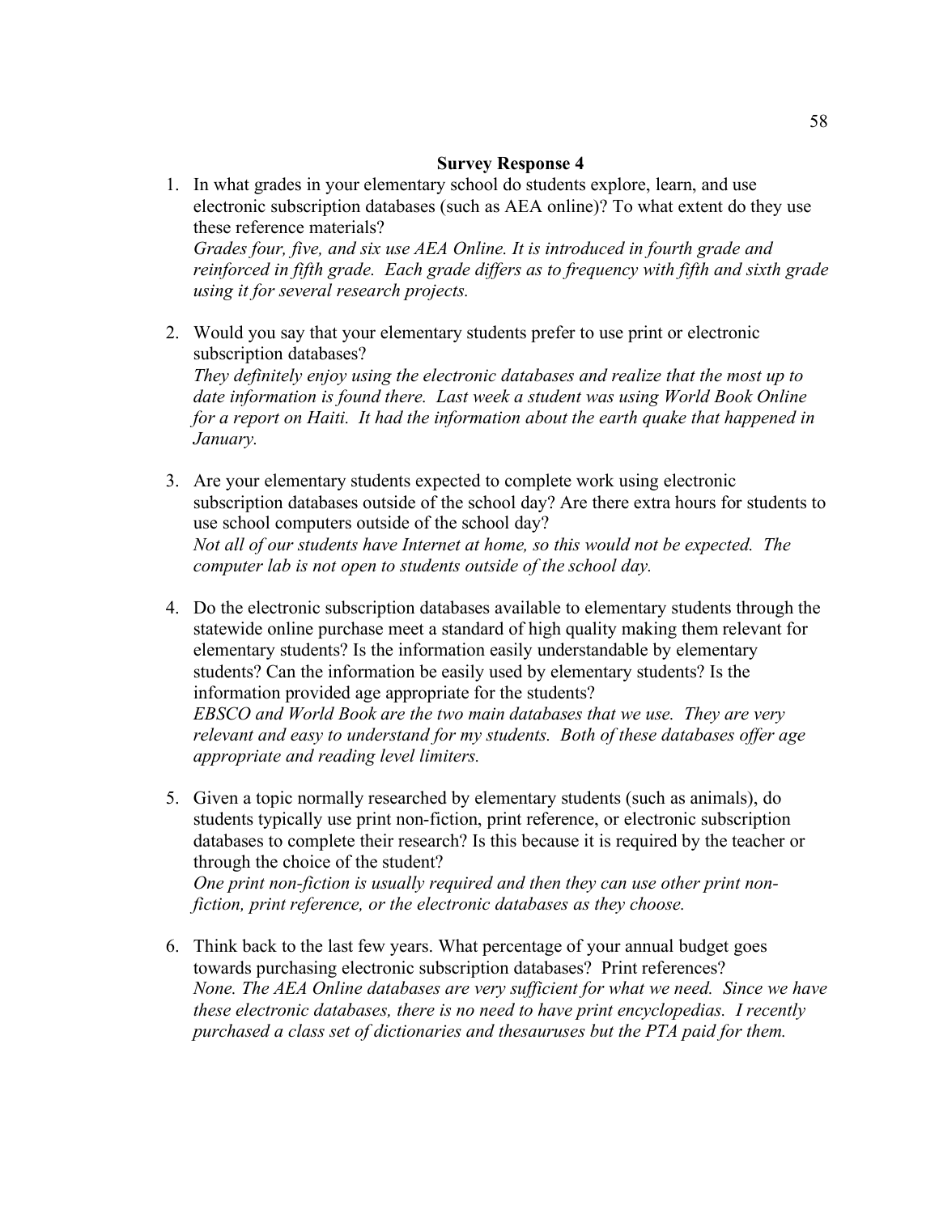**Survey Response 4**

1. In what grades in your elementary school do students explore, learn, and use electronic subscription databases (such as AEA online)? To what extent do they use these reference materials?
   *Grades four, five, and six use AEA Online. It is introduced in fourth grade and reinforced in fifth grade. Each grade differs as to frequency with fifth and sixth grade using it for several research projects.*

2. Would you say that your elementary students prefer to use print or electronic subscription databases?
   *They definitely enjoy using the electronic databases and realize that the most up to date information is found there. Last week a student was using World Book Online for a report on Haiti. It had the information about the earth quake that happened in January.*

3. Are your elementary students expected to complete work using electronic subscription databases outside of the school day? Are there extra hours for students to use school computers outside of the school day?
   *Not all of our students have Internet at home, so this would not be expected. The computer lab is not open to students outside of the school day.*

4. Do the electronic subscription databases available to elementary students through the statewide online purchase meet a standard of high quality making them relevant for elementary students? Is the information easily understandable by elementary students? Can the information be easily used by elementary students? Is the information provided age appropriate for the students?
   *EBSCO and World Book are the two main databases that we use. They are very relevant and easy to understand for my students. Both of these databases offer age appropriate and reading level limiters.*

5. Given a topic normally researched by elementary students (such as animals), do students typically use print non-fiction, print reference, or electronic subscription databases to complete their research? Is this because it is required by the teacher or through the choice of the student?
   *One print non-fiction is usually required and then they can use other print non-fiction, print reference, or the electronic databases as they choose.*

6. Think back to the last few years. What percentage of your annual budget goes towards purchasing electronic subscription databases? Print references?
   *None. The AEA Online databases are very sufficient for what we need. Since we have these electronic databases, there is no need to have print encyclopedias. I recently purchased a class set of dictionaries and thesauruses but the PTA paid for them.*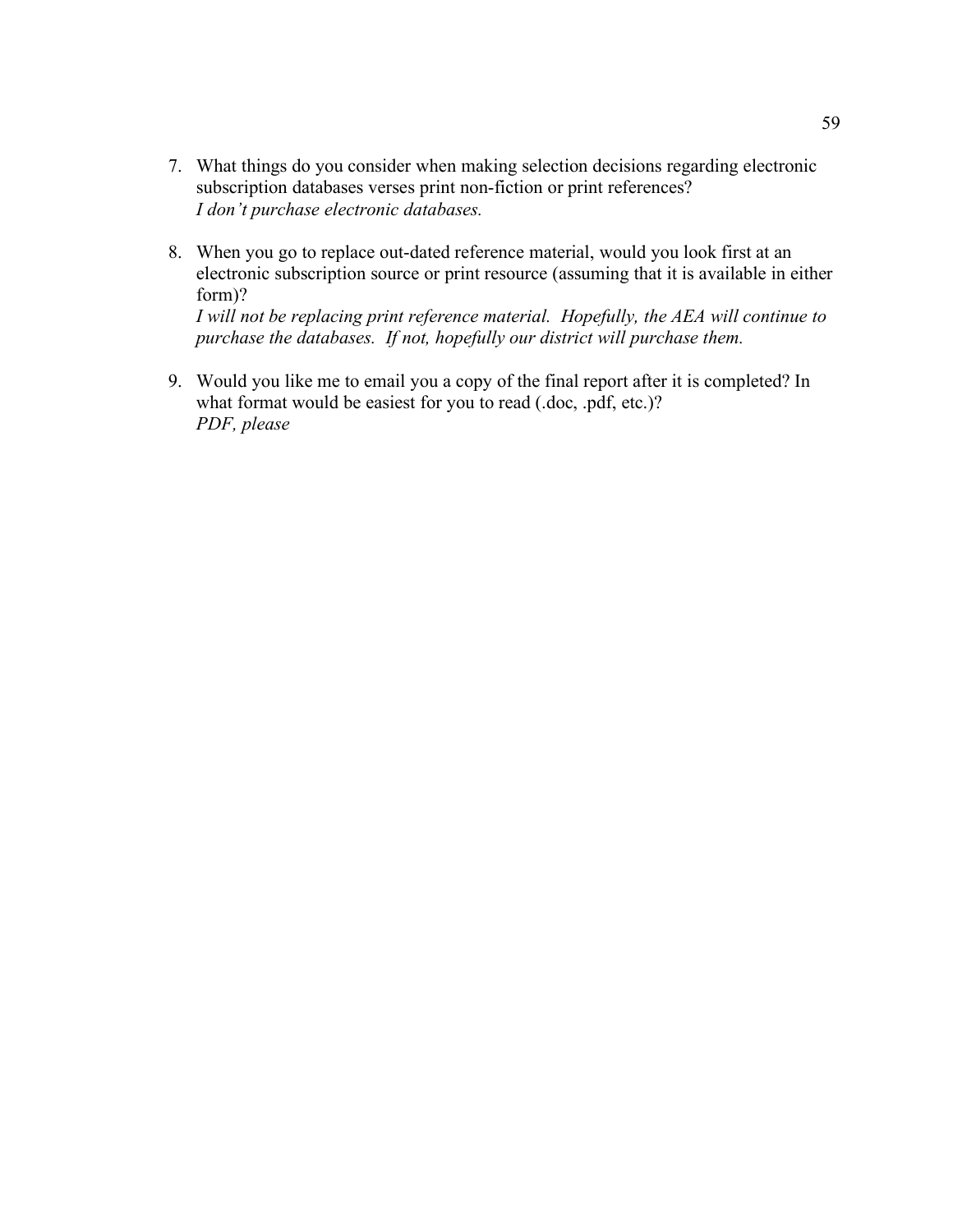7. What things do you consider when making selection decisions regarding electronic subscription databases verses print non-fiction or print references?
   *I don't purchase electronic databases.*

8. When you go to replace out-dated reference material, would you look first at an electronic subscription source or print resource (assuming that it is available in either form)?
   *I will not be replacing print reference material. Hopefully, the AEA will continue to purchase the databases. If not, hopefully our district will purchase them.*

9. Would you like me to email you a copy of the final report after it is completed? In what format would be easiest for you to read (.doc, .pdf, etc.)?
   *PDF, please*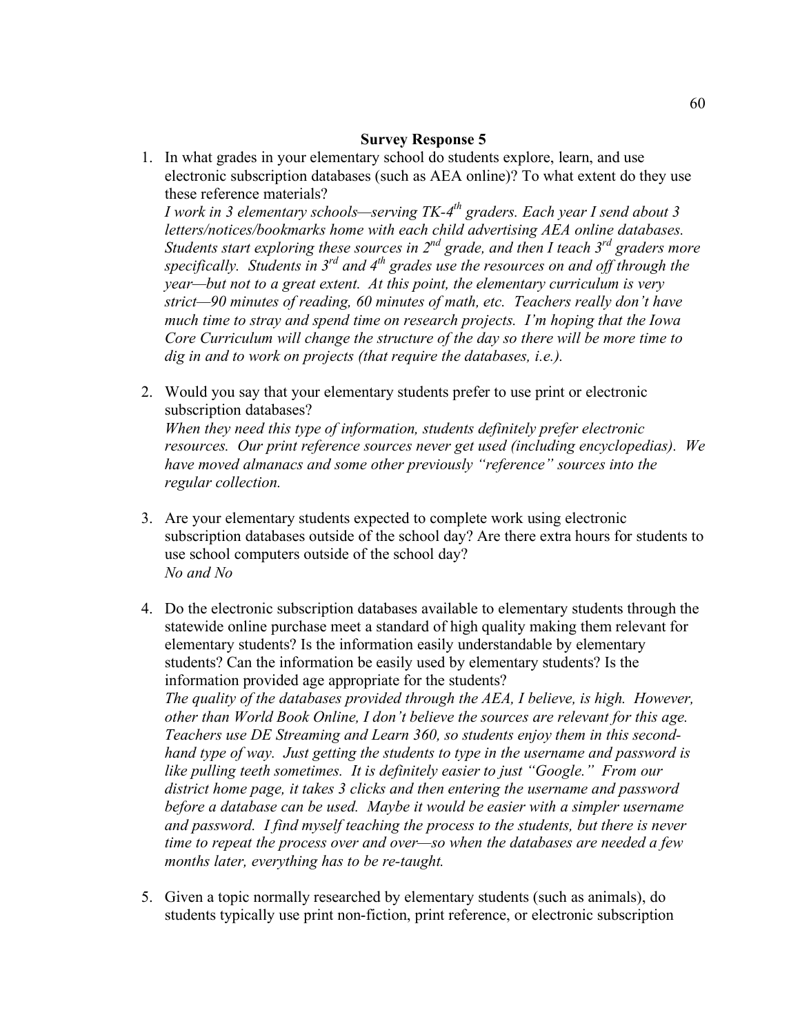**Survey Response 5**

1. In what grades in your elementary school do students explore, learn, and use electronic subscription databases (such as AEA online)? To what extent do they use these reference materials?
   *I work in 3 elementary schools—serving TK-4th graders. Each year I send about 3 letters/notices/bookmarks home with each child advertising AEA online databases. Students start exploring these sources in 2nd grade, and then I teach 3rd graders more specifically. Students in 3rd and 4th grades use the resources on and off through the year—but not to a great extent. At this point, the elementary curriculum is very strict—90 minutes of reading, 60 minutes of math, etc. Teachers really don't have much time to stray and spend time on research projects. I'm hoping that the Iowa Core Curriculum will change the structure of the day so there will be more time to dig in and to work on projects (that require the databases, i.e.).*

2. Would you say that your elementary students prefer to use print or electronic subscription databases?
   *When they need this type of information, students definitely prefer electronic resources. Our print reference sources never get used (including encyclopedias). We have moved almanacs and some other previously "reference" sources into the regular collection.*

3. Are your elementary students expected to complete work using electronic subscription databases outside of the school day? Are there extra hours for students to use school computers outside of the school day?
   *No and No*

4. Do the electronic subscription databases available to elementary students through the statewide online purchase meet a standard of high quality making them relevant for elementary students? Is the information easily understandable by elementary students? Can the information be easily used by elementary students? Is the information provided age appropriate for the students?
   *The quality of the databases provided through the AEA, I believe, is high. However, other than World Book Online, I don't believe the sources are relevant for this age. Teachers use DE Streaming and Learn 360, so students enjoy them in this second-hand type of way. Just getting the students to type in the username and password is like pulling teeth sometimes. It is definitely easier to just "Google." From our district home page, it takes 3 clicks and then entering the username and password before a database can be used. Maybe it would be easier with a simpler username and password. I find myself teaching the process to the students, but there is never time to repeat the process over and over—so when the databases are needed a few months later, everything has to be re-taught.*

5. Given a topic normally researched by elementary students (such as animals), do students typically use print non-fiction, print reference, or electronic subscription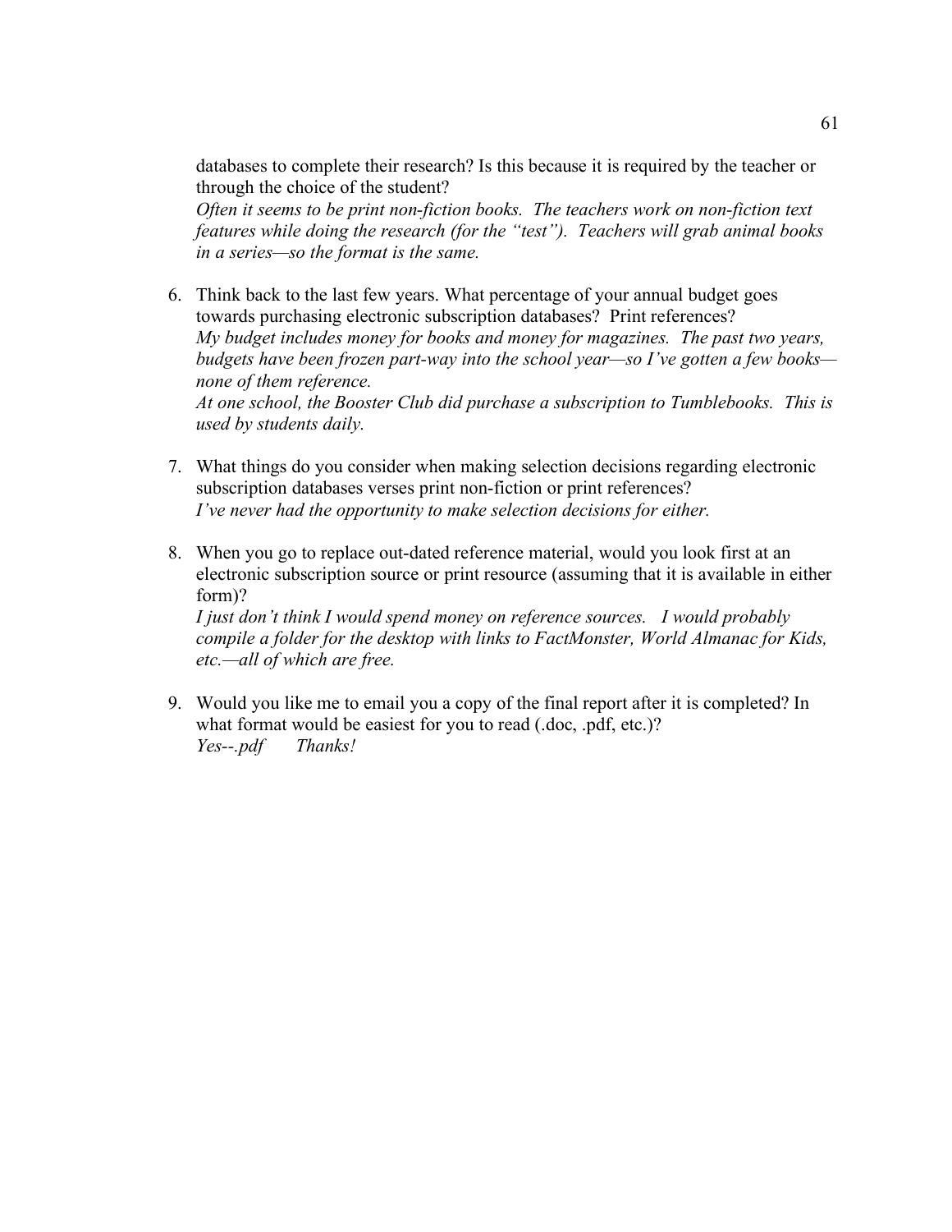databases to complete their research? Is this because it is required by the teacher or through the choice of the student?
*Often it seems to be print non-fiction books. The teachers work on non-fiction text features while doing the research (for the "test"). Teachers will grab animal books in a series—so the format is the same.*

6. Think back to the last few years. What percentage of your annual budget goes towards purchasing electronic subscription databases? Print references?
*My budget includes money for books and money for magazines. The past two years, budgets have been frozen part-way into the school year—so I've gotten a few books—none of them reference.*
*At one school, the Booster Club did purchase a subscription to Tumblebooks. This is used by students daily.*

7. What things do you consider when making selection decisions regarding electronic subscription databases verses print non-fiction or print references?
*I've never had the opportunity to make selection decisions for either.*

8. When you go to replace out-dated reference material, would you look first at an electronic subscription source or print resource (assuming that it is available in either form)?
*I just don't think I would spend money on reference sources. I would probably compile a folder for the desktop with links to FactMonster, World Almanac for Kids, etc.—all of which are free.*

9. Would you like me to email you a copy of the final report after it is completed? In what format would be easiest for you to read (.doc, .pdf, etc.)?
*Yes--.pdf Thanks!*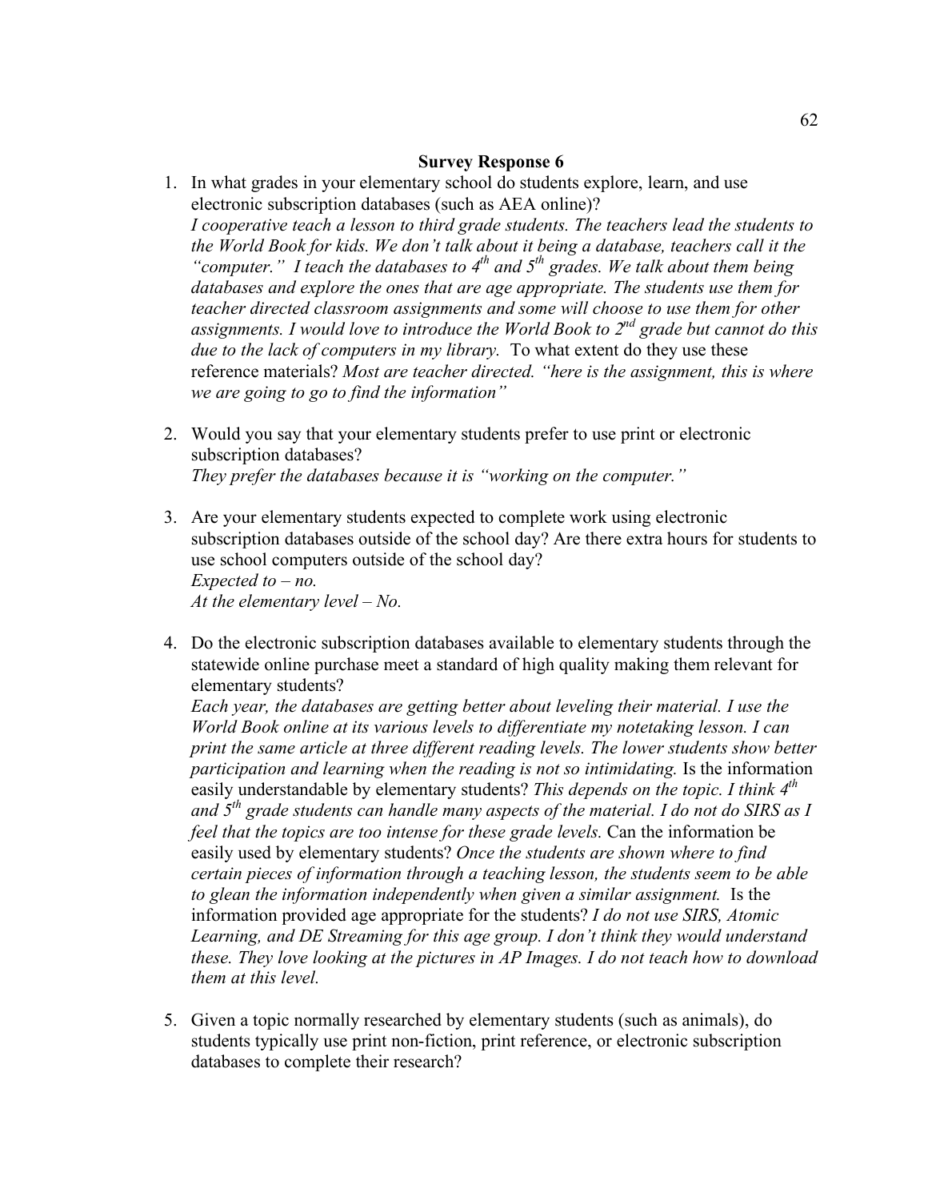**Survey Response 6**

1. In what grades in your elementary school do students explore, learn, and use electronic subscription databases (such as AEA online)?
   *I cooperative teach a lesson to third grade students. The teachers lead the students to the World Book for kids. We don't talk about it being a database, teachers call it the "computer." I teach the databases to 4th and 5th grades. We talk about them being databases and explore the ones that are age appropriate. The students use them for teacher directed classroom assignments and some will choose to use them for other assignments. I would love to introduce the World Book to 2nd grade but cannot do this due to the lack of computers in my library.* To what extent do they use these reference materials? *Most are teacher directed. "here is the assignment, this is where we are going to go to find the information"*

2. Would you say that your elementary students prefer to use print or electronic subscription databases?
   *They prefer the databases because it is "working on the computer."*

3. Are your elementary students expected to complete work using electronic subscription databases outside of the school day? Are there extra hours for students to use school computers outside of the school day?
   *Expected to – no.*
   *At the elementary level – No.*

4. Do the electronic subscription databases available to elementary students through the statewide online purchase meet a standard of high quality making them relevant for elementary students?
   *Each year, the databases are getting better about leveling their material. I use the World Book online at its various levels to differentiate my notetaking lesson. I can print the same article at three different reading levels. The lower students show better participation and learning when the reading is not so intimidating.* Is the information easily understandable by elementary students? *This depends on the topic. I think 4th and 5th grade students can handle many aspects of the material. I do not do SIRS as I feel that the topics are too intense for these grade levels.* Can the information be easily used by elementary students? *Once the students are shown where to find certain pieces of information through a teaching lesson, the students seem to be able to glean the information independently when given a similar assignment.* Is the information provided age appropriate for the students? *I do not use SIRS, Atomic Learning, and DE Streaming for this age group. I don't think they would understand these. They love looking at the pictures in AP Images. I do not teach how to download them at this level.*

5. Given a topic normally researched by elementary students (such as animals), do students typically use print non-fiction, print reference, or electronic subscription databases to complete their research?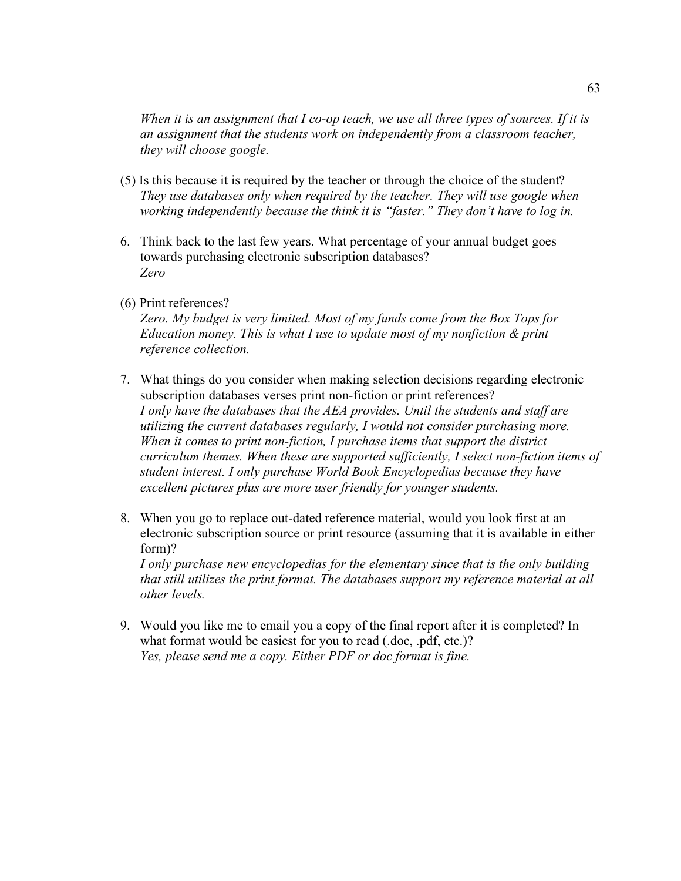*When it is an assignment that I co-op teach, we use all three types of sources. If it is an assignment that the students work on independently from a classroom teacher, they will choose google.*

(5) Is this because it is required by the teacher or through the choice of the student?
*They use databases only when required by the teacher. They will use google when working independently because the think it is "faster." They don't have to log in.*

6. Think back to the last few years. What percentage of your annual budget goes towards purchasing electronic subscription databases?
   *Zero*

(6) Print references?
*Zero. My budget is very limited. Most of my funds come from the Box Tops for Education money. This is what I use to update most of my nonfiction & print reference collection.*

7. What things do you consider when making selection decisions regarding electronic subscription databases verses print non-fiction or print references?
   *I only have the databases that the AEA provides. Until the students and staff are utilizing the current databases regularly, I would not consider purchasing more. When it comes to print non-fiction, I purchase items that support the district curriculum themes. When these are supported sufficiently, I select non-fiction items of student interest. I only purchase World Book Encyclopedias because they have excellent pictures plus are more user friendly for younger students.*

8. When you go to replace out-dated reference material, would you look first at an electronic subscription source or print resource (assuming that it is available in either form)?
   *I only purchase new encyclopedias for the elementary since that is the only building that still utilizes the print format. The databases support my reference material at all other levels.*

9. Would you like me to email you a copy of the final report after it is completed? In what format would be easiest for you to read (.doc, .pdf, etc.)?
   *Yes, please send me a copy. Either PDF or doc format is fine.*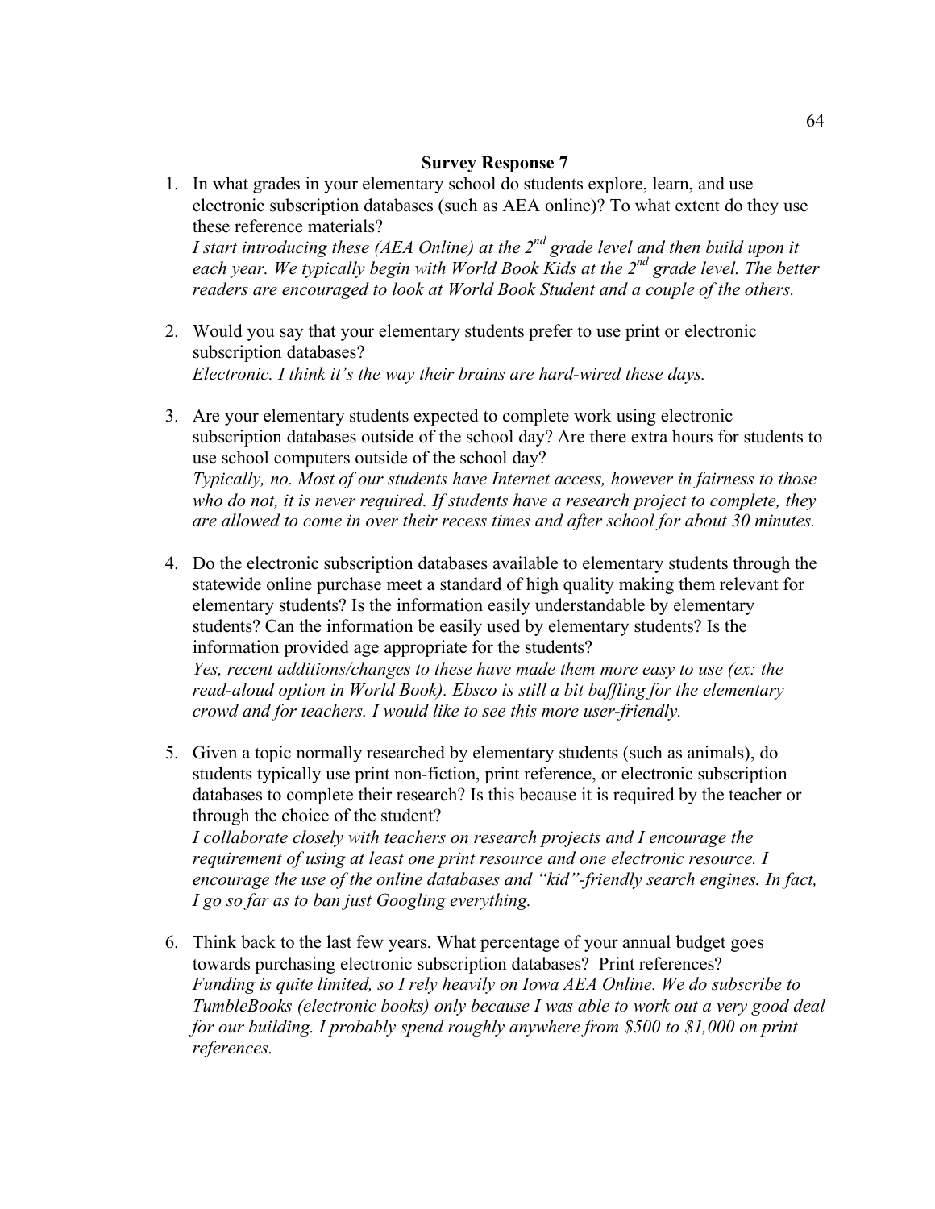**Survey Response 7**

1. In what grades in your elementary school do students explore, learn, and use electronic subscription databases (such as AEA online)? To what extent do they use these reference materials?
   *I start introducing these (AEA Online) at the 2nd grade level and then build upon it each year. We typically begin with World Book Kids at the 2nd grade level. The better readers are encouraged to look at World Book Student and a couple of the others.*

2. Would you say that your elementary students prefer to use print or electronic subscription databases?
   *Electronic. I think it's the way their brains are hard-wired these days.*

3. Are your elementary students expected to complete work using electronic subscription databases outside of the school day? Are there extra hours for students to use school computers outside of the school day?
   *Typically, no. Most of our students have Internet access, however in fairness to those who do not, it is never required. If students have a research project to complete, they are allowed to come in over their recess times and after school for about 30 minutes.*

4. Do the electronic subscription databases available to elementary students through the statewide online purchase meet a standard of high quality making them relevant for elementary students? Is the information easily understandable by elementary students? Can the information be easily used by elementary students? Is the information provided age appropriate for the students?
   *Yes, recent additions/changes to these have made them more easy to use (ex: the read-aloud option in World Book). Ebsco is still a bit baffling for the elementary crowd and for teachers. I would like to see this more user-friendly.*

5. Given a topic normally researched by elementary students (such as animals), do students typically use print non-fiction, print reference, or electronic subscription databases to complete their research? Is this because it is required by the teacher or through the choice of the student?
   *I collaborate closely with teachers on research projects and I encourage the requirement of using at least one print resource and one electronic resource. I encourage the use of the online databases and "kid"-friendly search engines. In fact, I go so far as to ban just Googling everything.*

6. Think back to the last few years. What percentage of your annual budget goes towards purchasing electronic subscription databases? Print references?
   *Funding is quite limited, so I rely heavily on Iowa AEA Online. We do subscribe to TumbleBooks (electronic books) only because I was able to work out a very good deal for our building. I probably spend roughly anywhere from $500 to $1,000 on print references.*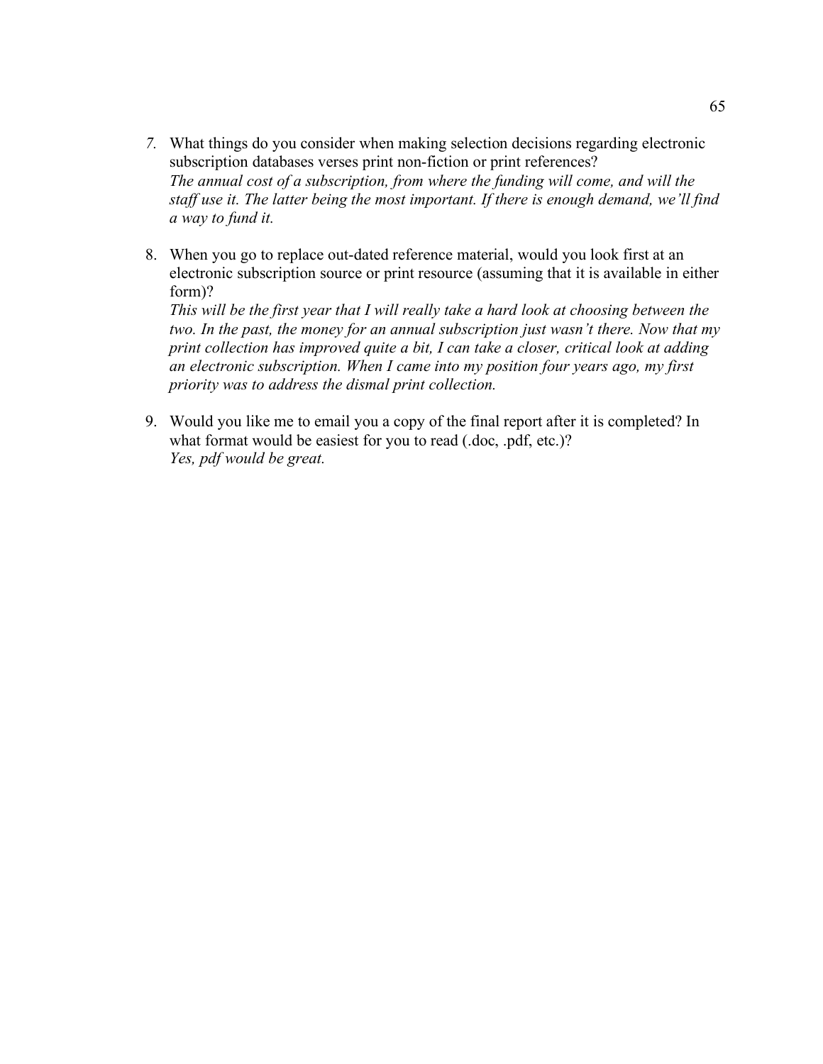7. What things do you consider when making selection decisions regarding electronic subscription databases verses print non-fiction or print references?
   *The annual cost of a subscription, from where the funding will come, and will the staff use it. The latter being the most important. If there is enough demand, we'll find a way to fund it.*

8. When you go to replace out-dated reference material, would you look first at an electronic subscription source or print resource (assuming that it is available in either form)?
   *This will be the first year that I will really take a hard look at choosing between the two. In the past, the money for an annual subscription just wasn't there. Now that my print collection has improved quite a bit, I can take a closer, critical look at adding an electronic subscription. When I came into my position four years ago, my first priority was to address the dismal print collection.*

9. Would you like me to email you a copy of the final report after it is completed? In what format would be easiest for you to read (.doc, .pdf, etc.)?
   *Yes, pdf would be great.*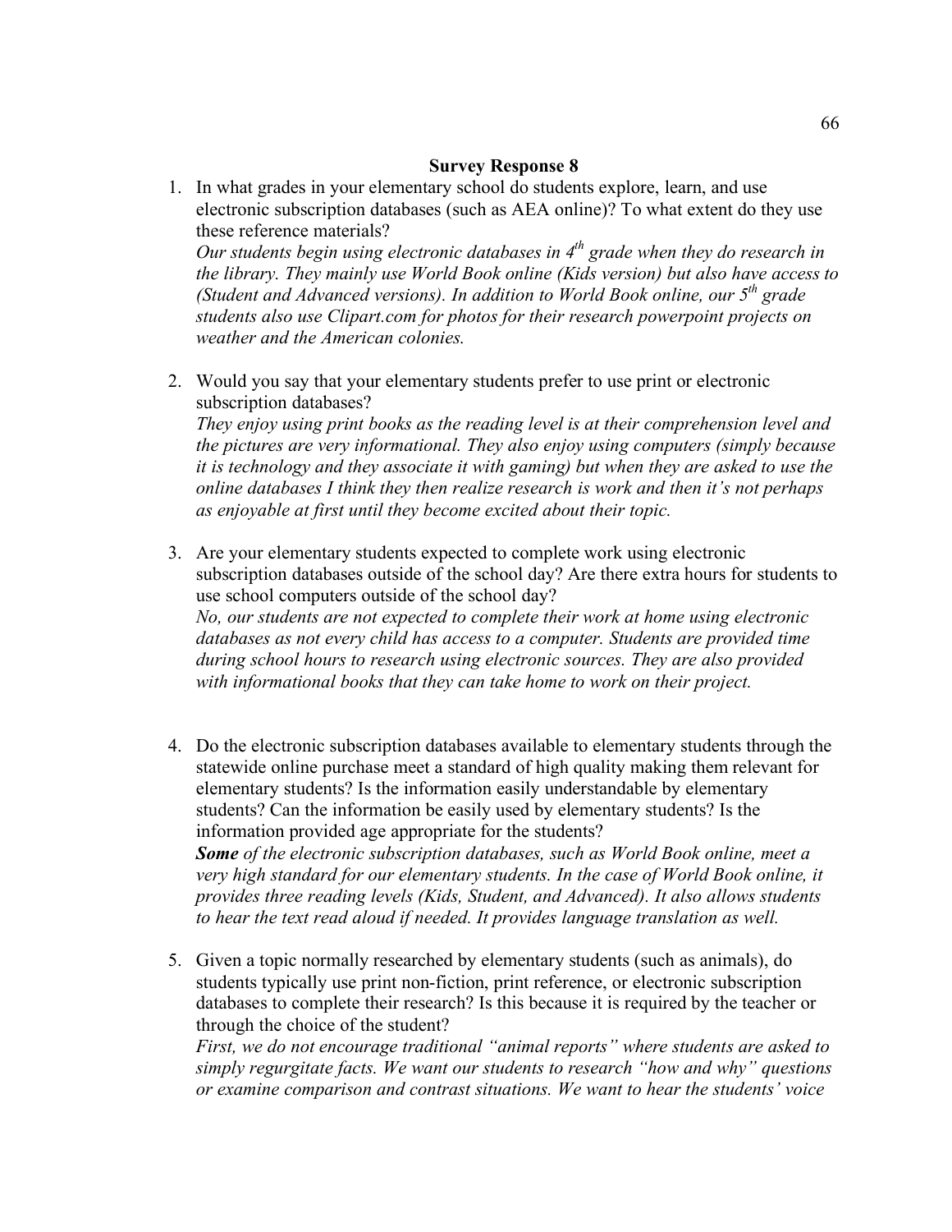**Survey Response 8**

1. In what grades in your elementary school do students explore, learn, and use electronic subscription databases (such as AEA online)? To what extent do they use these reference materials?
   *Our students begin using electronic databases in 4th grade when they do research in the library. They mainly use World Book online (Kids version) but also have access to (Student and Advanced versions). In addition to World Book online, our 5th grade students also use Clipart.com for photos for their research powerpoint projects on weather and the American colonies.*

2. Would you say that your elementary students prefer to use print or electronic subscription databases?
   *They enjoy using print books as the reading level is at their comprehension level and the pictures are very informational. They also enjoy using computers (simply because it is technology and they associate it with gaming) but when they are asked to use the online databases I think they then realize research is work and then it's not perhaps as enjoyable at first until they become excited about their topic.*

3. Are your elementary students expected to complete work using electronic subscription databases outside of the school day? Are there extra hours for students to use school computers outside of the school day?
   *No, our students are not expected to complete their work at home using electronic databases as not every child has access to a computer. Students are provided time during school hours to research using electronic sources. They are also provided with informational books that they can take home to work on their project.*

4. Do the electronic subscription databases available to elementary students through the statewide online purchase meet a standard of high quality making them relevant for elementary students? Is the information easily understandable by elementary students? Can the information be easily used by elementary students? Is the information provided age appropriate for the students?
   ***Some** of the electronic subscription databases, such as World Book online, meet a very high standard for our elementary students. In the case of World Book online, it provides three reading levels (Kids, Student, and Advanced). It also allows students to hear the text read aloud if needed. It provides language translation as well.*

5. Given a topic normally researched by elementary students (such as animals), do students typically use print non-fiction, print reference, or electronic subscription databases to complete their research? Is this because it is required by the teacher or through the choice of the student?
   *First, we do not encourage traditional "animal reports" where students are asked to simply regurgitate facts. We want our students to research "how and why" questions or examine comparison and contrast situations. We want to hear the students' voice*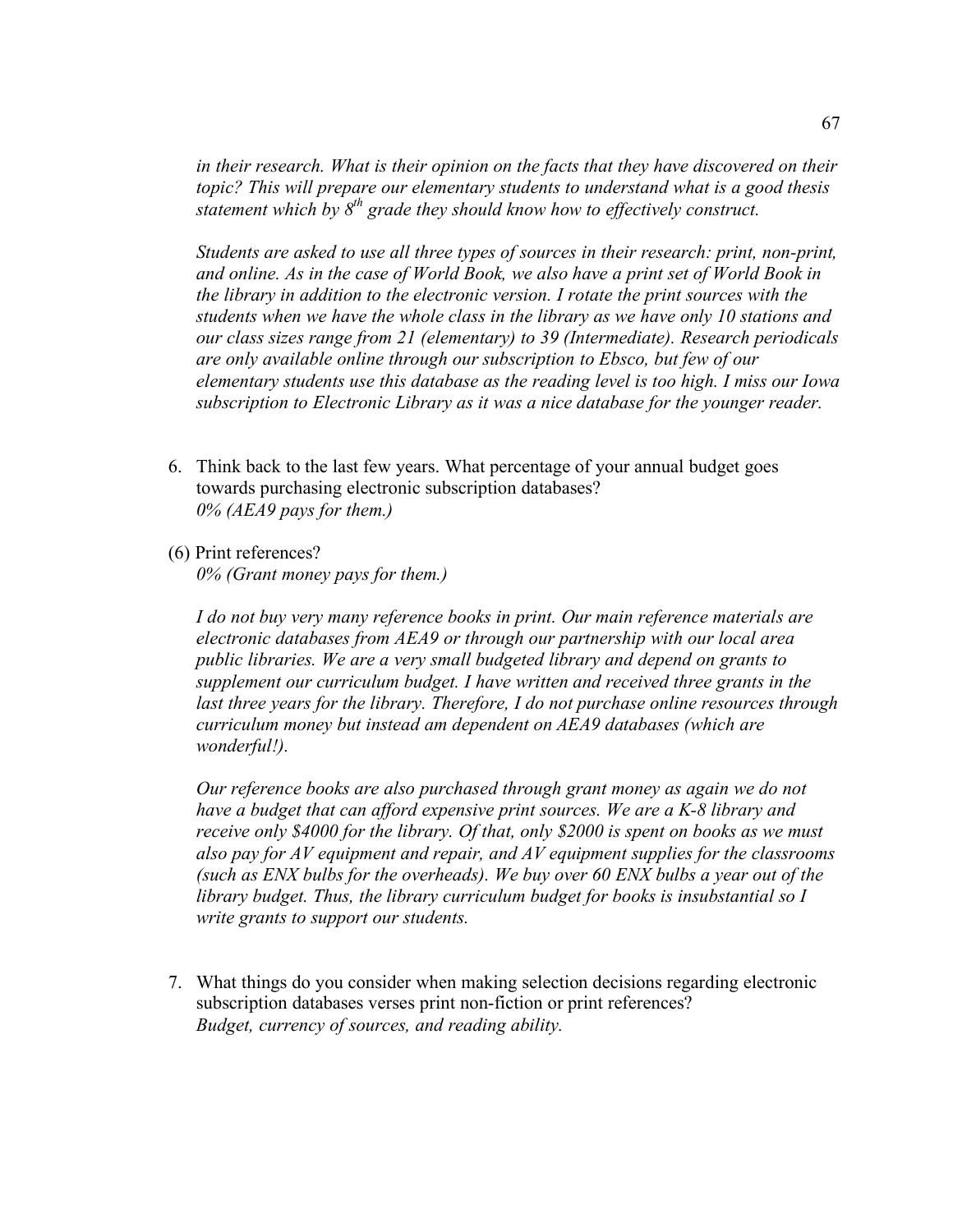*in their research. What is their opinion on the facts that they have discovered on their topic? This will prepare our elementary students to understand what is a good thesis statement which by 8th grade they should know how to effectively construct.*

*Students are asked to use all three types of sources in their research: print, non-print, and online. As in the case of World Book, we also have a print set of World Book in the library in addition to the electronic version. I rotate the print sources with the students when we have the whole class in the library as we have only 10 stations and our class sizes range from 21 (elementary) to 39 (Intermediate). Research periodicals are only available online through our subscription to Ebsco, but few of our elementary students use this database as the reading level is too high. I miss our Iowa subscription to Electronic Library as it was a nice database for the younger reader.*

6. Think back to the last few years. What percentage of your annual budget goes towards purchasing electronic subscription databases?
   *0% (AEA9 pays for them.)*

(6) Print references?
   *0% (Grant money pays for them.)*

   *I do not buy very many reference books in print. Our main reference materials are electronic databases from AEA9 or through our partnership with our local area public libraries. We are a very small budgeted library and depend on grants to supplement our curriculum budget. I have written and received three grants in the last three years for the library. Therefore, I do not purchase online resources through curriculum money but instead am dependent on AEA9 databases (which are wonderful!).*

   *Our reference books are also purchased through grant money as again we do not have a budget that can afford expensive print sources. We are a K-8 library and receive only $4000 for the library. Of that, only $2000 is spent on books as we must also pay for AV equipment and repair, and AV equipment supplies for the classrooms (such as ENX bulbs for the overheads). We buy over 60 ENX bulbs a year out of the library budget. Thus, the library curriculum budget for books is insubstantial so I write grants to support our students.*

7. What things do you consider when making selection decisions regarding electronic subscription databases verses print non-fiction or print references?
   *Budget, currency of sources, and reading ability.*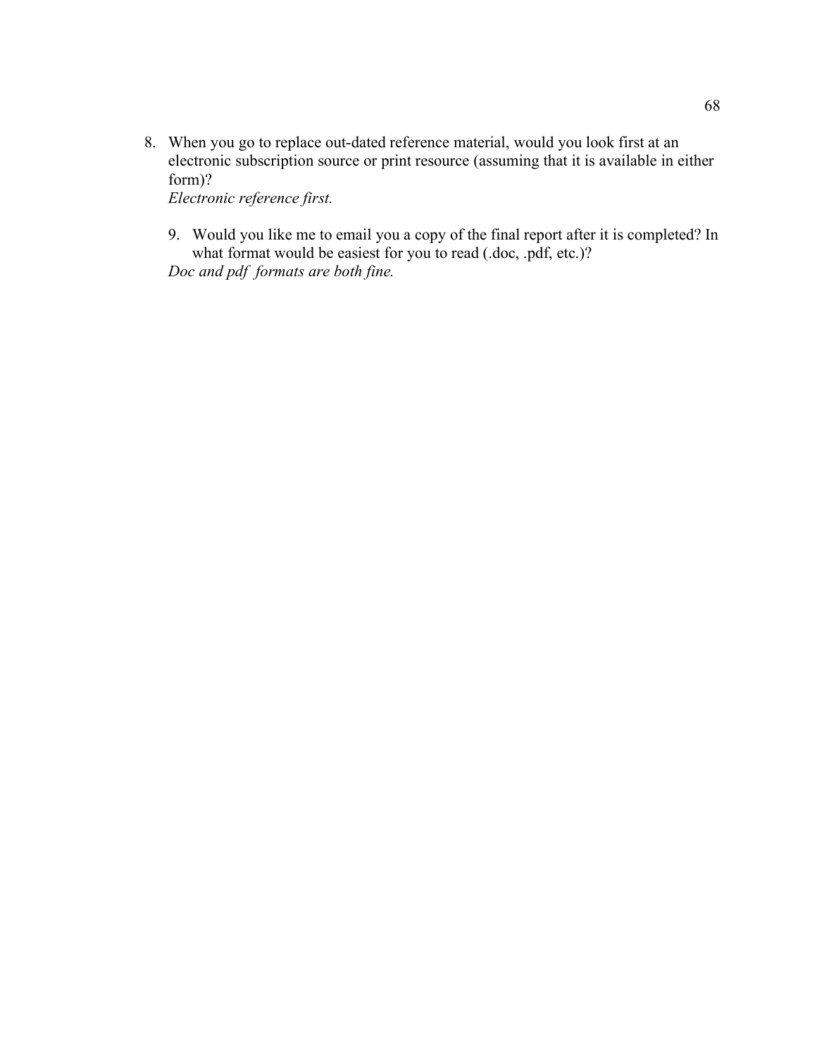8. When you go to replace out-dated reference material, would you look first at an electronic subscription source or print resource (assuming that it is available in either form)?
   *Electronic reference first.*

9. Would you like me to email you a copy of the final report after it is completed? In what format would be easiest for you to read (.doc, .pdf, etc.)?
   *Doc and pdf formats are both fine.*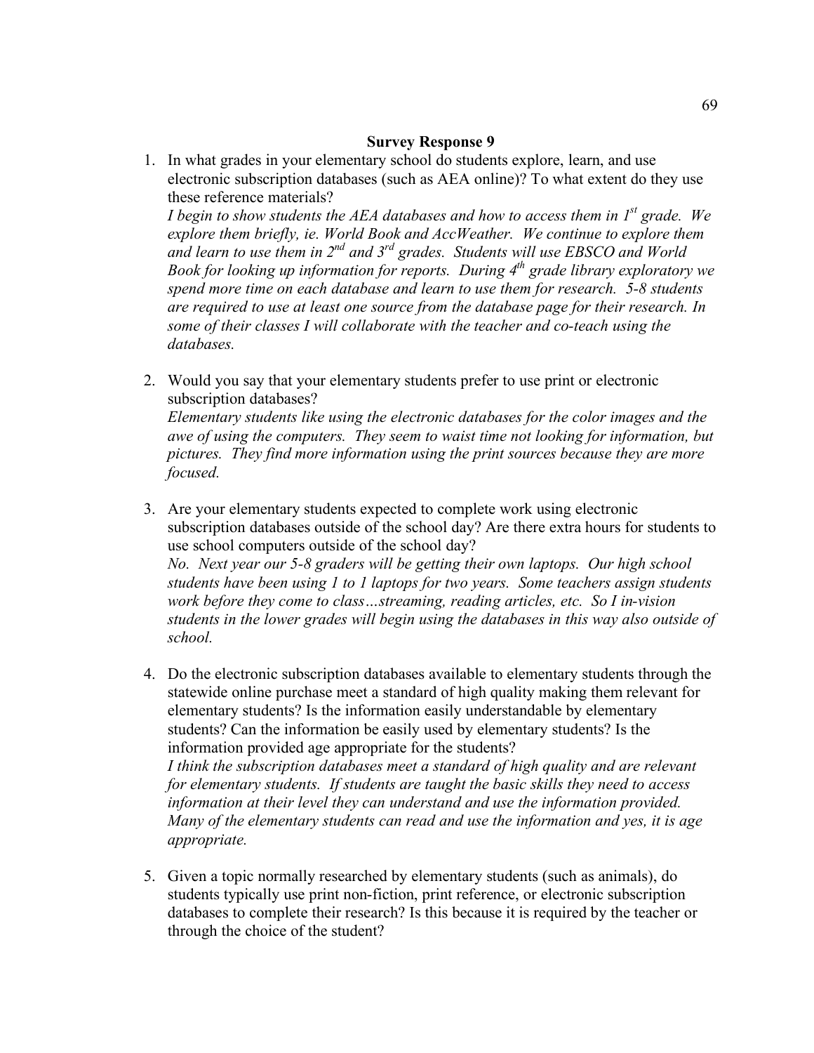**Survey Response 9**

1. In what grades in your elementary school do students explore, learn, and use electronic subscription databases (such as AEA online)? To what extent do they use these reference materials?
   *I begin to show students the AEA databases and how to access them in 1st grade. We explore them briefly, ie. World Book and AccWeather. We continue to explore them and learn to use them in 2nd and 3rd grades. Students will use EBSCO and World Book for looking up information for reports. During 4th grade library exploratory we spend more time on each database and learn to use them for research. 5-8 students are required to use at least one source from the database page for their research. In some of their classes I will collaborate with the teacher and co-teach using the databases.*

2. Would you say that your elementary students prefer to use print or electronic subscription databases?
   *Elementary students like using the electronic databases for the color images and the awe of using the computers. They seem to waist time not looking for information, but pictures. They find more information using the print sources because they are more focused.*

3. Are your elementary students expected to complete work using electronic subscription databases outside of the school day? Are there extra hours for students to use school computers outside of the school day?
   *No. Next year our 5-8 graders will be getting their own laptops. Our high school students have been using 1 to 1 laptops for two years. Some teachers assign students work before they come to class…streaming, reading articles, etc. So I in-vision students in the lower grades will begin using the databases in this way also outside of school.*

4. Do the electronic subscription databases available to elementary students through the statewide online purchase meet a standard of high quality making them relevant for elementary students? Is the information easily understandable by elementary students? Can the information be easily used by elementary students? Is the information provided age appropriate for the students?
   *I think the subscription databases meet a standard of high quality and are relevant for elementary students. If students are taught the basic skills they need to access information at their level they can understand and use the information provided. Many of the elementary students can read and use the information and yes, it is age appropriate.*

5. Given a topic normally researched by elementary students (such as animals), do students typically use print non-fiction, print reference, or electronic subscription databases to complete their research? Is this because it is required by the teacher or through the choice of the student?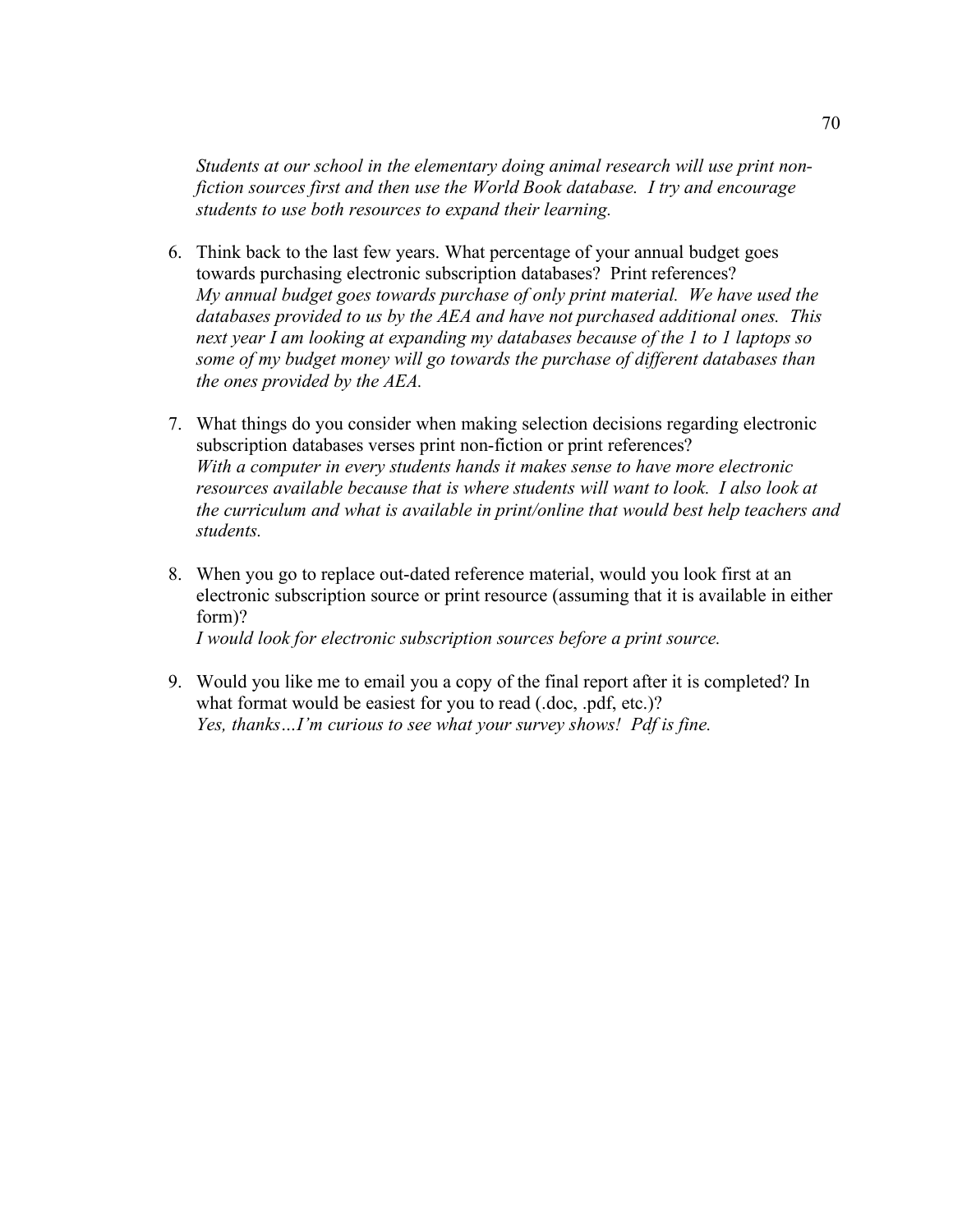*Students at our school in the elementary doing animal research will use print non-fiction sources first and then use the World Book database. I try and encourage students to use both resources to expand their learning.*

6. Think back to the last few years. What percentage of your annual budget goes towards purchasing electronic subscription databases? Print references?
   *My annual budget goes towards purchase of only print material. We have used the databases provided to us by the AEA and have not purchased additional ones. This next year I am looking at expanding my databases because of the 1 to 1 laptops so some of my budget money will go towards the purchase of different databases than the ones provided by the AEA.*

7. What things do you consider when making selection decisions regarding electronic subscription databases verses print non-fiction or print references?
   *With a computer in every students hands it makes sense to have more electronic resources available because that is where students will want to look. I also look at the curriculum and what is available in print/online that would best help teachers and students.*

8. When you go to replace out-dated reference material, would you look first at an electronic subscription source or print resource (assuming that it is available in either form)?
   *I would look for electronic subscription sources before a print source.*

9. Would you like me to email you a copy of the final report after it is completed? In what format would be easiest for you to read (.doc, .pdf, etc.)?
   *Yes, thanks…I'm curious to see what your survey shows! Pdf is fine.*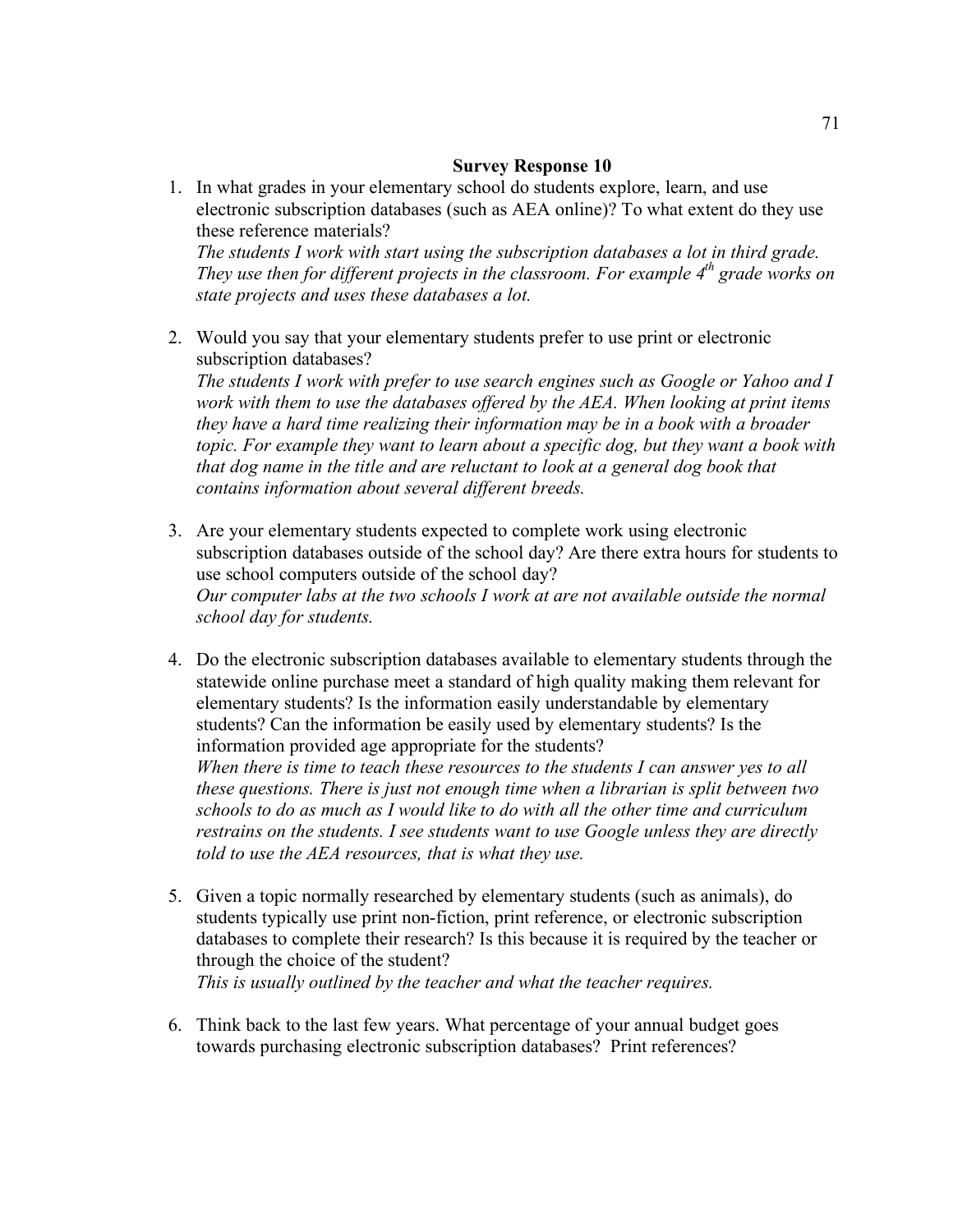## Survey Response 10

1. In what grades in your elementary school do students explore, learn, and use electronic subscription databases (such as AEA online)? To what extent do they use these reference materials?
   *The students I work with start using the subscription databases a lot in third grade. They use then for different projects in the classroom. For example 4th grade works on state projects and uses these databases a lot.*

2. Would you say that your elementary students prefer to use print or electronic subscription databases?
   *The students I work with prefer to use search engines such as Google or Yahoo and I work with them to use the databases offered by the AEA. When looking at print items they have a hard time realizing their information may be in a book with a broader topic. For example they want to learn about a specific dog, but they want a book with that dog name in the title and are reluctant to look at a general dog book that contains information about several different breeds.*

3. Are your elementary students expected to complete work using electronic subscription databases outside of the school day? Are there extra hours for students to use school computers outside of the school day?
   *Our computer labs at the two schools I work at are not available outside the normal school day for students.*

4. Do the electronic subscription databases available to elementary students through the statewide online purchase meet a standard of high quality making them relevant for elementary students? Is the information easily understandable by elementary students? Can the information be easily used by elementary students? Is the information provided age appropriate for the students?
   *When there is time to teach these resources to the students I can answer yes to all these questions. There is just not enough time when a librarian is split between two schools to do as much as I would like to do with all the other time and curriculum restrains on the students. I see students want to use Google unless they are directly told to use the AEA resources, that is what they use.*

5. Given a topic normally researched by elementary students (such as animals), do students typically use print non-fiction, print reference, or electronic subscription databases to complete their research? Is this because it is required by the teacher or through the choice of the student?
   *This is usually outlined by the teacher and what the teacher requires.*

6. Think back to the last few years. What percentage of your annual budget goes towards purchasing electronic subscription databases? Print references?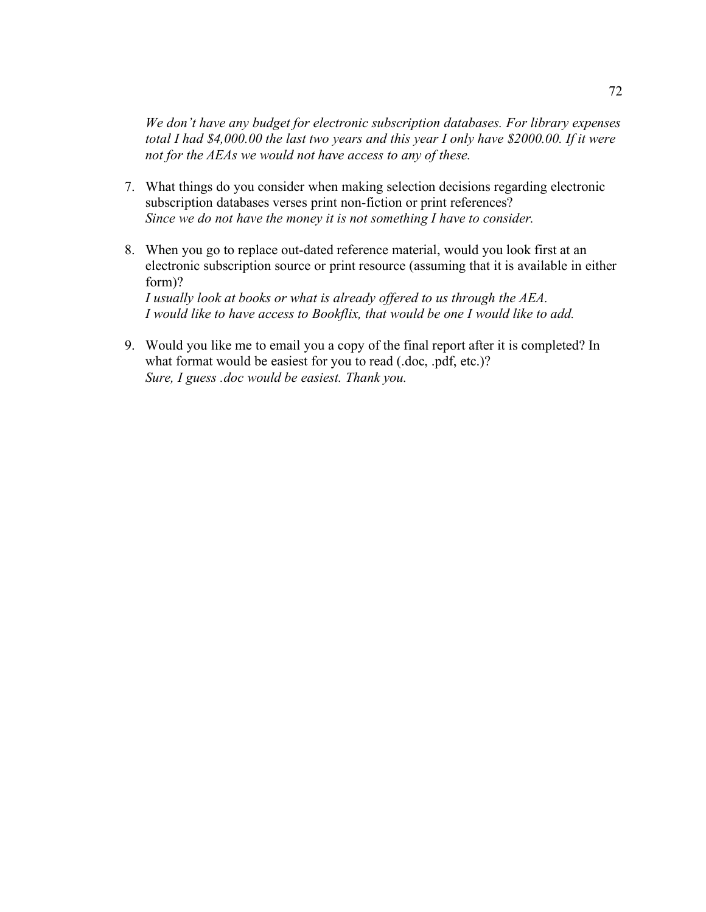*We don't have any budget for electronic subscription databases. For library expenses total I had $4,000.00 the last two years and this year I only have $2000.00. If it were not for the AEAs we would not have access to any of these.*

7. What things do you consider when making selection decisions regarding electronic subscription databases verses print non-fiction or print references?
   *Since we do not have the money it is not something I have to consider.*

8. When you go to replace out-dated reference material, would you look first at an electronic subscription source or print resource (assuming that it is available in either form)?
   *I usually look at books or what is already offered to us through the AEA.*
   *I would like to have access to Bookflix, that would be one I would like to add.*

9. Would you like me to email you a copy of the final report after it is completed? In what format would be easiest for you to read (.doc, .pdf, etc.)?
   *Sure, I guess .doc would be easiest. Thank you.*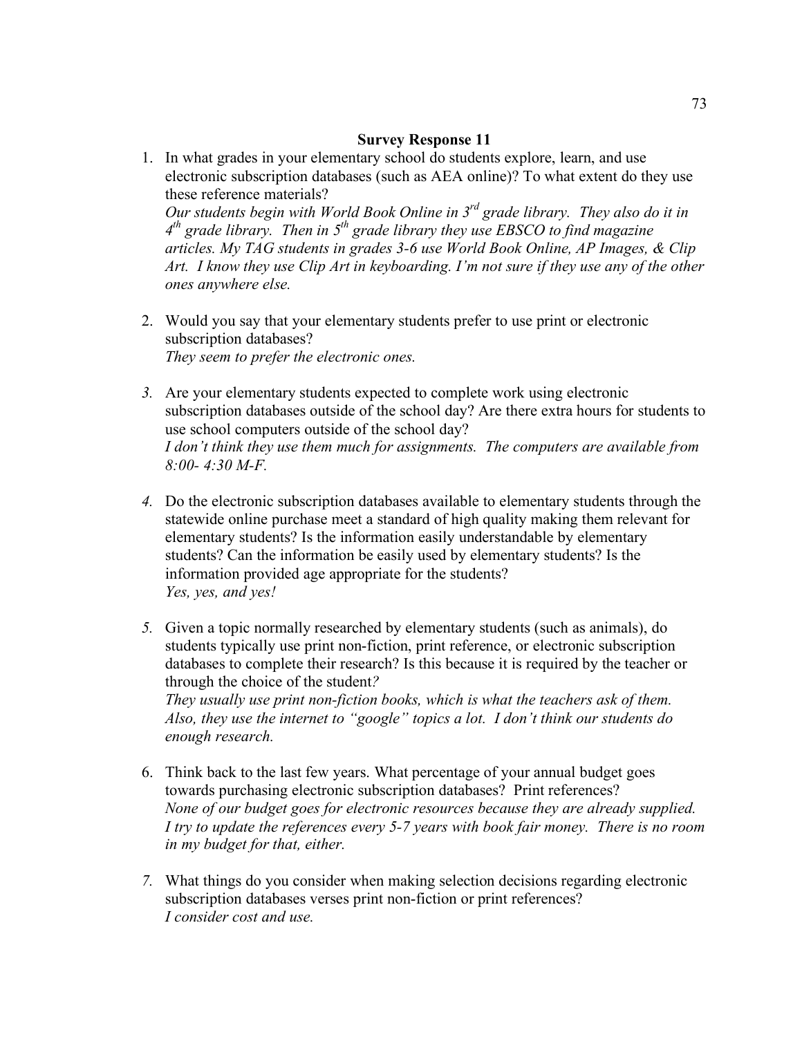**Survey Response 11**

1. In what grades in your elementary school do students explore, learn, and use electronic subscription databases (such as AEA online)? To what extent do they use these reference materials?
   *Our students begin with World Book Online in 3rd grade library. They also do it in 4th grade library. Then in 5th grade library they use EBSCO to find magazine articles. My TAG students in grades 3-6 use World Book Online, AP Images, & Clip Art. I know they use Clip Art in keyboarding. I'm not sure if they use any of the other ones anywhere else.*

2. Would you say that your elementary students prefer to use print or electronic subscription databases?
   *They seem to prefer the electronic ones.*

3. Are your elementary students expected to complete work using electronic subscription databases outside of the school day? Are there extra hours for students to use school computers outside of the school day?
   *I don't think they use them much for assignments. The computers are available from 8:00- 4:30 M-F.*

4. Do the electronic subscription databases available to elementary students through the statewide online purchase meet a standard of high quality making them relevant for elementary students? Is the information easily understandable by elementary students? Can the information be easily used by elementary students? Is the information provided age appropriate for the students?
   *Yes, yes, and yes!*

5. Given a topic normally researched by elementary students (such as animals), do students typically use print non-fiction, print reference, or electronic subscription databases to complete their research? Is this because it is required by the teacher or through the choice of the student?
   *They usually use print non-fiction books, which is what the teachers ask of them. Also, they use the internet to "google" topics a lot. I don't think our students do enough research.*

6. Think back to the last few years. What percentage of your annual budget goes towards purchasing electronic subscription databases? Print references?
   *None of our budget goes for electronic resources because they are already supplied. I try to update the references every 5-7 years with book fair money. There is no room in my budget for that, either.*

7. What things do you consider when making selection decisions regarding electronic subscription databases verses print non-fiction or print references?
   *I consider cost and use.*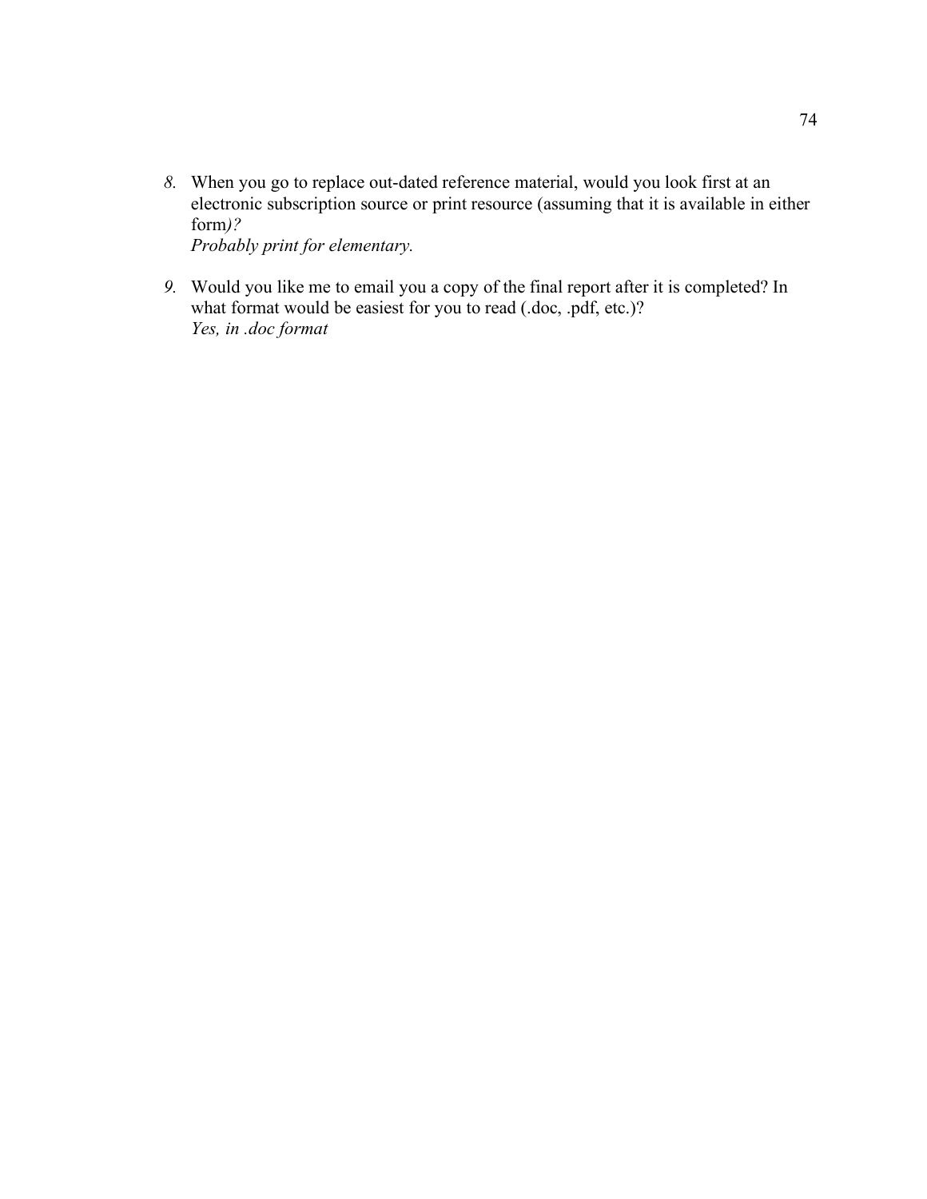8. When you go to replace out-dated reference material, would you look first at an electronic subscription source or print resource (assuming that it is available in either form)?
   *Probably print for elementary.*

9. Would you like me to email you a copy of the final report after it is completed? In what format would be easiest for you to read (.doc, .pdf, etc.)?
   *Yes, in .doc format*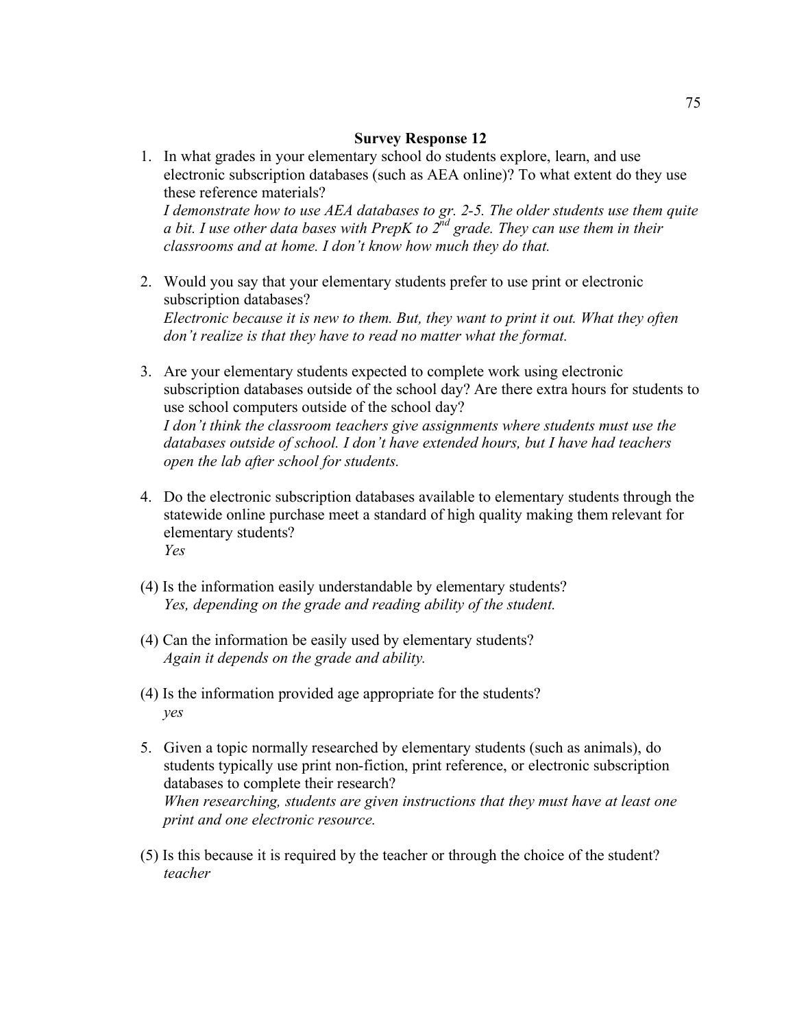**Survey Response 12**

1. In what grades in your elementary school do students explore, learn, and use electronic subscription databases (such as AEA online)? To what extent do they use these reference materials?
   *I demonstrate how to use AEA databases to gr. 2-5. The older students use them quite a bit. I use other data bases with PrepK to 2nd grade. They can use them in their classrooms and at home. I don't know how much they do that.*

2. Would you say that your elementary students prefer to use print or electronic subscription databases?
   *Electronic because it is new to them. But, they want to print it out. What they often don't realize is that they have to read no matter what the format.*

3. Are your elementary students expected to complete work using electronic subscription databases outside of the school day? Are there extra hours for students to use school computers outside of the school day?
   *I don't think the classroom teachers give assignments where students must use the databases outside of school. I don't have extended hours, but I have had teachers open the lab after school for students.*

4. Do the electronic subscription databases available to elementary students through the statewide online purchase meet a standard of high quality making them relevant for elementary students?
   *Yes*

(4) Is the information easily understandable by elementary students?
   *Yes, depending on the grade and reading ability of the student.*

(4) Can the information be easily used by elementary students?
   *Again it depends on the grade and ability.*

(4) Is the information provided age appropriate for the students?
   *yes*

5. Given a topic normally researched by elementary students (such as animals), do students typically use print non-fiction, print reference, or electronic subscription databases to complete their research?
   *When researching, students are given instructions that they must have at least one print and one electronic resource.*

(5) Is this because it is required by the teacher or through the choice of the student?
   *teacher*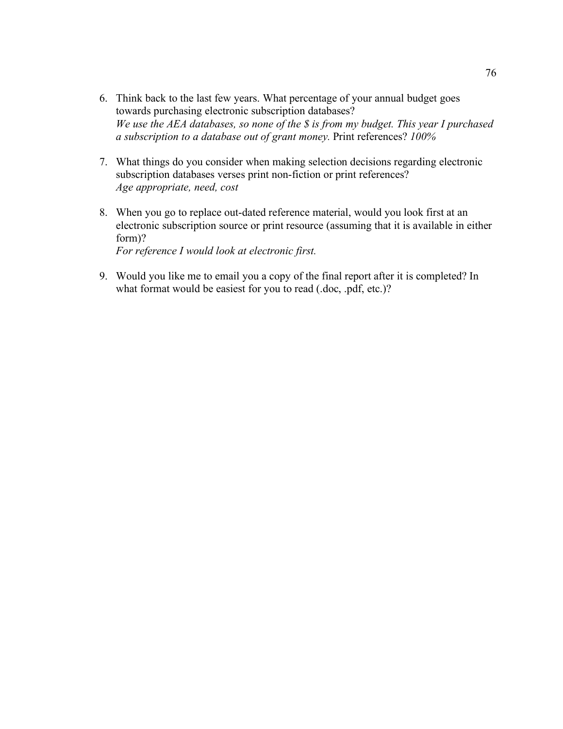6. Think back to the last few years. What percentage of your annual budget goes towards purchasing electronic subscription databases?
   *We use the AEA databases, so none of the $ is from my budget. This year I purchased a subscription to a database out of grant money.* Print references? *100%*

7. What things do you consider when making selection decisions regarding electronic subscription databases verses print non-fiction or print references?
   *Age appropriate, need, cost*

8. When you go to replace out-dated reference material, would you look first at an electronic subscription source or print resource (assuming that it is available in either form)?
   *For reference I would look at electronic first.*

9. Would you like me to email you a copy of the final report after it is completed? In what format would be easiest for you to read (.doc, .pdf, etc.)?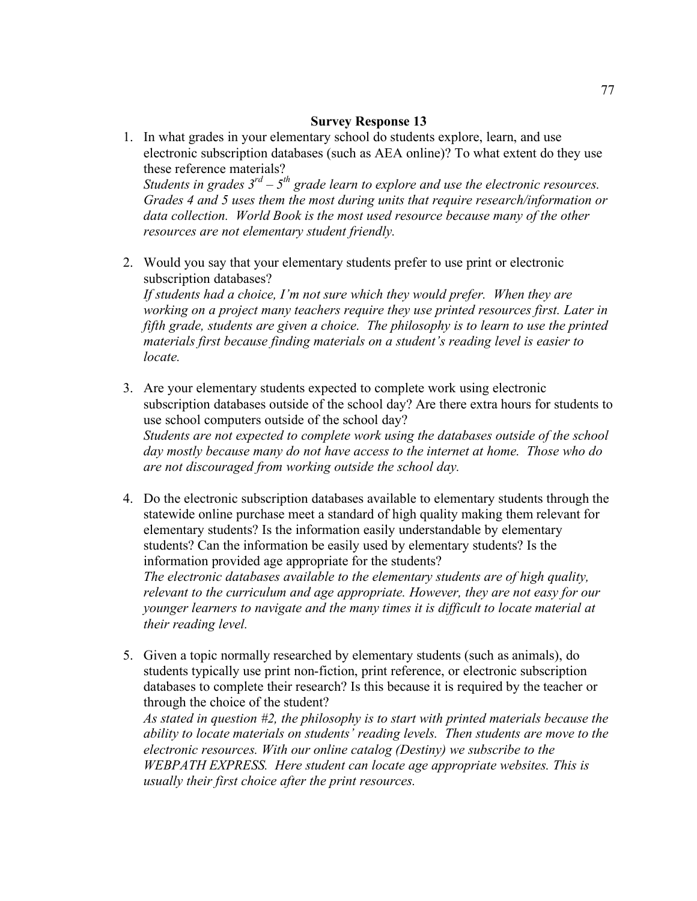**Survey Response 13**

1. In what grades in your elementary school do students explore, learn, and use electronic subscription databases (such as AEA online)? To what extent do they use these reference materials?
   *Students in grades 3rd – 5th grade learn to explore and use the electronic resources. Grades 4 and 5 uses them the most during units that require research/information or data collection. World Book is the most used resource because many of the other resources are not elementary student friendly.*

2. Would you say that your elementary students prefer to use print or electronic subscription databases?
   *If students had a choice, I'm not sure which they would prefer. When they are working on a project many teachers require they use printed resources first. Later in fifth grade, students are given a choice. The philosophy is to learn to use the printed materials first because finding materials on a student's reading level is easier to locate.*

3. Are your elementary students expected to complete work using electronic subscription databases outside of the school day? Are there extra hours for students to use school computers outside of the school day?
   *Students are not expected to complete work using the databases outside of the school day mostly because many do not have access to the internet at home. Those who do are not discouraged from working outside the school day.*

4. Do the electronic subscription databases available to elementary students through the statewide online purchase meet a standard of high quality making them relevant for elementary students? Is the information easily understandable by elementary students? Can the information be easily used by elementary students? Is the information provided age appropriate for the students?
   *The electronic databases available to the elementary students are of high quality, relevant to the curriculum and age appropriate. However, they are not easy for our younger learners to navigate and the many times it is difficult to locate material at their reading level.*

5. Given a topic normally researched by elementary students (such as animals), do students typically use print non-fiction, print reference, or electronic subscription databases to complete their research? Is this because it is required by the teacher or through the choice of the student?
   *As stated in question #2, the philosophy is to start with printed materials because the ability to locate materials on students' reading levels. Then students are move to the electronic resources. With our online catalog (Destiny) we subscribe to the WEBPATH EXPRESS. Here student can locate age appropriate websites. This is usually their first choice after the print resources.*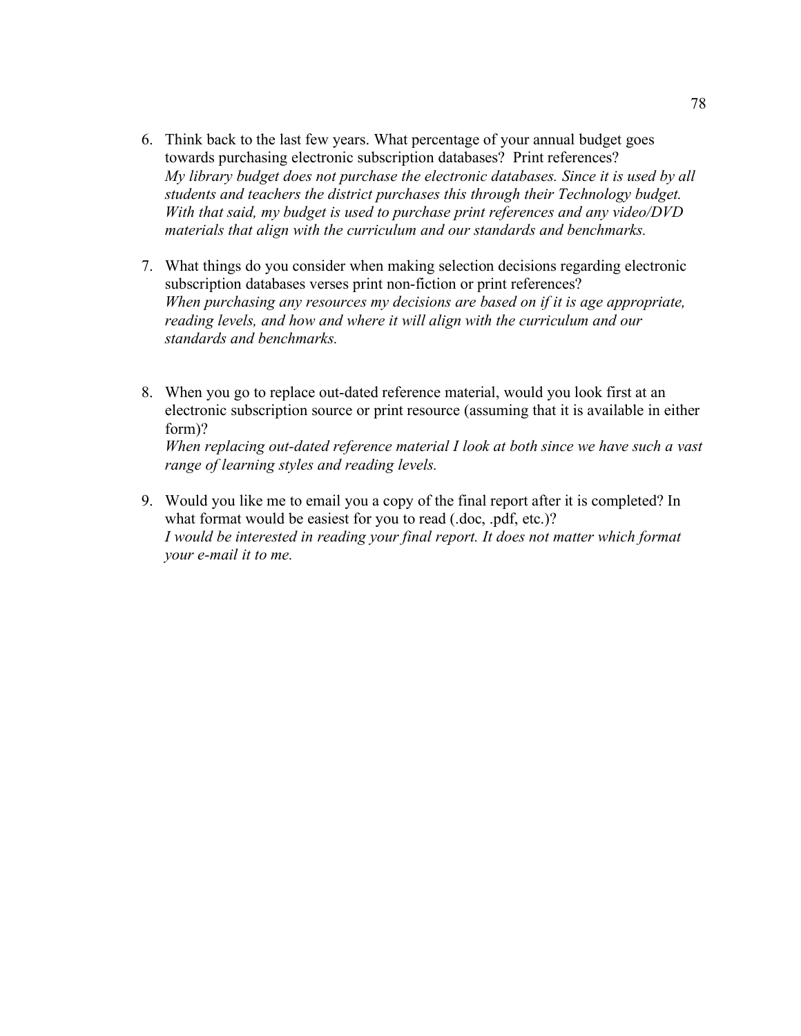6. Think back to the last few years. What percentage of your annual budget goes towards purchasing electronic subscription databases? Print references?
   *My library budget does not purchase the electronic databases. Since it is used by all students and teachers the district purchases this through their Technology budget. With that said, my budget is used to purchase print references and any video/DVD materials that align with the curriculum and our standards and benchmarks.*

7. What things do you consider when making selection decisions regarding electronic subscription databases verses print non-fiction or print references?
   *When purchasing any resources my decisions are based on if it is age appropriate, reading levels, and how and where it will align with the curriculum and our standards and benchmarks.*

8. When you go to replace out-dated reference material, would you look first at an electronic subscription source or print resource (assuming that it is available in either form)?
   *When replacing out-dated reference material I look at both since we have such a vast range of learning styles and reading levels.*

9. Would you like me to email you a copy of the final report after it is completed? In what format would be easiest for you to read (.doc, .pdf, etc.)?
   *I would be interested in reading your final report. It does not matter which format your e-mail it to me.*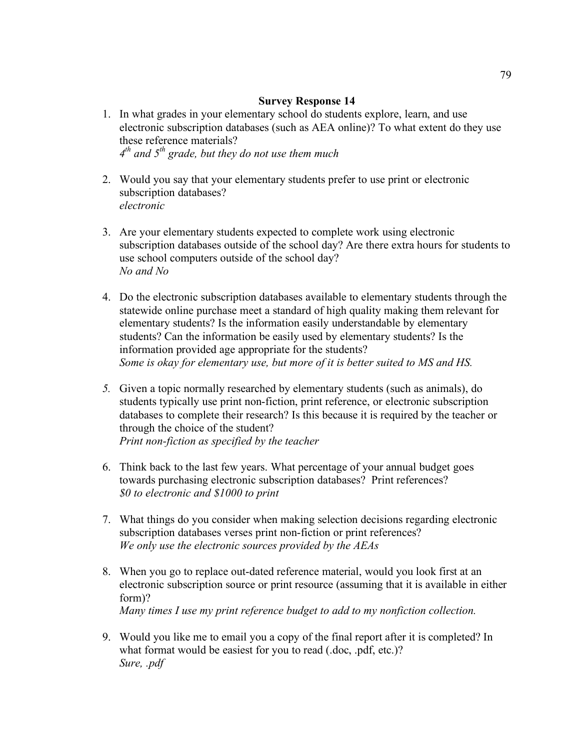**Survey Response 14**

1. In what grades in your elementary school do students explore, learn, and use electronic subscription databases (such as AEA online)? To what extent do they use these reference materials?
   *4th and 5th grade, but they do not use them much*

2. Would you say that your elementary students prefer to use print or electronic subscription databases?
   *electronic*

3. Are your elementary students expected to complete work using electronic subscription databases outside of the school day? Are there extra hours for students to use school computers outside of the school day?
   *No and No*

4. Do the electronic subscription databases available to elementary students through the statewide online purchase meet a standard of high quality making them relevant for elementary students? Is the information easily understandable by elementary students? Can the information be easily used by elementary students? Is the information provided age appropriate for the students?
   *Some is okay for elementary use, but more of it is better suited to MS and HS.*

5. Given a topic normally researched by elementary students (such as animals), do students typically use print non-fiction, print reference, or electronic subscription databases to complete their research? Is this because it is required by the teacher or through the choice of the student?
   *Print non-fiction as specified by the teacher*

6. Think back to the last few years. What percentage of your annual budget goes towards purchasing electronic subscription databases? Print references?
   *$0 to electronic and $1000 to print*

7. What things do you consider when making selection decisions regarding electronic subscription databases verses print non-fiction or print references?
   *We only use the electronic sources provided by the AEAs*

8. When you go to replace out-dated reference material, would you look first at an electronic subscription source or print resource (assuming that it is available in either form)?
   *Many times I use my print reference budget to add to my nonfiction collection.*

9. Would you like me to email you a copy of the final report after it is completed? In what format would be easiest for you to read (.doc, .pdf, etc.)?
   *Sure, .pdf*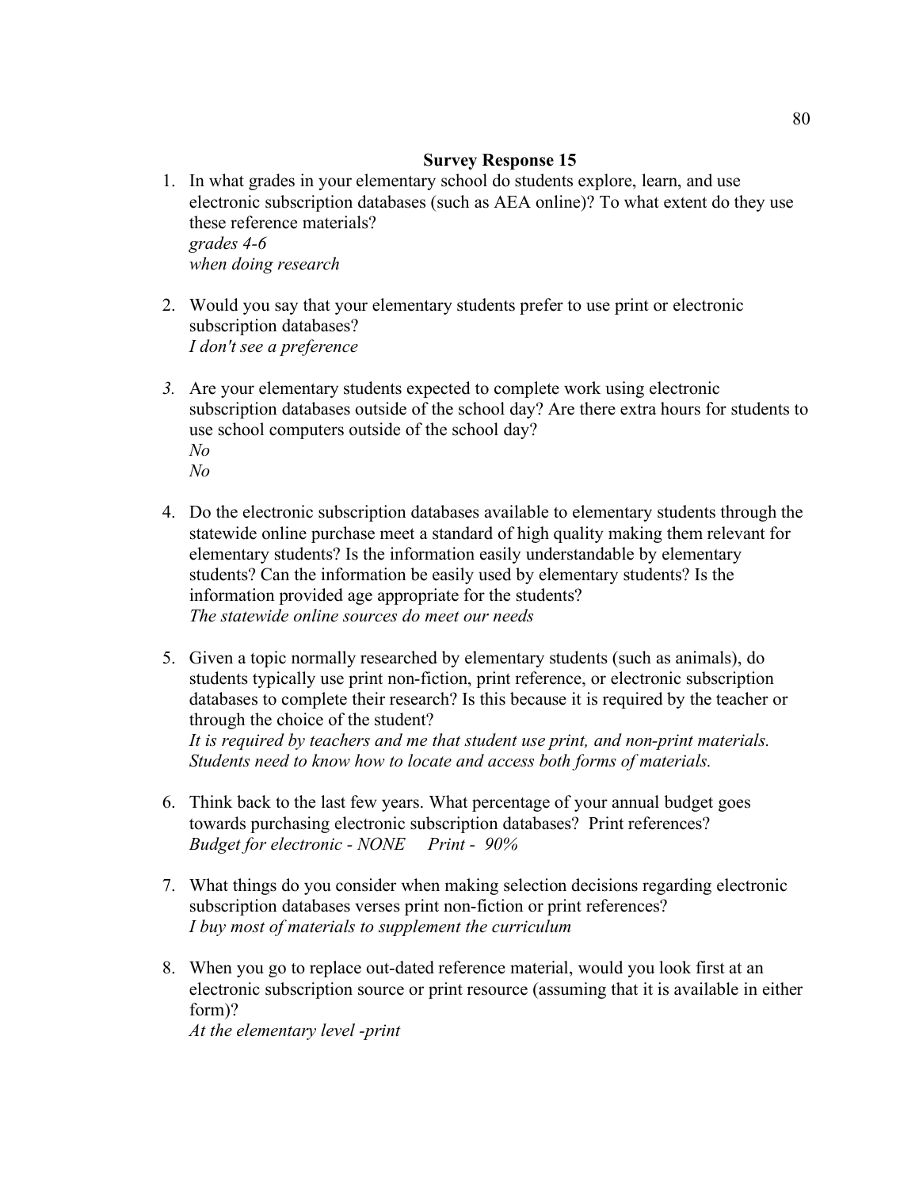**Survey Response 15**

1. In what grades in your elementary school do students explore, learn, and use electronic subscription databases (such as AEA online)? To what extent do they use these reference materials?
   *grades 4-6*
   *when doing research*

2. Would you say that your elementary students prefer to use print or electronic subscription databases?
   *I don't see a preference*

3. Are your elementary students expected to complete work using electronic subscription databases outside of the school day? Are there extra hours for students to use school computers outside of the school day?
   *No*
   *No*

4. Do the electronic subscription databases available to elementary students through the statewide online purchase meet a standard of high quality making them relevant for elementary students? Is the information easily understandable by elementary students? Can the information be easily used by elementary students? Is the information provided age appropriate for the students?
   *The statewide online sources do meet our needs*

5. Given a topic normally researched by elementary students (such as animals), do students typically use print non-fiction, print reference, or electronic subscription databases to complete their research? Is this because it is required by the teacher or through the choice of the student?
   *It is required by teachers and me that student use print, and non-print materials. Students need to know how to locate and access both forms of materials.*

6. Think back to the last few years. What percentage of your annual budget goes towards purchasing electronic subscription databases? Print references?
   *Budget for electronic - NONE     Print - 90%*

7. What things do you consider when making selection decisions regarding electronic subscription databases verses print non-fiction or print references?
   *I buy most of materials to supplement the curriculum*

8. When you go to replace out-dated reference material, would you look first at an electronic subscription source or print resource (assuming that it is available in either form)?
   *At the elementary level -print*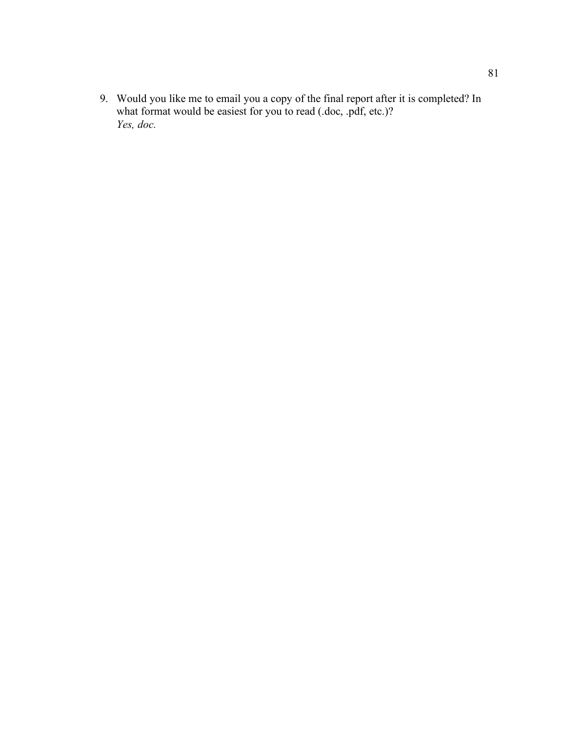9. Would you like me to email you a copy of the final report after it is completed? In what format would be easiest for you to read (.doc, .pdf, etc.)?
   *Yes, doc.*